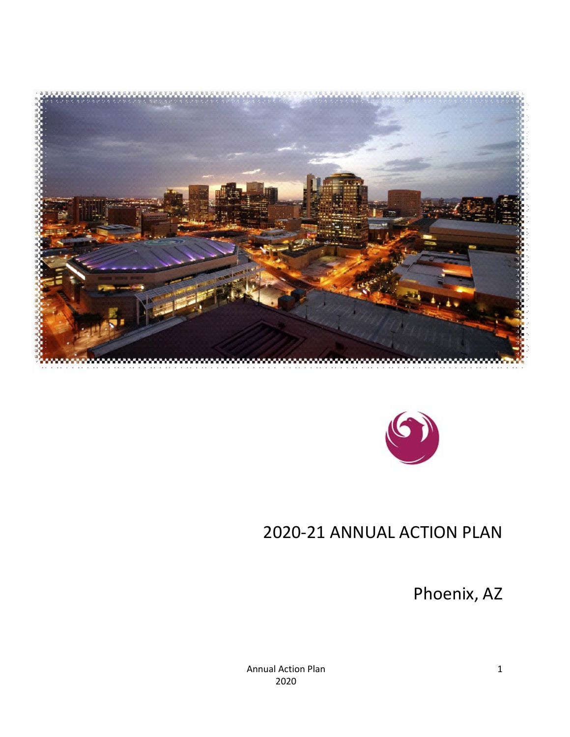# 2020-21 ANNUAL ACTION PLAN

Phoenix, AZ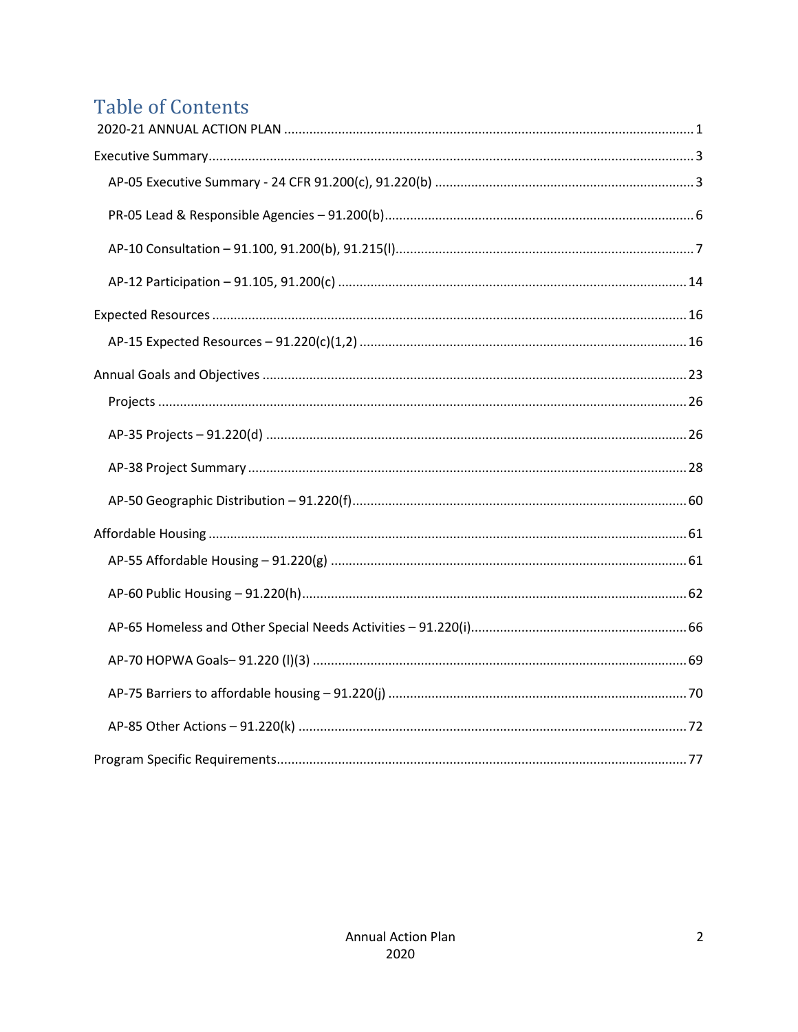# Table of Contents

2020-21 ANNUAL ACTION PLAN ........ 1

Executive Summary ........ 3

- AP-05 Executive Summary - 24 CFR 91.200(c), 91.220(b) ........ 3
- PR-05 Lead & Responsible Agencies – 91.200(b) ........ 6
- AP-10 Consultation – 91.100, 91.200(b), 91.215(l) ........ 7
- AP-12 Participation – 91.105, 91.200(c) ........ 14

Expected Resources ........ 16

- AP-15 Expected Resources – 91.220(c)(1,2) ........ 16

Annual Goals and Objectives ........ 23

- Projects ........ 26
- AP-35 Projects – 91.220(d) ........ 26
- AP-38 Project Summary ........ 28
- AP-50 Geographic Distribution – 91.220(f) ........ 60

Affordable Housing ........ 61

- AP-55 Affordable Housing – 91.220(g) ........ 61
- AP-60 Public Housing – 91.220(h) ........ 62
- AP-65 Homeless and Other Special Needs Activities – 91.220(i) ........ 66
- AP-70 HOPWA Goals– 91.220 (l)(3) ........ 69
- AP-75 Barriers to affordable housing – 91.220(j) ........ 70
- AP-85 Other Actions – 91.220(k) ........ 72

Program Specific Requirements ........ 77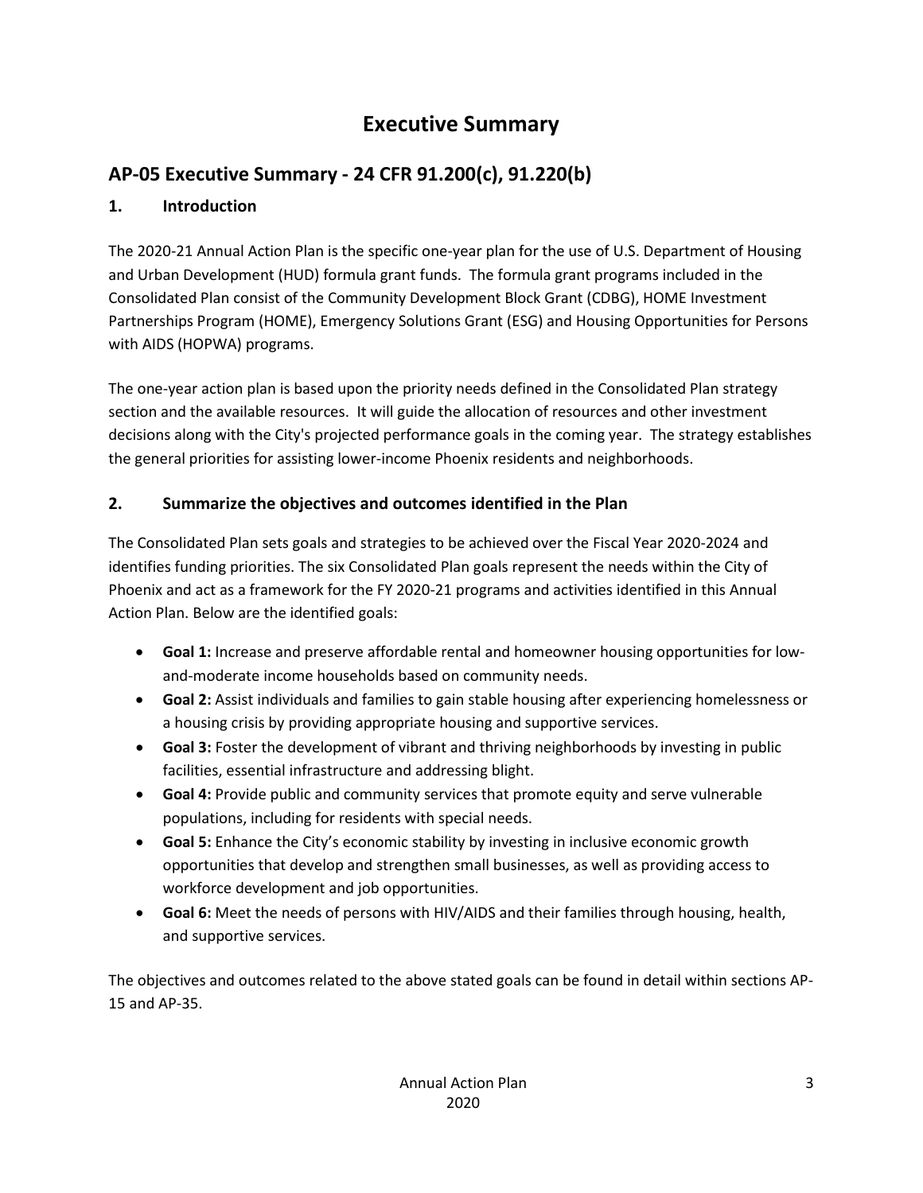# Executive Summary

## AP-05 Executive Summary - 24 CFR 91.200(c), 91.220(b)

### 1. Introduction

The 2020-21 Annual Action Plan is the specific one-year plan for the use of U.S. Department of Housing and Urban Development (HUD) formula grant funds. The formula grant programs included in the Consolidated Plan consist of the Community Development Block Grant (CDBG), HOME Investment Partnerships Program (HOME), Emergency Solutions Grant (ESG) and Housing Opportunities for Persons with AIDS (HOPWA) programs.

The one-year action plan is based upon the priority needs defined in the Consolidated Plan strategy section and the available resources. It will guide the allocation of resources and other investment decisions along with the City's projected performance goals in the coming year. The strategy establishes the general priorities for assisting lower-income Phoenix residents and neighborhoods.

### 2. Summarize the objectives and outcomes identified in the Plan

The Consolidated Plan sets goals and strategies to be achieved over the Fiscal Year 2020-2024 and identifies funding priorities. The six Consolidated Plan goals represent the needs within the City of Phoenix and act as a framework for the FY 2020-21 programs and activities identified in this Annual Action Plan. Below are the identified goals:

- **Goal 1:** Increase and preserve affordable rental and homeowner housing opportunities for low-and-moderate income households based on community needs.
- **Goal 2:** Assist individuals and families to gain stable housing after experiencing homelessness or a housing crisis by providing appropriate housing and supportive services.
- **Goal 3:** Foster the development of vibrant and thriving neighborhoods by investing in public facilities, essential infrastructure and addressing blight.
- **Goal 4:** Provide public and community services that promote equity and serve vulnerable populations, including for residents with special needs.
- **Goal 5:** Enhance the City's economic stability by investing in inclusive economic growth opportunities that develop and strengthen small businesses, as well as providing access to workforce development and job opportunities.
- **Goal 6:** Meet the needs of persons with HIV/AIDS and their families through housing, health, and supportive services.

The objectives and outcomes related to the above stated goals can be found in detail within sections AP-15 and AP-35.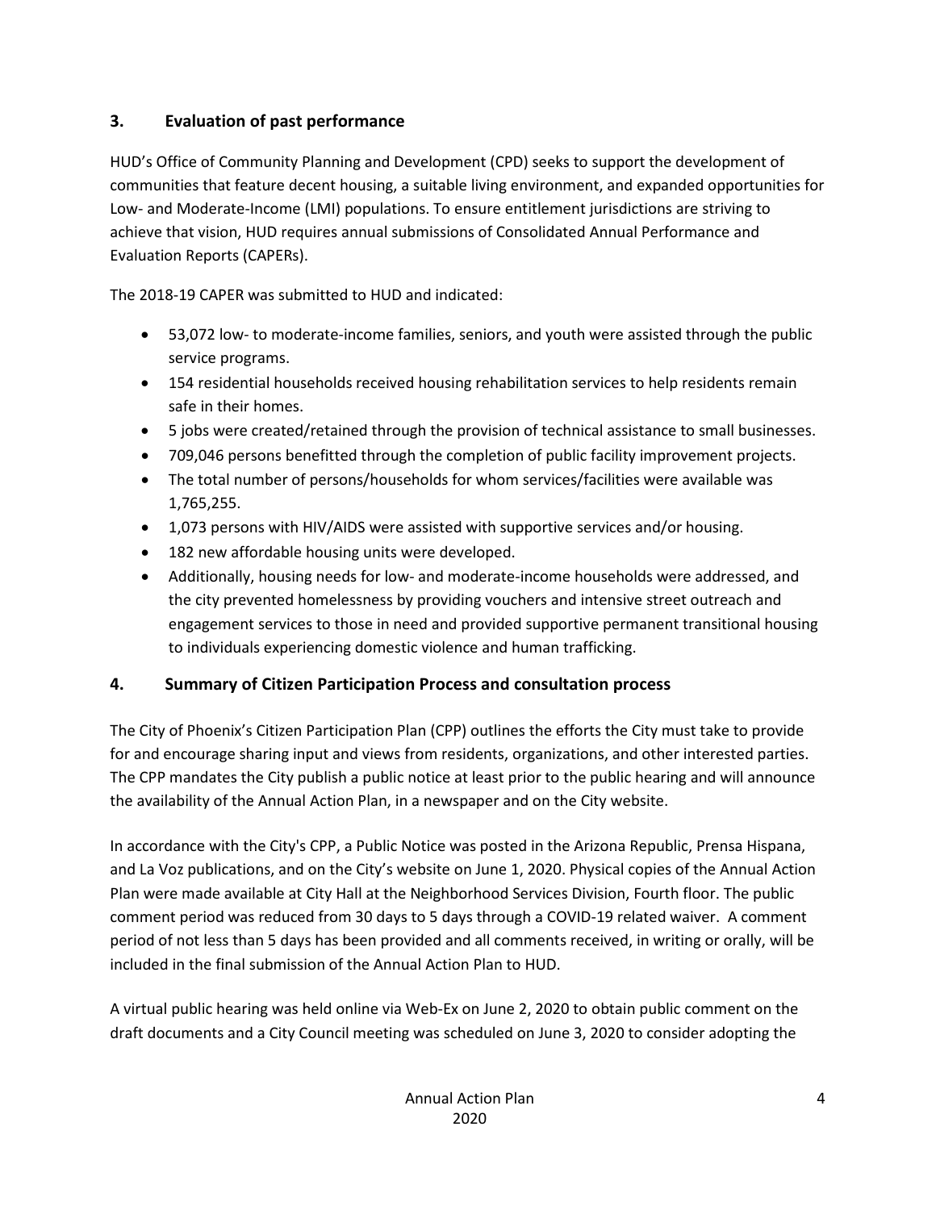## 3. Evaluation of past performance

HUD's Office of Community Planning and Development (CPD) seeks to support the development of communities that feature decent housing, a suitable living environment, and expanded opportunities for Low- and Moderate-Income (LMI) populations. To ensure entitlement jurisdictions are striving to achieve that vision, HUD requires annual submissions of Consolidated Annual Performance and Evaluation Reports (CAPERs).

The 2018-19 CAPER was submitted to HUD and indicated:

- 53,072 low- to moderate-income families, seniors, and youth were assisted through the public service programs.
- 154 residential households received housing rehabilitation services to help residents remain safe in their homes.
- 5 jobs were created/retained through the provision of technical assistance to small businesses.
- 709,046 persons benefitted through the completion of public facility improvement projects.
- The total number of persons/households for whom services/facilities were available was 1,765,255.
- 1,073 persons with HIV/AIDS were assisted with supportive services and/or housing.
- 182 new affordable housing units were developed.
- Additionally, housing needs for low- and moderate-income households were addressed, and the city prevented homelessness by providing vouchers and intensive street outreach and engagement services to those in need and provided supportive permanent transitional housing to individuals experiencing domestic violence and human trafficking.

## 4. Summary of Citizen Participation Process and consultation process

The City of Phoenix's Citizen Participation Plan (CPP) outlines the efforts the City must take to provide for and encourage sharing input and views from residents, organizations, and other interested parties. The CPP mandates the City publish a public notice at least prior to the public hearing and will announce the availability of the Annual Action Plan, in a newspaper and on the City website.

In accordance with the City's CPP, a Public Notice was posted in the Arizona Republic, Prensa Hispana, and La Voz publications, and on the City's website on June 1, 2020. Physical copies of the Annual Action Plan were made available at City Hall at the Neighborhood Services Division, Fourth floor. The public comment period was reduced from 30 days to 5 days through a COVID-19 related waiver. A comment period of not less than 5 days has been provided and all comments received, in writing or orally, will be included in the final submission of the Annual Action Plan to HUD.

A virtual public hearing was held online via Web-Ex on June 2, 2020 to obtain public comment on the draft documents and a City Council meeting was scheduled on June 3, 2020 to consider adopting the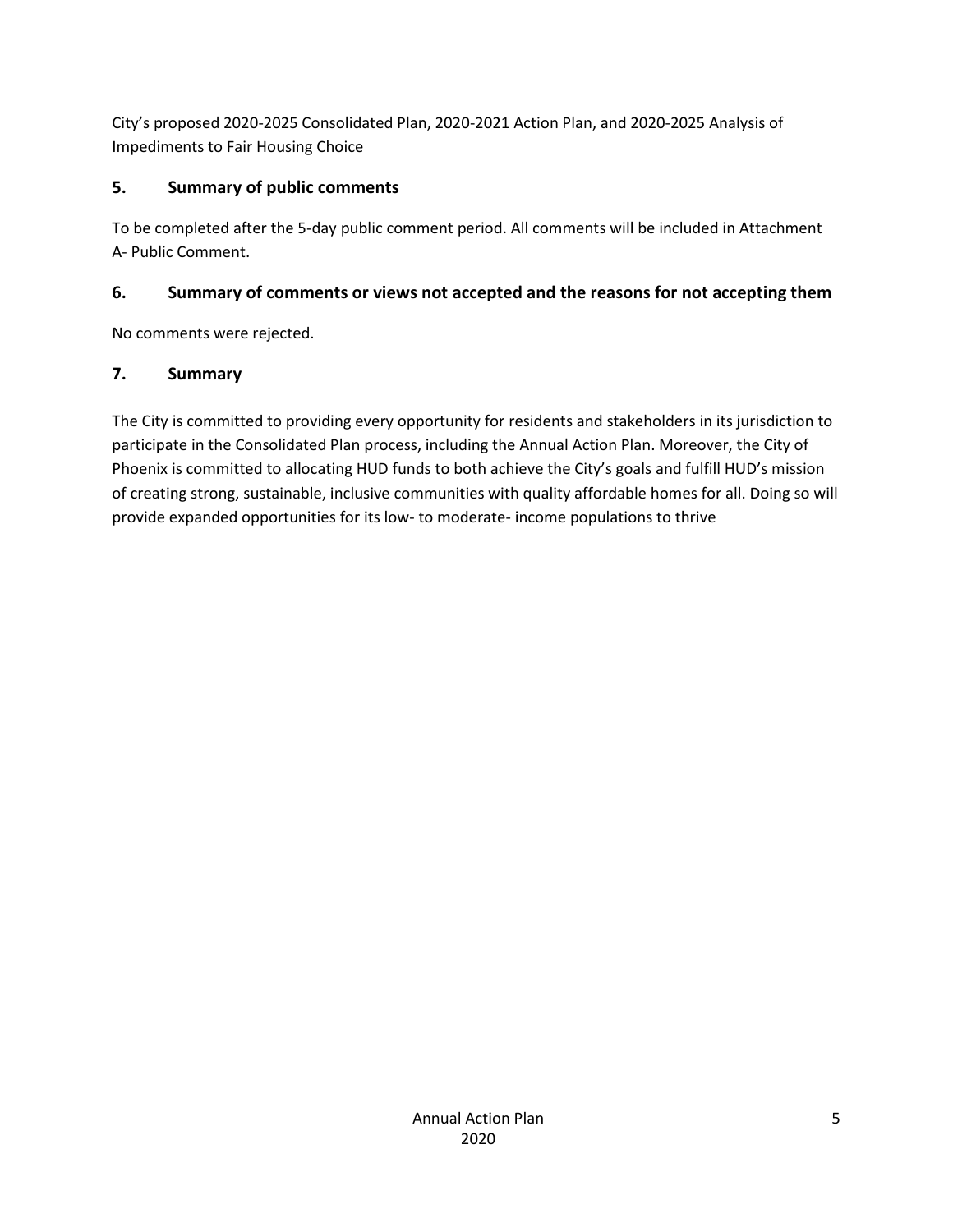City's proposed 2020-2025 Consolidated Plan, 2020-2021 Action Plan, and 2020-2025 Analysis of Impediments to Fair Housing Choice

## 5. Summary of public comments

To be completed after the 5-day public comment period. All comments will be included in Attachment A- Public Comment.

## 6. Summary of comments or views not accepted and the reasons for not accepting them

No comments were rejected.

## 7. Summary

The City is committed to providing every opportunity for residents and stakeholders in its jurisdiction to participate in the Consolidated Plan process, including the Annual Action Plan. Moreover, the City of Phoenix is committed to allocating HUD funds to both achieve the City's goals and fulfill HUD's mission of creating strong, sustainable, inclusive communities with quality affordable homes for all. Doing so will provide expanded opportunities for its low- to moderate- income populations to thrive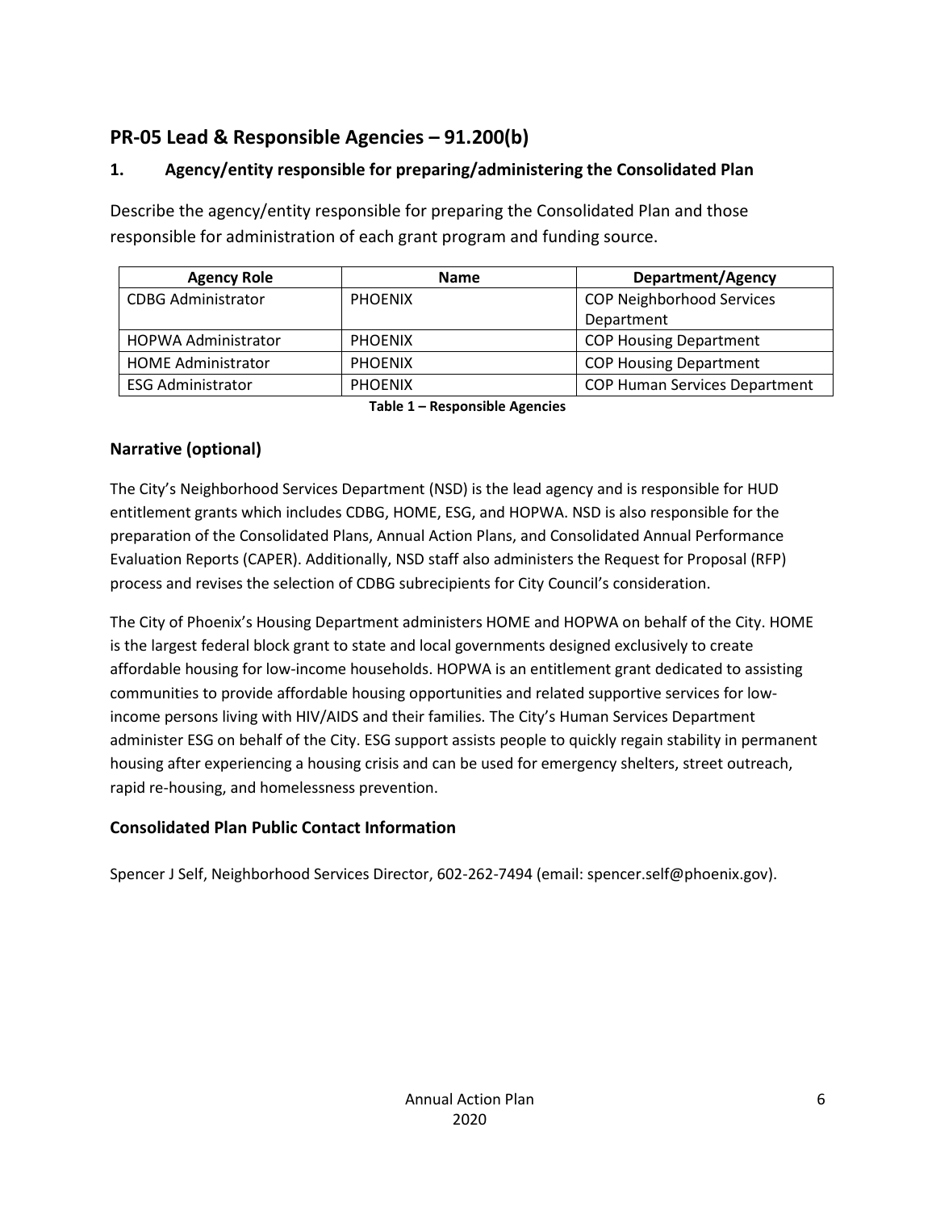## PR-05 Lead & Responsible Agencies – 91.200(b)

### 1. Agency/entity responsible for preparing/administering the Consolidated Plan

Describe the agency/entity responsible for preparing the Consolidated Plan and those responsible for administration of each grant program and funding source.

| Agency Role | Name | Department/Agency |
|---|---|---|
| CDBG Administrator | PHOENIX | COP Neighborhood Services Department |
| HOPWA Administrator | PHOENIX | COP Housing Department |
| HOME Administrator | PHOENIX | COP Housing Department |
| ESG Administrator | PHOENIX | COP Human Services Department |

**Table 1 – Responsible Agencies**

### Narrative (optional)

The City's Neighborhood Services Department (NSD) is the lead agency and is responsible for HUD entitlement grants which includes CDBG, HOME, ESG, and HOPWA. NSD is also responsible for the preparation of the Consolidated Plans, Annual Action Plans, and Consolidated Annual Performance Evaluation Reports (CAPER). Additionally, NSD staff also administers the Request for Proposal (RFP) process and revises the selection of CDBG subrecipients for City Council's consideration.

The City of Phoenix's Housing Department administers HOME and HOPWA on behalf of the City. HOME is the largest federal block grant to state and local governments designed exclusively to create affordable housing for low-income households. HOPWA is an entitlement grant dedicated to assisting communities to provide affordable housing opportunities and related supportive services for low-income persons living with HIV/AIDS and their families. The City's Human Services Department administer ESG on behalf of the City. ESG support assists people to quickly regain stability in permanent housing after experiencing a housing crisis and can be used for emergency shelters, street outreach, rapid re-housing, and homelessness prevention.

### Consolidated Plan Public Contact Information

Spencer J Self, Neighborhood Services Director, 602-262-7494 (email: spencer.self@phoenix.gov).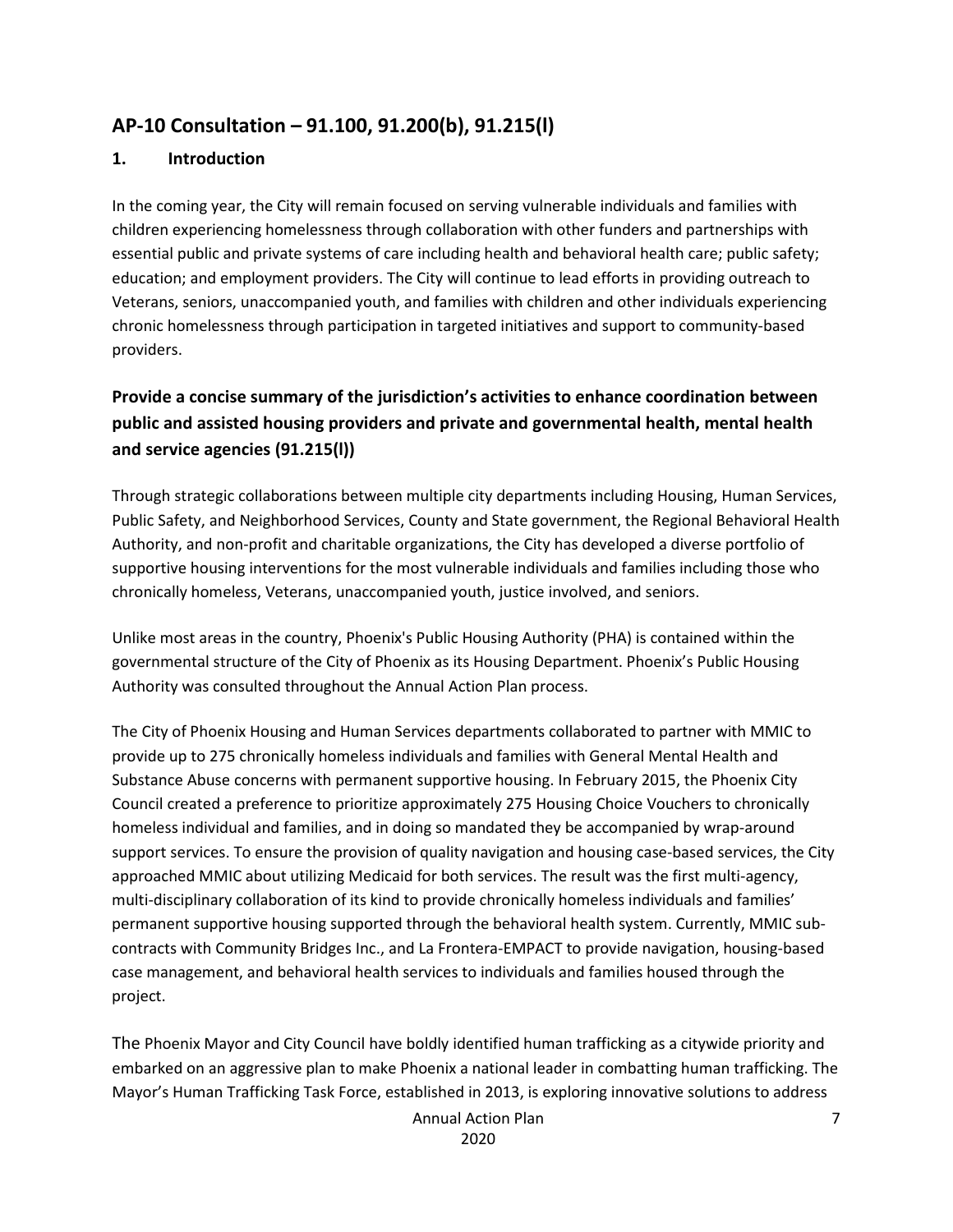## AP-10 Consultation – 91.100, 91.200(b), 91.215(l)

### 1. Introduction

In the coming year, the City will remain focused on serving vulnerable individuals and families with children experiencing homelessness through collaboration with other funders and partnerships with essential public and private systems of care including health and behavioral health care; public safety; education; and employment providers. The City will continue to lead efforts in providing outreach to Veterans, seniors, unaccompanied youth, and families with children and other individuals experiencing chronic homelessness through participation in targeted initiatives and support to community-based providers.

### Provide a concise summary of the jurisdiction's activities to enhance coordination between public and assisted housing providers and private and governmental health, mental health and service agencies (91.215(l))

Through strategic collaborations between multiple city departments including Housing, Human Services, Public Safety, and Neighborhood Services, County and State government, the Regional Behavioral Health Authority, and non-profit and charitable organizations, the City has developed a diverse portfolio of supportive housing interventions for the most vulnerable individuals and families including those who chronically homeless, Veterans, unaccompanied youth, justice involved, and seniors.

Unlike most areas in the country, Phoenix's Public Housing Authority (PHA) is contained within the governmental structure of the City of Phoenix as its Housing Department. Phoenix's Public Housing Authority was consulted throughout the Annual Action Plan process.

The City of Phoenix Housing and Human Services departments collaborated to partner with MMIC to provide up to 275 chronically homeless individuals and families with General Mental Health and Substance Abuse concerns with permanent supportive housing. In February 2015, the Phoenix City Council created a preference to prioritize approximately 275 Housing Choice Vouchers to chronically homeless individual and families, and in doing so mandated they be accompanied by wrap-around support services. To ensure the provision of quality navigation and housing case-based services, the City approached MMIC about utilizing Medicaid for both services. The result was the first multi-agency, multi-disciplinary collaboration of its kind to provide chronically homeless individuals and families' permanent supportive housing supported through the behavioral health system. Currently, MMIC sub-contracts with Community Bridges Inc., and La Frontera-EMPACT to provide navigation, housing-based case management, and behavioral health services to individuals and families housed through the project.

The Phoenix Mayor and City Council have boldly identified human trafficking as a citywide priority and embarked on an aggressive plan to make Phoenix a national leader in combatting human trafficking. The Mayor's Human Trafficking Task Force, established in 2013, is exploring innovative solutions to address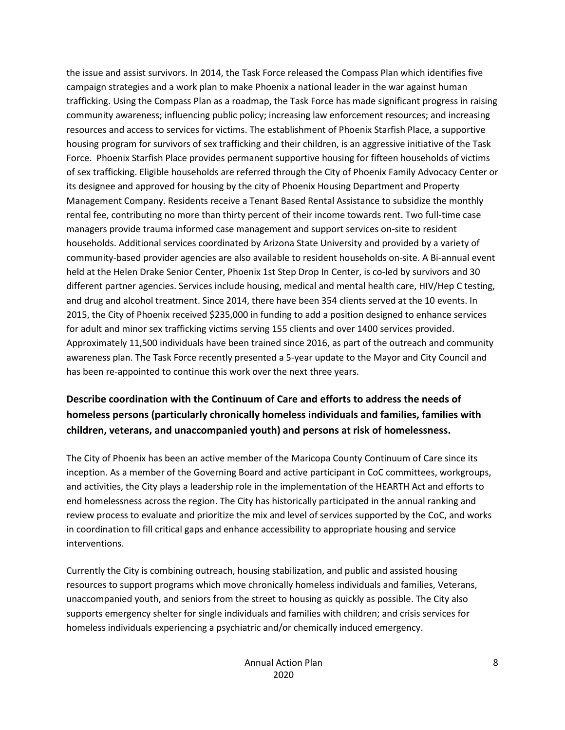the issue and assist survivors. In 2014, the Task Force released the Compass Plan which identifies five campaign strategies and a work plan to make Phoenix a national leader in the war against human trafficking. Using the Compass Plan as a roadmap, the Task Force has made significant progress in raising community awareness; influencing public policy; increasing law enforcement resources; and increasing resources and access to services for victims. The establishment of Phoenix Starfish Place, a supportive housing program for survivors of sex trafficking and their children, is an aggressive initiative of the Task Force. Phoenix Starfish Place provides permanent supportive housing for fifteen households of victims of sex trafficking. Eligible households are referred through the City of Phoenix Family Advocacy Center or its designee and approved for housing by the city of Phoenix Housing Department and Property Management Company. Residents receive a Tenant Based Rental Assistance to subsidize the monthly rental fee, contributing no more than thirty percent of their income towards rent. Two full-time case managers provide trauma informed case management and support services on-site to resident households. Additional services coordinated by Arizona State University and provided by a variety of community-based provider agencies are also available to resident households on-site. A Bi-annual event held at the Helen Drake Senior Center, Phoenix 1st Step Drop In Center, is co-led by survivors and 30 different partner agencies. Services include housing, medical and mental health care, HIV/Hep C testing, and drug and alcohol treatment. Since 2014, there have been 354 clients served at the 10 events. In 2015, the City of Phoenix received $235,000 in funding to add a position designed to enhance services for adult and minor sex trafficking victims serving 155 clients and over 1400 services provided. Approximately 11,500 individuals have been trained since 2016, as part of the outreach and community awareness plan. The Task Force recently presented a 5-year update to the Mayor and City Council and has been re-appointed to continue this work over the next three years.

## Describe coordination with the Continuum of Care and efforts to address the needs of homeless persons (particularly chronically homeless individuals and families, families with children, veterans, and unaccompanied youth) and persons at risk of homelessness.

The City of Phoenix has been an active member of the Maricopa County Continuum of Care since its inception. As a member of the Governing Board and active participant in CoC committees, workgroups, and activities, the City plays a leadership role in the implementation of the HEARTH Act and efforts to end homelessness across the region. The City has historically participated in the annual ranking and review process to evaluate and prioritize the mix and level of services supported by the CoC, and works in coordination to fill critical gaps and enhance accessibility to appropriate housing and service interventions.

Currently the City is combining outreach, housing stabilization, and public and assisted housing resources to support programs which move chronically homeless individuals and families, Veterans, unaccompanied youth, and seniors from the street to housing as quickly as possible. The City also supports emergency shelter for single individuals and families with children; and crisis services for homeless individuals experiencing a psychiatric and/or chemically induced emergency.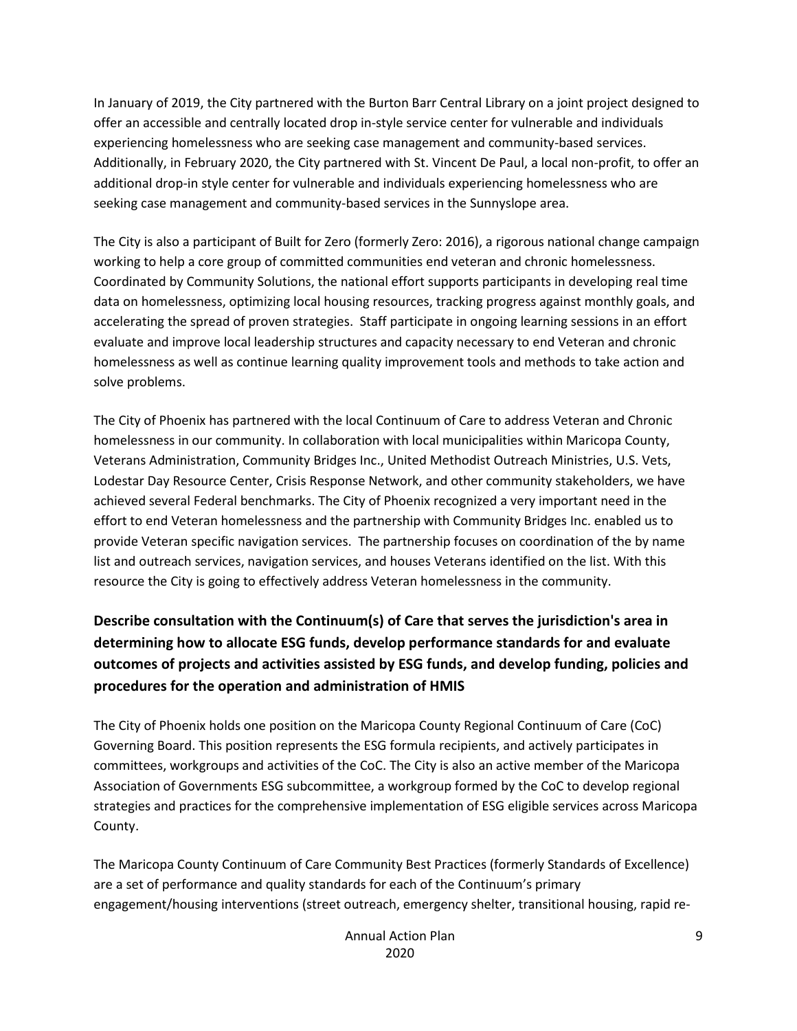In January of 2019, the City partnered with the Burton Barr Central Library on a joint project designed to offer an accessible and centrally located drop in-style service center for vulnerable and individuals experiencing homelessness who are seeking case management and community-based services. Additionally, in February 2020, the City partnered with St. Vincent De Paul, a local non-profit, to offer an additional drop-in style center for vulnerable and individuals experiencing homelessness who are seeking case management and community-based services in the Sunnyslope area.

The City is also a participant of Built for Zero (formerly Zero: 2016), a rigorous national change campaign working to help a core group of committed communities end veteran and chronic homelessness. Coordinated by Community Solutions, the national effort supports participants in developing real time data on homelessness, optimizing local housing resources, tracking progress against monthly goals, and accelerating the spread of proven strategies. Staff participate in ongoing learning sessions in an effort evaluate and improve local leadership structures and capacity necessary to end Veteran and chronic homelessness as well as continue learning quality improvement tools and methods to take action and solve problems.

The City of Phoenix has partnered with the local Continuum of Care to address Veteran and Chronic homelessness in our community. In collaboration with local municipalities within Maricopa County, Veterans Administration, Community Bridges Inc., United Methodist Outreach Ministries, U.S. Vets, Lodestar Day Resource Center, Crisis Response Network, and other community stakeholders, we have achieved several Federal benchmarks. The City of Phoenix recognized a very important need in the effort to end Veteran homelessness and the partnership with Community Bridges Inc. enabled us to provide Veteran specific navigation services. The partnership focuses on coordination of the by name list and outreach services, navigation services, and houses Veterans identified on the list. With this resource the City is going to effectively address Veteran homelessness in the community.

## Describe consultation with the Continuum(s) of Care that serves the jurisdiction's area in determining how to allocate ESG funds, develop performance standards for and evaluate outcomes of projects and activities assisted by ESG funds, and develop funding, policies and procedures for the operation and administration of HMIS

The City of Phoenix holds one position on the Maricopa County Regional Continuum of Care (CoC) Governing Board. This position represents the ESG formula recipients, and actively participates in committees, workgroups and activities of the CoC. The City is also an active member of the Maricopa Association of Governments ESG subcommittee, a workgroup formed by the CoC to develop regional strategies and practices for the comprehensive implementation of ESG eligible services across Maricopa County.

The Maricopa County Continuum of Care Community Best Practices (formerly Standards of Excellence) are a set of performance and quality standards for each of the Continuum's primary engagement/housing interventions (street outreach, emergency shelter, transitional housing, rapid re-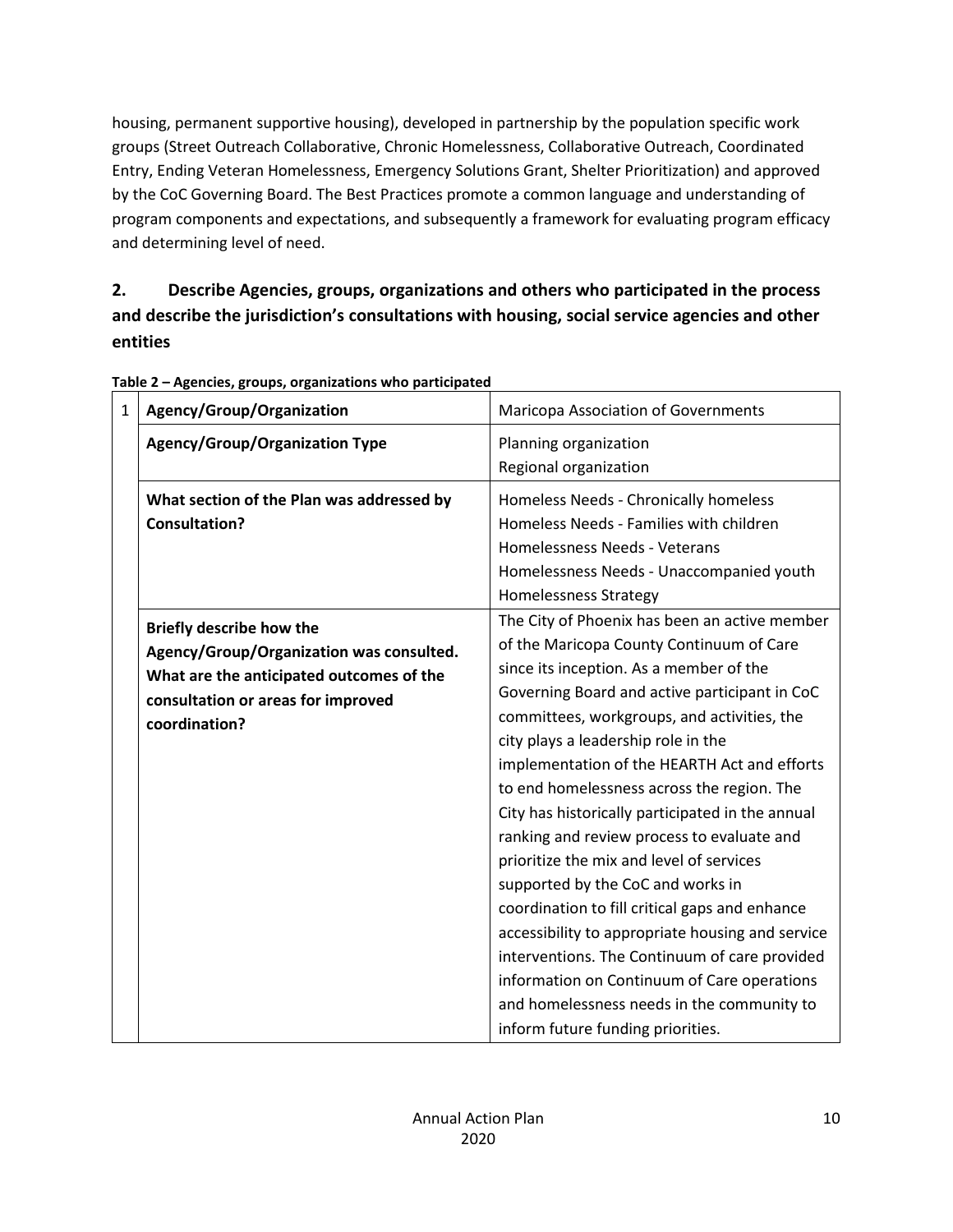housing, permanent supportive housing), developed in partnership by the population specific work groups (Street Outreach Collaborative, Chronic Homelessness, Collaborative Outreach, Coordinated Entry, Ending Veteran Homelessness, Emergency Solutions Grant, Shelter Prioritization) and approved by the CoC Governing Board. The Best Practices promote a common language and understanding of program components and expectations, and subsequently a framework for evaluating program efficacy and determining level of need.

## 2. Describe Agencies, groups, organizations and others who participated in the process and describe the jurisdiction's consultations with housing, social service agencies and other entities

**Table 2 – Agencies, groups, organizations who participated**

| | | |
|---|---|---|
| 1 | **Agency/Group/Organization** | Maricopa Association of Governments |
| | **Agency/Group/Organization Type** | Planning organization<br>Regional organization |
| | **What section of the Plan was addressed by Consultation?** | Homeless Needs - Chronically homeless<br>Homeless Needs - Families with children<br>Homelessness Needs - Veterans<br>Homelessness Needs - Unaccompanied youth<br>Homelessness Strategy |
| | **Briefly describe how the Agency/Group/Organization was consulted. What are the anticipated outcomes of the consultation or areas for improved coordination?** | The City of Phoenix has been an active member of the Maricopa County Continuum of Care since its inception. As a member of the Governing Board and active participant in CoC committees, workgroups, and activities, the city plays a leadership role in the implementation of the HEARTH Act and efforts to end homelessness across the region. The City has historically participated in the annual ranking and review process to evaluate and prioritize the mix and level of services supported by the CoC and works in coordination to fill critical gaps and enhance accessibility to appropriate housing and service interventions. The Continuum of care provided information on Continuum of Care operations and homelessness needs in the community to inform future funding priorities. |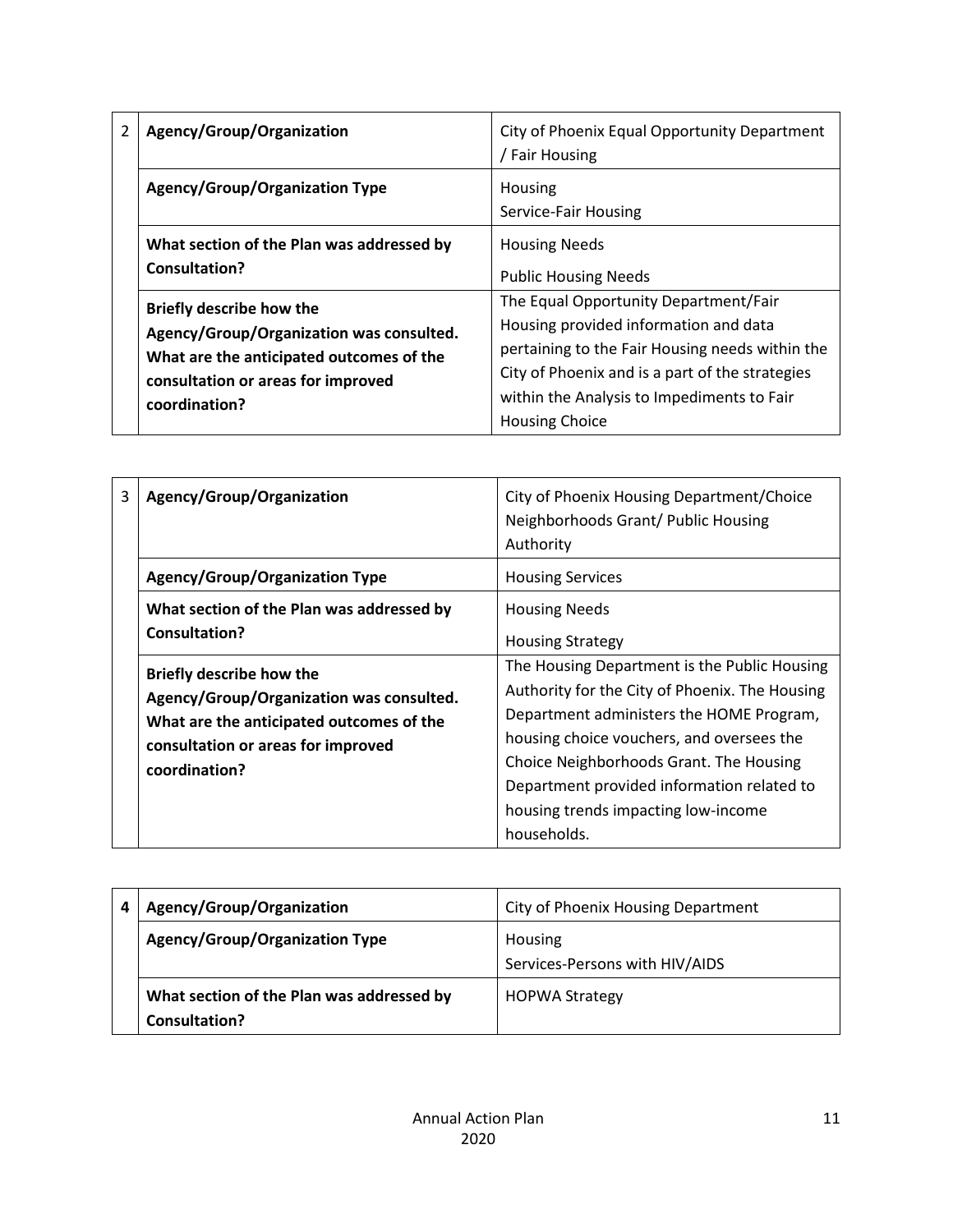| 2 | Agency/Group/Organization | City of Phoenix Equal Opportunity Department / Fair Housing |
|---|---|---|
| | **Agency/Group/Organization Type** | Housing<br>Service-Fair Housing |
| | **What section of the Plan was addressed by Consultation?** | Housing Needs<br>Public Housing Needs |
| | **Briefly describe how the Agency/Group/Organization was consulted. What are the anticipated outcomes of the consultation or areas for improved coordination?** | The Equal Opportunity Department/Fair Housing provided information and data pertaining to the Fair Housing needs within the City of Phoenix and is a part of the strategies within the Analysis to Impediments to Fair Housing Choice |

| 3 | Agency/Group/Organization | City of Phoenix Housing Department/Choice Neighborhoods Grant/ Public Housing Authority |
|---|---|---|
| | **Agency/Group/Organization Type** | Housing Services |
| | **What section of the Plan was addressed by Consultation?** | Housing Needs<br>Housing Strategy |
| | **Briefly describe how the Agency/Group/Organization was consulted. What are the anticipated outcomes of the consultation or areas for improved coordination?** | The Housing Department is the Public Housing Authority for the City of Phoenix. The Housing Department administers the HOME Program, housing choice vouchers, and oversees the Choice Neighborhoods Grant. The Housing Department provided information related to housing trends impacting low-income households. |

| 4 | Agency/Group/Organization | City of Phoenix Housing Department |
|---|---|---|
| | **Agency/Group/Organization Type** | Housing<br>Services-Persons with HIV/AIDS |
| | **What section of the Plan was addressed by Consultation?** | HOPWA Strategy |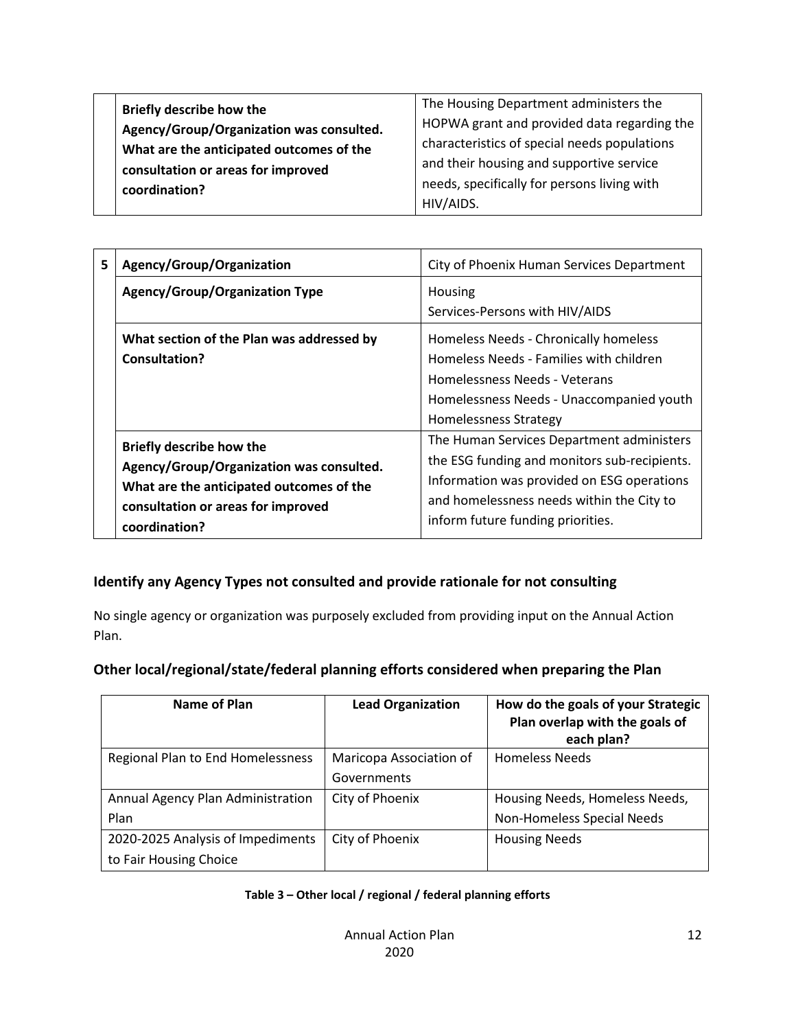| | | |
|---|---|---|
| | **Briefly describe how the Agency/Group/Organization was consulted. What are the anticipated outcomes of the consultation or areas for improved coordination?** | The Housing Department administers the HOPWA grant and provided data regarding the characteristics of special needs populations and their housing and supportive service needs, specifically for persons living with HIV/AIDS. |

| | | |
|---|---|---|
| 5 | **Agency/Group/Organization** | City of Phoenix Human Services Department |
| | **Agency/Group/Organization Type** | Housing<br>Services-Persons with HIV/AIDS |
| | **What section of the Plan was addressed by Consultation?** | Homeless Needs - Chronically homeless<br>Homeless Needs - Families with children<br>Homelessness Needs - Veterans<br>Homelessness Needs - Unaccompanied youth<br>Homelessness Strategy |
| | **Briefly describe how the Agency/Group/Organization was consulted. What are the anticipated outcomes of the consultation or areas for improved coordination?** | The Human Services Department administers the ESG funding and monitors sub-recipients. Information was provided on ESG operations and homelessness needs within the City to inform future funding priorities. |

### Identify any Agency Types not consulted and provide rationale for not consulting

No single agency or organization was purposely excluded from providing input on the Annual Action Plan.

### Other local/regional/state/federal planning efforts considered when preparing the Plan

| Name of Plan | Lead Organization | How do the goals of your Strategic Plan overlap with the goals of each plan? |
|---|---|---|
| Regional Plan to End Homelessness | Maricopa Association of Governments | Homeless Needs |
| Annual Agency Plan Administration Plan | City of Phoenix | Housing Needs, Homeless Needs, Non-Homeless Special Needs |
| 2020-2025 Analysis of Impediments to Fair Housing Choice | City of Phoenix | Housing Needs |

**Table 3 – Other local / regional / federal planning efforts**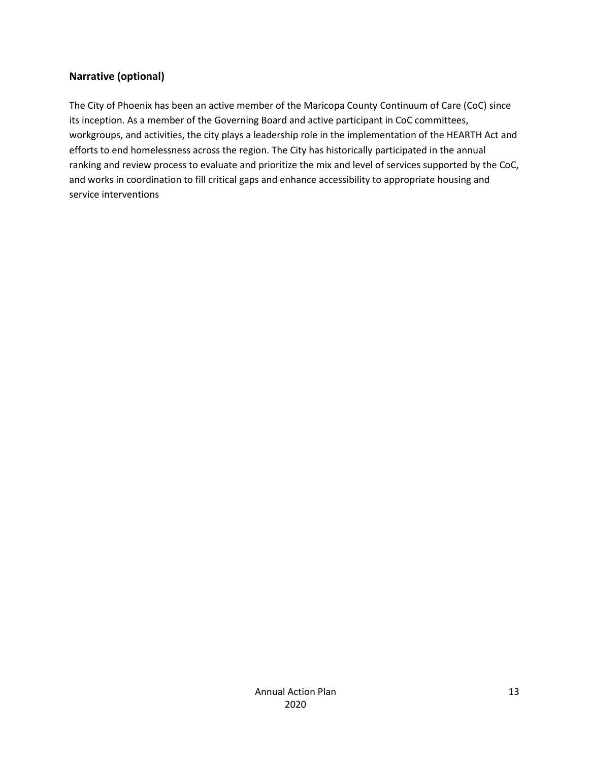### Narrative (optional)

The City of Phoenix has been an active member of the Maricopa County Continuum of Care (CoC) since its inception. As a member of the Governing Board and active participant in CoC committees, workgroups, and activities, the city plays a leadership role in the implementation of the HEARTH Act and efforts to end homelessness across the region. The City has historically participated in the annual ranking and review process to evaluate and prioritize the mix and level of services supported by the CoC, and works in coordination to fill critical gaps and enhance accessibility to appropriate housing and service interventions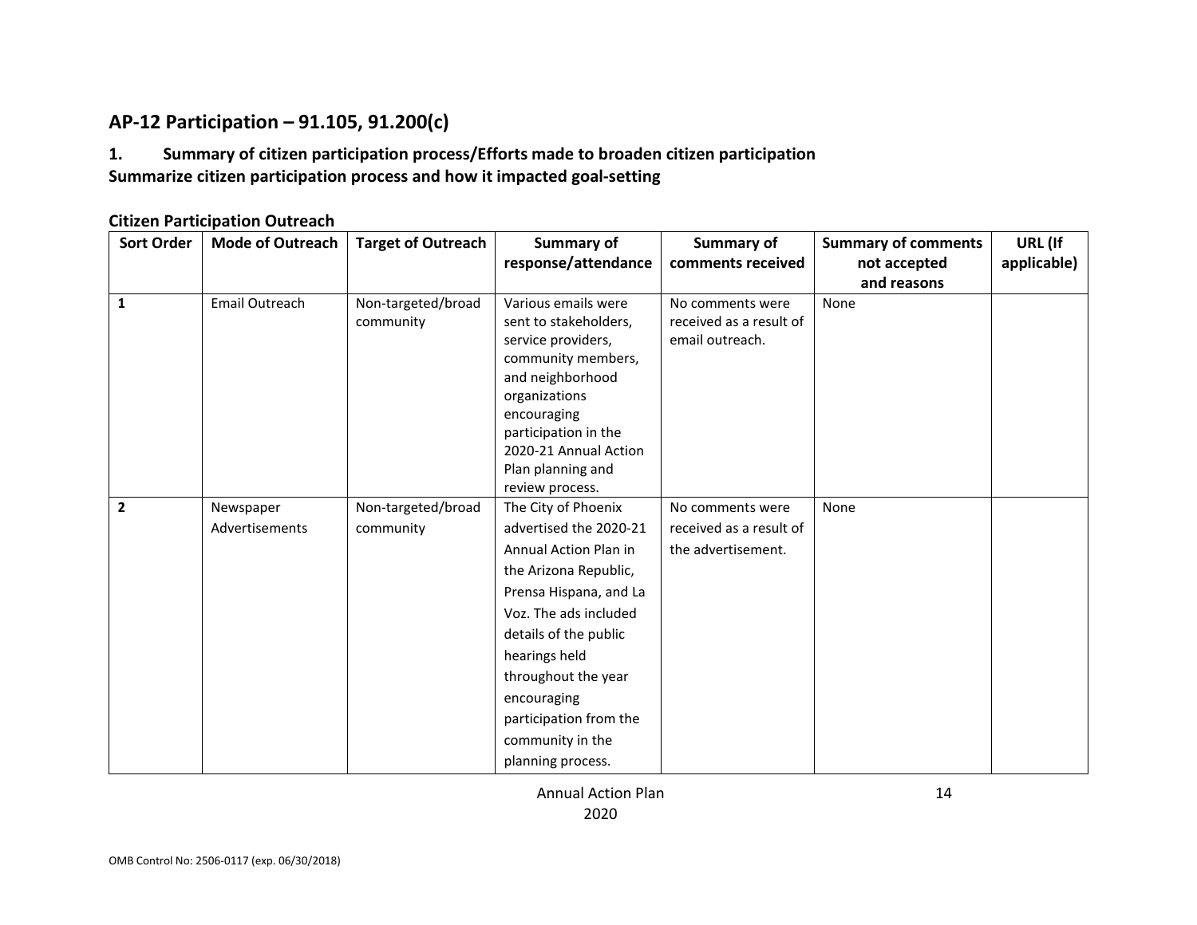## AP-12 Participation – 91.105, 91.200(c)

**1. Summary of citizen participation process/Efforts made to broaden citizen participation**
**Summarize citizen participation process and how it impacted goal-setting**

### Citizen Participation Outreach

| Sort Order | Mode of Outreach | Target of Outreach | Summary of response/attendance | Summary of comments received | Summary of comments not accepted and reasons | URL (If applicable) |
|---|---|---|---|---|---|---|
| **1** | Email Outreach | Non-targeted/broad community | Various emails were sent to stakeholders, service providers, community members, and neighborhood organizations encouraging participation in the 2020-21 Annual Action Plan planning and review process. | No comments were received as a result of email outreach. | None | |
| **2** | Newspaper Advertisements | Non-targeted/broad community | The City of Phoenix advertised the 2020-21 Annual Action Plan in the Arizona Republic, Prensa Hispana, and La Voz. The ads included details of the public hearings held throughout the year encouraging participation from the community in the planning process. | No comments were received as a result of the advertisement. | None | |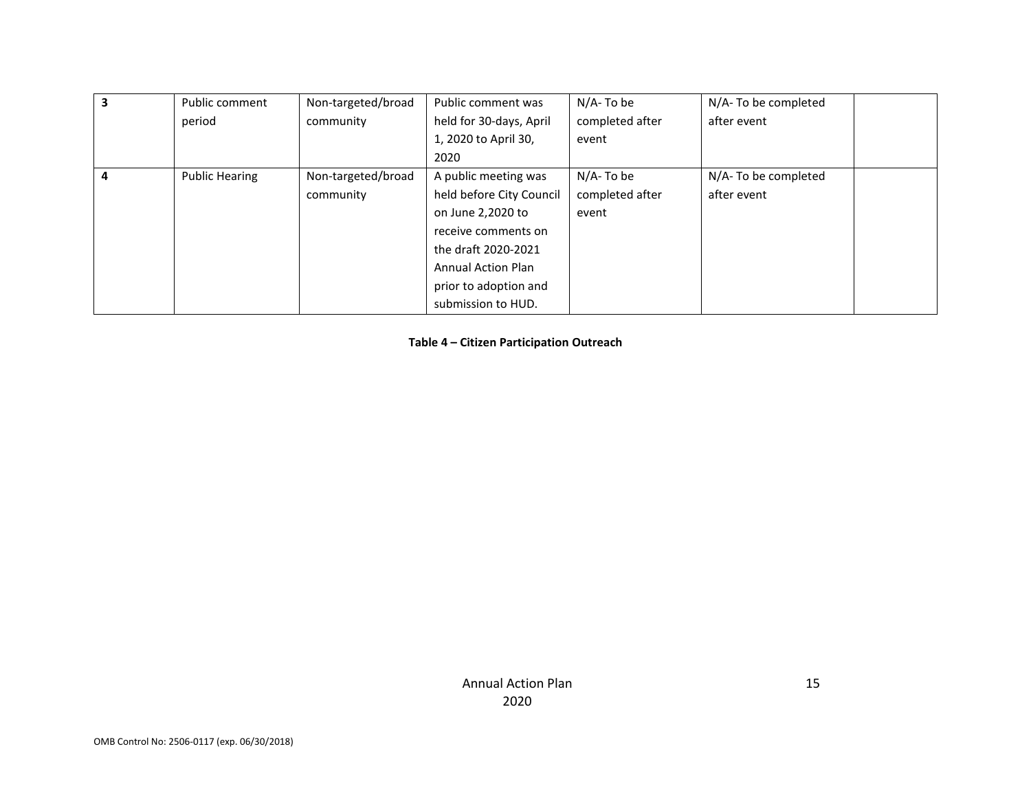| 3 | Public comment period | Non-targeted/broad community | Public comment was held for 30-days, April 1, 2020 to April 30, 2020 | N/A- To be completed after event | N/A- To be completed after event | |
|---|---|---|---|---|---|---|
| 4 | Public Hearing | Non-targeted/broad community | A public meeting was held before City Council on June 2,2020 to receive comments on the draft 2020-2021 Annual Action Plan prior to adoption and submission to HUD. | N/A- To be completed after event | N/A- To be completed after event | |

**Table 4 – Citizen Participation Outreach**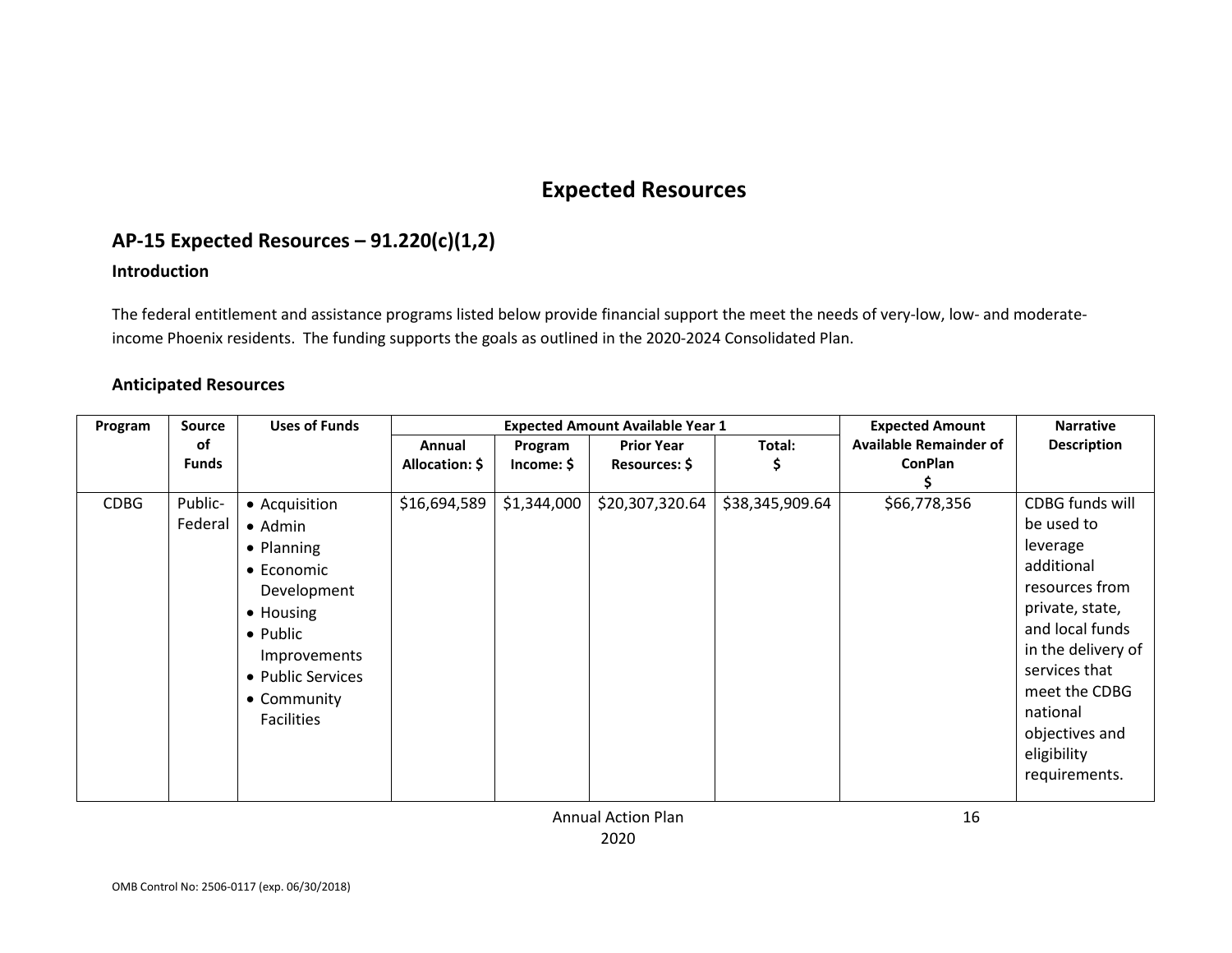# Expected Resources

## AP-15 Expected Resources – 91.220(c)(1,2)

### Introduction

The federal entitlement and assistance programs listed below provide financial support the meet the needs of very-low, low- and moderate-income Phoenix residents. The funding supports the goals as outlined in the 2020-2024 Consolidated Plan.

### Anticipated Resources

| Program | Source of Funds | Uses of Funds | Expected Amount Available Year 1 | | | | Expected Amount Available Remainder of ConPlan $ | Narrative Description |
|---|---|---|---|---|---|---|---|---|
| | | | Annual Allocation: $ | Program Income: $ | Prior Year Resources: $ | Total: $ | | |
| CDBG | Public-Federal | • Acquisition<br>• Admin<br>• Planning<br>• Economic Development<br>• Housing<br>• Public Improvements<br>• Public Services<br>• Community Facilities | $16,694,589 | $1,344,000 | $20,307,320.64 | $38,345,909.64 | $66,778,356 | CDBG funds will be used to leverage additional resources from private, state, and local funds in the delivery of services that meet the CDBG national objectives and eligibility requirements. |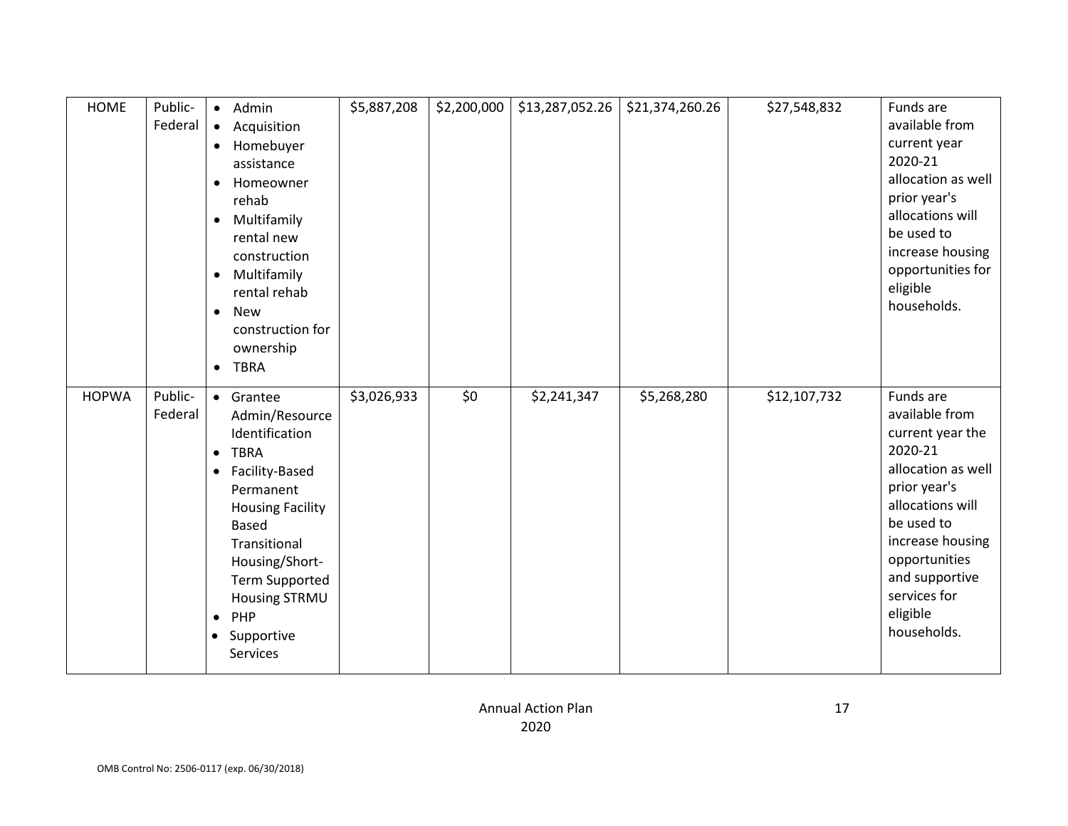| HOME | Public-Federal | • Admin<br>• Acquisition<br>• Homebuyer assistance<br>• Homeowner rehab<br>• Multifamily rental new construction<br>• Multifamily rental rehab<br>• New construction for ownership<br>• TBRA | $5,887,208 | $2,200,000 | $13,287,052.26 | $21,374,260.26 | $27,548,832 | Funds are available from current year 2020-21 allocation as well prior year's allocations will be used to increase housing opportunities for eligible households. |
|---|---|---|---|---|---|---|---|---|
| HOPWA | Public-Federal | • Grantee Admin/Resource Identification<br>• TBRA<br>• Facility-Based Permanent Housing Facility Based Transitional Housing/Short-Term Supported Housing STRMU<br>• PHP<br>• Supportive Services | $3,026,933 | $0 | $2,241,347 | $5,268,280 | $12,107,732 | Funds are available from current year the 2020-21 allocation as well prior year's allocations will be used to increase housing opportunities and supportive services for eligible households. |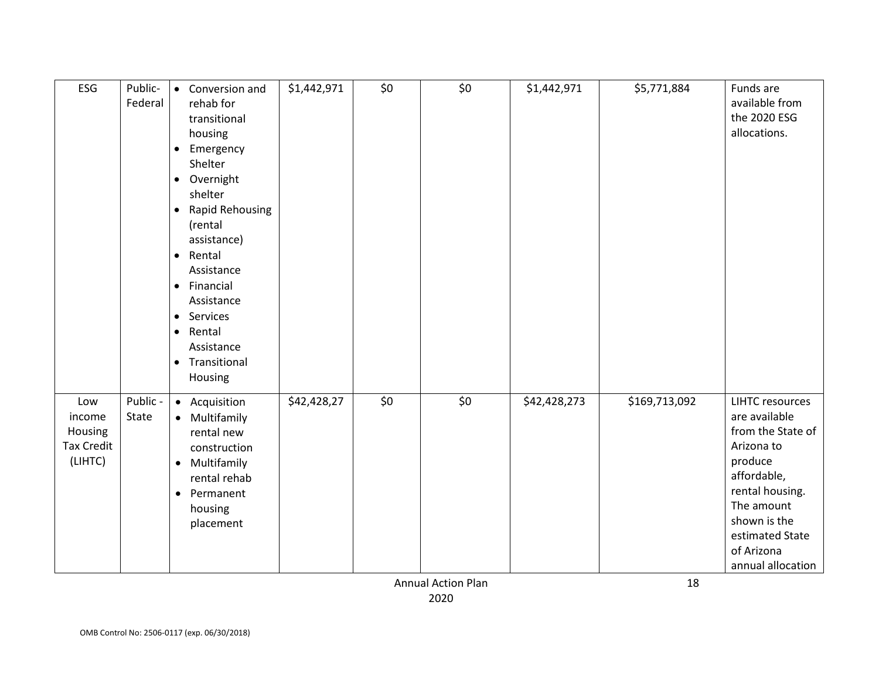| ESG | Public-Federal | • Conversion and rehab for transitional housing<br>• Emergency Shelter<br>• Overnight shelter<br>• Rapid Rehousing (rental assistance)<br>• Rental Assistance<br>• Financial Assistance<br>• Services<br>• Rental Assistance<br>• Transitional Housing | $1,442,971 | $0 | $0 | $1,442,971 | $5,771,884 | Funds are available from the 2020 ESG allocations. |
|---|---|---|---|---|---|---|---|---|
| Low income Housing Tax Credit (LIHTC) | Public - State | • Acquisition<br>• Multifamily rental new construction<br>• Multifamily rental rehab<br>• Permanent housing placement | $42,428,27 | $0 | $0 | $42,428,273 | $169,713,092 | LIHTC resources are available from the State of Arizona to produce affordable, rental housing. The amount shown is the estimated State of Arizona annual allocation |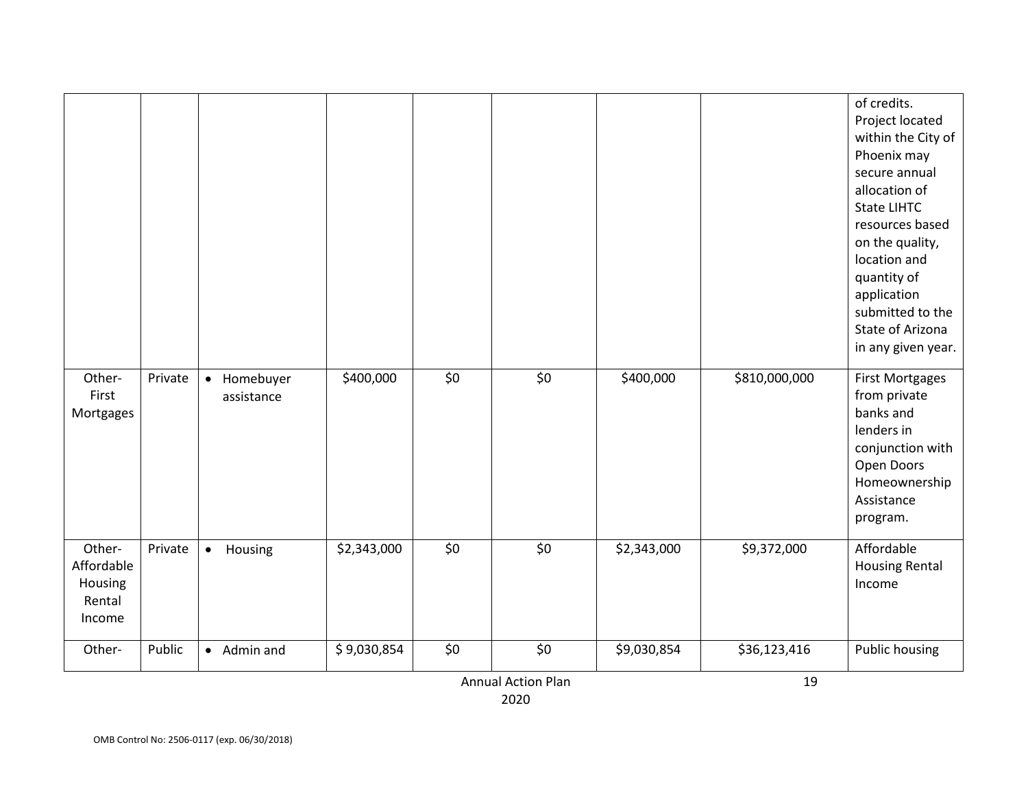| | | | | | | | | |
|---|---|---|---|---|---|---|---|---|
| | | | | | | | | of credits. Project located within the City of Phoenix may secure annual allocation of State LIHTC resources based on the quality, location and quantity of application submitted to the State of Arizona in any given year. |
| Other-First Mortgages | Private | • Homebuyer assistance | \$400,000 | \$0 | \$0 | \$400,000 | \$810,000,000 | First Mortgages from private banks and lenders in conjunction with Open Doors Homeownership Assistance program. |
| Other-Affordable Housing Rental Income | Private | • Housing | \$2,343,000 | \$0 | \$0 | \$2,343,000 | \$9,372,000 | Affordable Housing Rental Income |
| Other- | Public | • Admin and | \$ 9,030,854 | \$0 | \$0 | \$9,030,854 | \$36,123,416 | Public housing |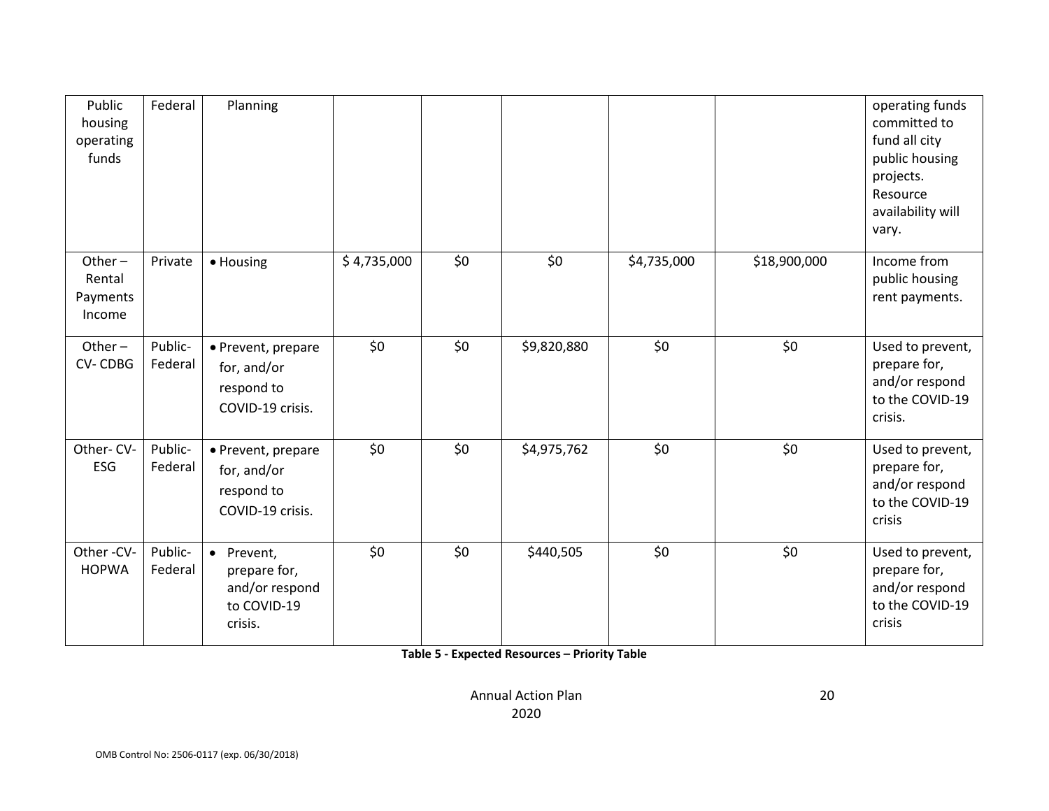| | | | | | | | | |
|---|---|---|---|---|---|---|---|---|
| Public housing operating funds | Federal | Planning | | | | | | operating funds committed to fund all city public housing projects. Resource availability will vary. |
| Other – Rental Payments Income | Private | • Housing | $ 4,735,000 | $0 | $0 | $4,735,000 | $18,900,000 | Income from public housing rent payments. |
| Other – CV- CDBG | Public-Federal | • Prevent, prepare for, and/or respond to COVID-19 crisis. | $0 | $0 | $9,820,880 | $0 | $0 | Used to prevent, prepare for, and/or respond to the COVID-19 crisis. |
| Other- CV-ESG | Public-Federal | • Prevent, prepare for, and/or respond to COVID-19 crisis. | $0 | $0 | $4,975,762 | $0 | $0 | Used to prevent, prepare for, and/or respond to the COVID-19 crisis |
| Other -CV-HOPWA | Public-Federal | • Prevent, prepare for, and/or respond to COVID-19 crisis. | $0 | $0 | $440,505 | $0 | $0 | Used to prevent, prepare for, and/or respond to the COVID-19 crisis |

**Table 5 - Expected Resources – Priority Table**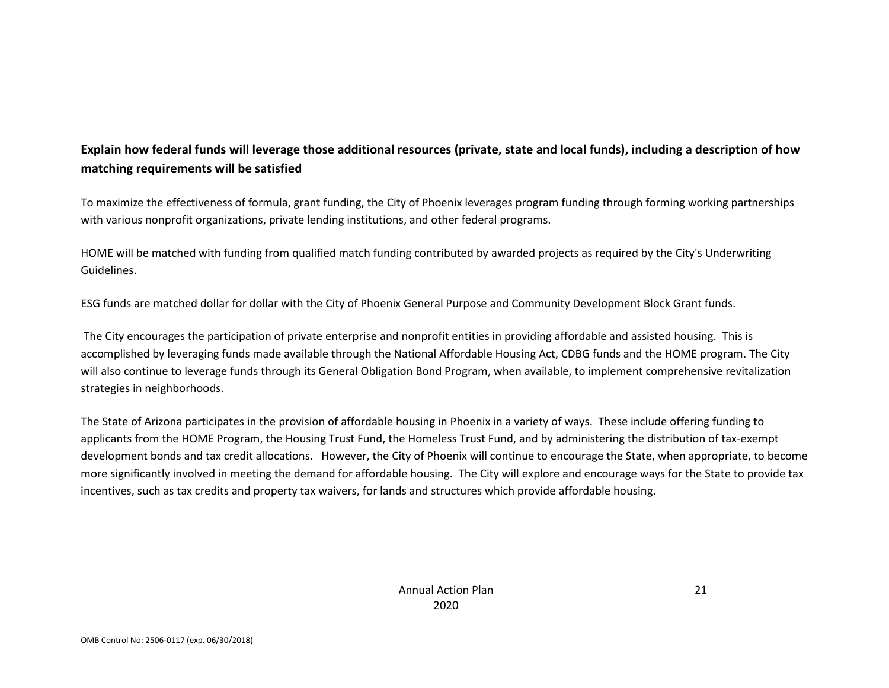**Explain how federal funds will leverage those additional resources (private, state and local funds), including a description of how matching requirements will be satisfied**

To maximize the effectiveness of formula, grant funding, the City of Phoenix leverages program funding through forming working partnerships with various nonprofit organizations, private lending institutions, and other federal programs.

HOME will be matched with funding from qualified match funding contributed by awarded projects as required by the City's Underwriting Guidelines.

ESG funds are matched dollar for dollar with the City of Phoenix General Purpose and Community Development Block Grant funds.

The City encourages the participation of private enterprise and nonprofit entities in providing affordable and assisted housing. This is accomplished by leveraging funds made available through the National Affordable Housing Act, CDBG funds and the HOME program. The City will also continue to leverage funds through its General Obligation Bond Program, when available, to implement comprehensive revitalization strategies in neighborhoods.

The State of Arizona participates in the provision of affordable housing in Phoenix in a variety of ways. These include offering funding to applicants from the HOME Program, the Housing Trust Fund, the Homeless Trust Fund, and by administering the distribution of tax-exempt development bonds and tax credit allocations. However, the City of Phoenix will continue to encourage the State, when appropriate, to become more significantly involved in meeting the demand for affordable housing. The City will explore and encourage ways for the State to provide tax incentives, such as tax credits and property tax waivers, for lands and structures which provide affordable housing.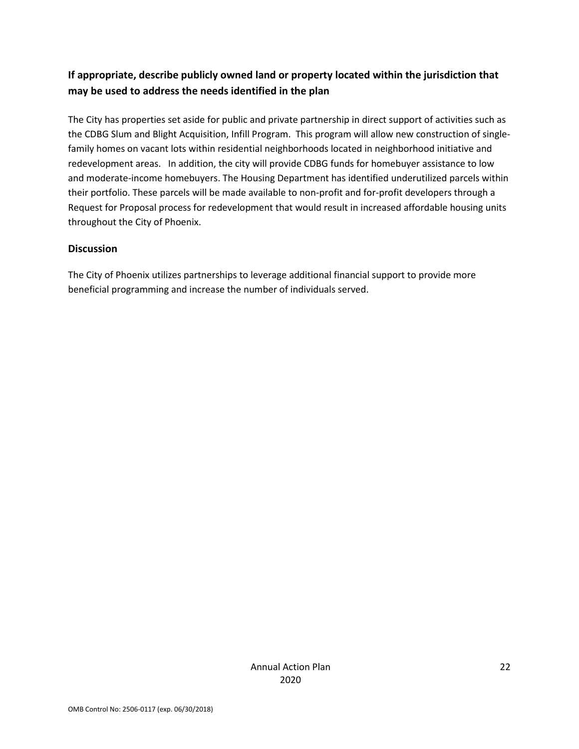**If appropriate, describe publicly owned land or property located within the jurisdiction that may be used to address the needs identified in the plan**

The City has properties set aside for public and private partnership in direct support of activities such as the CDBG Slum and Blight Acquisition, Infill Program. This program will allow new construction of single-family homes on vacant lots within residential neighborhoods located in neighborhood initiative and redevelopment areas. In addition, the city will provide CDBG funds for homebuyer assistance to low and moderate-income homebuyers. The Housing Department has identified underutilized parcels within their portfolio. These parcels will be made available to non-profit and for-profit developers through a Request for Proposal process for redevelopment that would result in increased affordable housing units throughout the City of Phoenix.

**Discussion**

The City of Phoenix utilizes partnerships to leverage additional financial support to provide more beneficial programming and increase the number of individuals served.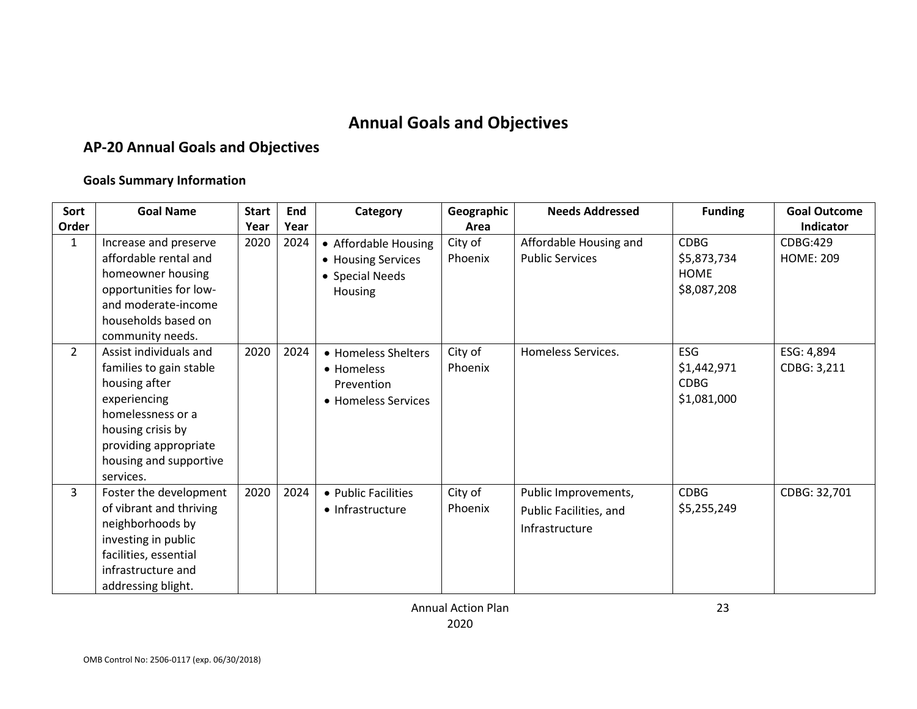# Annual Goals and Objectives

## AP-20 Annual Goals and Objectives

### Goals Summary Information

| Sort Order | Goal Name | Start Year | End Year | Category | Geographic Area | Needs Addressed | Funding | Goal Outcome Indicator |
|---|---|---|---|---|---|---|---|---|
| 1 | Increase and preserve affordable rental and homeowner housing opportunities for low- and moderate-income households based on community needs. | 2020 | 2024 | • Affordable Housing<br>• Housing Services<br>• Special Needs Housing | City of Phoenix | Affordable Housing and Public Services | CDBG $5,873,734<br>HOME $8,087,208 | CDBG:429<br>HOME: 209 |
| 2 | Assist individuals and families to gain stable housing after experiencing homelessness or a housing crisis by providing appropriate housing and supportive services. | 2020 | 2024 | • Homeless Shelters<br>• Homeless Prevention<br>• Homeless Services | City of Phoenix | Homeless Services. | ESG $1,442,971<br>CDBG $1,081,000 | ESG: 4,894<br>CDBG: 3,211 |
| 3 | Foster the development of vibrant and thriving neighborhoods by investing in public facilities, essential infrastructure and addressing blight. | 2020 | 2024 | • Public Facilities<br>• Infrastructure | City of Phoenix | Public Improvements, Public Facilities, and Infrastructure | CDBG $5,255,249 | CDBG: 32,701 |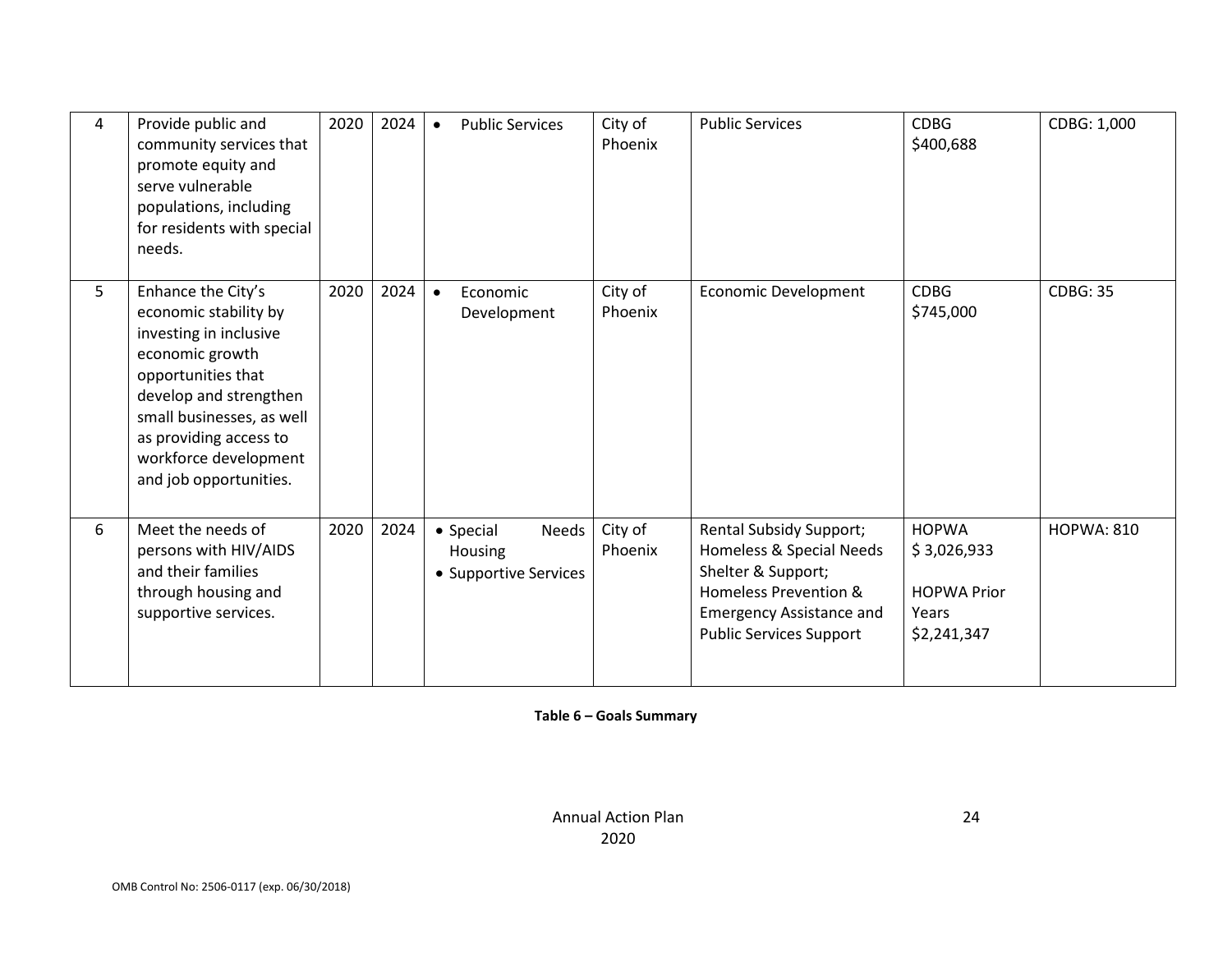| 4 | Provide public and community services that promote equity and serve vulnerable populations, including for residents with special needs. | 2020 | 2024 | • Public Services | City of Phoenix | Public Services | CDBG $400,688 | CDBG: 1,000 |
|---|---|---|---|---|---|---|---|---|
| 5 | Enhance the City's economic stability by investing in inclusive economic growth opportunities that develop and strengthen small businesses, as well as providing access to workforce development and job opportunities. | 2020 | 2024 | • Economic Development | City of Phoenix | Economic Development | CDBG $745,000 | CDBG: 35 |
| 6 | Meet the needs of persons with HIV/AIDS and their families through housing and supportive services. | 2020 | 2024 | • Special Needs Housing<br>• Supportive Services | City of Phoenix | Rental Subsidy Support; Homeless & Special Needs Shelter & Support; Homeless Prevention & Emergency Assistance and Public Services Support | HOPWA $ 3,026,933<br><br>HOPWA Prior Years $2,241,347 | HOPWA: 810 |

**Table 6 – Goals Summary**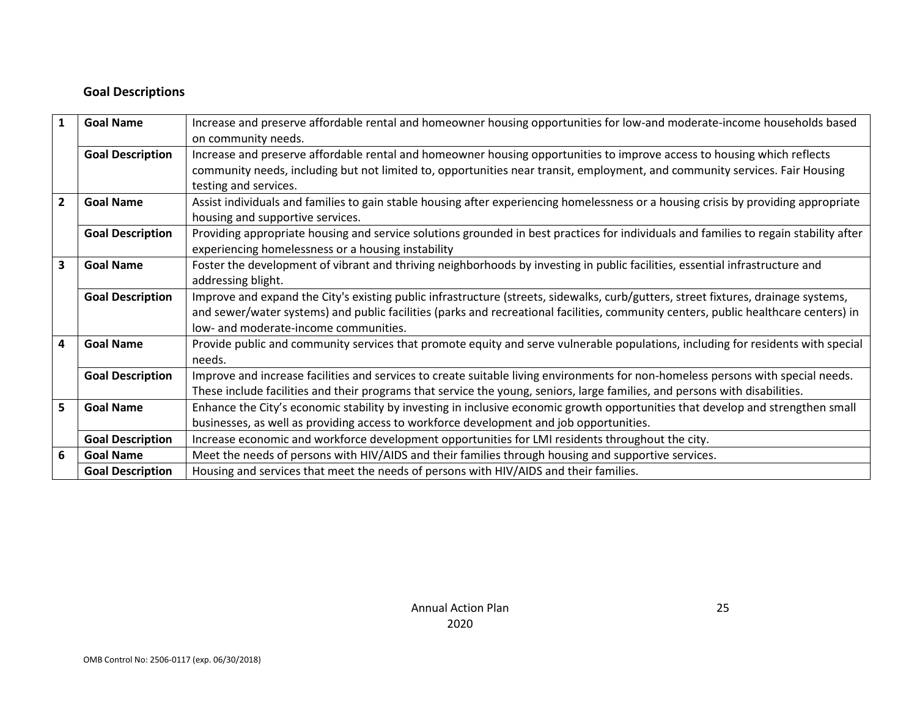**Goal Descriptions**

| | | |
|---|---|---|
| 1 | **Goal Name** | Increase and preserve affordable rental and homeowner housing opportunities for low-and moderate-income households based on community needs. |
| | **Goal Description** | Increase and preserve affordable rental and homeowner housing opportunities to improve access to housing which reflects community needs, including but not limited to, opportunities near transit, employment, and community services. Fair Housing testing and services. |
| 2 | **Goal Name** | Assist individuals and families to gain stable housing after experiencing homelessness or a housing crisis by providing appropriate housing and supportive services. |
| | **Goal Description** | Providing appropriate housing and service solutions grounded in best practices for individuals and families to regain stability after experiencing homelessness or a housing instability |
| 3 | **Goal Name** | Foster the development of vibrant and thriving neighborhoods by investing in public facilities, essential infrastructure and addressing blight. |
| | **Goal Description** | Improve and expand the City's existing public infrastructure (streets, sidewalks, curb/gutters, street fixtures, drainage systems, and sewer/water systems) and public facilities (parks and recreational facilities, community centers, public healthcare centers) in low- and moderate-income communities. |
| 4 | **Goal Name** | Provide public and community services that promote equity and serve vulnerable populations, including for residents with special needs. |
| | **Goal Description** | Improve and increase facilities and services to create suitable living environments for non-homeless persons with special needs. These include facilities and their programs that service the young, seniors, large families, and persons with disabilities. |
| 5 | **Goal Name** | Enhance the City's economic stability by investing in inclusive economic growth opportunities that develop and strengthen small businesses, as well as providing access to workforce development and job opportunities. |
| | **Goal Description** | Increase economic and workforce development opportunities for LMI residents throughout the city. |
| 6 | **Goal Name** | Meet the needs of persons with HIV/AIDS and their families through housing and supportive services. |
| | **Goal Description** | Housing and services that meet the needs of persons with HIV/AIDS and their families. |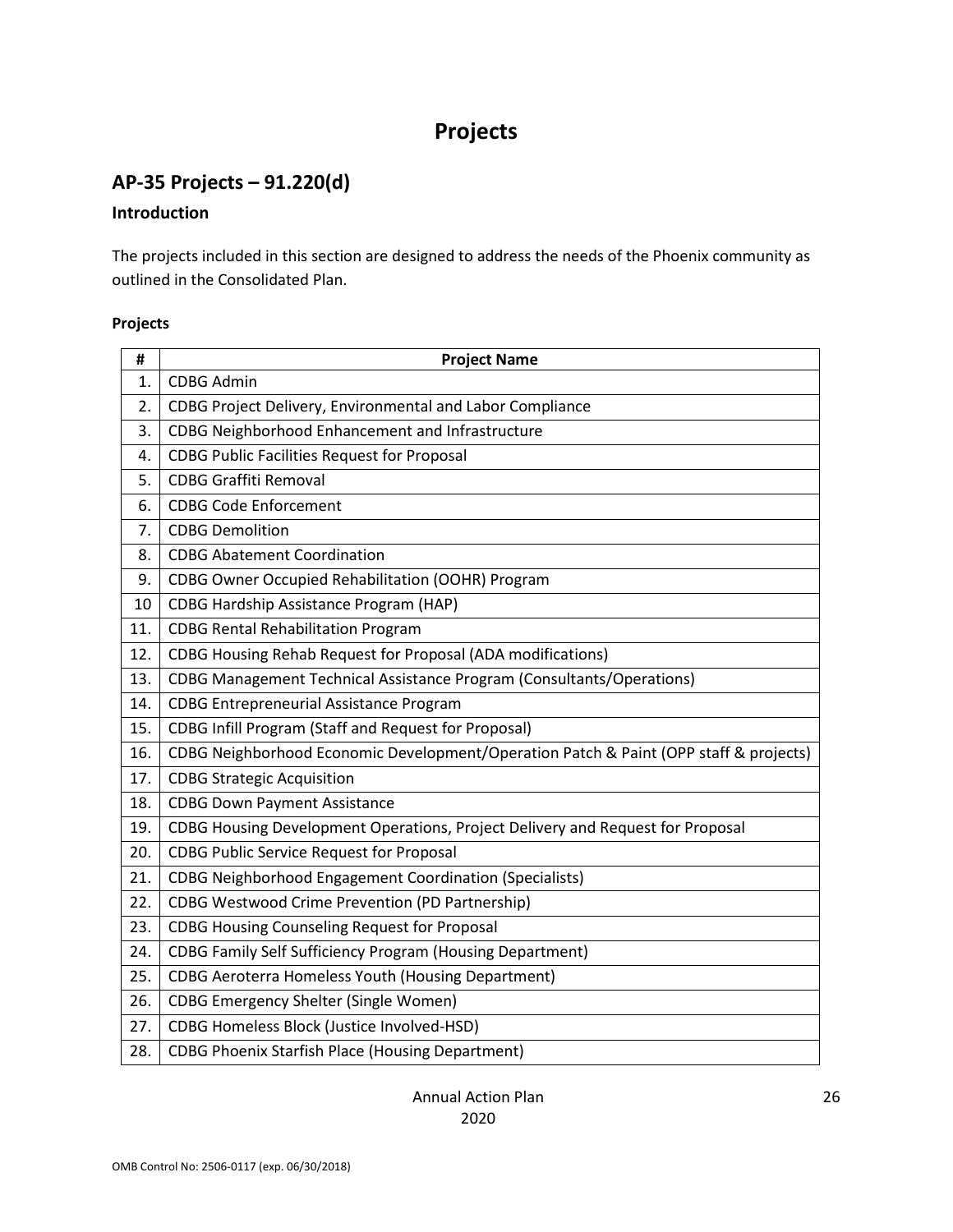# Projects

## AP-35 Projects – 91.220(d)

### Introduction

The projects included in this section are designed to address the needs of the Phoenix community as outlined in the Consolidated Plan.

#### Projects

| # | Project Name |
|---|---|
| 1. | CDBG Admin |
| 2. | CDBG Project Delivery, Environmental and Labor Compliance |
| 3. | CDBG Neighborhood Enhancement and Infrastructure |
| 4. | CDBG Public Facilities Request for Proposal |
| 5. | CDBG Graffiti Removal |
| 6. | CDBG Code Enforcement |
| 7. | CDBG Demolition |
| 8. | CDBG Abatement Coordination |
| 9. | CDBG Owner Occupied Rehabilitation (OOHR) Program |
| 10 | CDBG Hardship Assistance Program (HAP) |
| 11. | CDBG Rental Rehabilitation Program |
| 12. | CDBG Housing Rehab Request for Proposal (ADA modifications) |
| 13. | CDBG Management Technical Assistance Program (Consultants/Operations) |
| 14. | CDBG Entrepreneurial Assistance Program |
| 15. | CDBG Infill Program (Staff and Request for Proposal) |
| 16. | CDBG Neighborhood Economic Development/Operation Patch & Paint (OPP staff & projects) |
| 17. | CDBG Strategic Acquisition |
| 18. | CDBG Down Payment Assistance |
| 19. | CDBG Housing Development Operations, Project Delivery and Request for Proposal |
| 20. | CDBG Public Service Request for Proposal |
| 21. | CDBG Neighborhood Engagement Coordination (Specialists) |
| 22. | CDBG Westwood Crime Prevention (PD Partnership) |
| 23. | CDBG Housing Counseling Request for Proposal |
| 24. | CDBG Family Self Sufficiency Program (Housing Department) |
| 25. | CDBG Aeroterra Homeless Youth (Housing Department) |
| 26. | CDBG Emergency Shelter (Single Women) |
| 27. | CDBG Homeless Block (Justice Involved-HSD) |
| 28. | CDBG Phoenix Starfish Place (Housing Department) |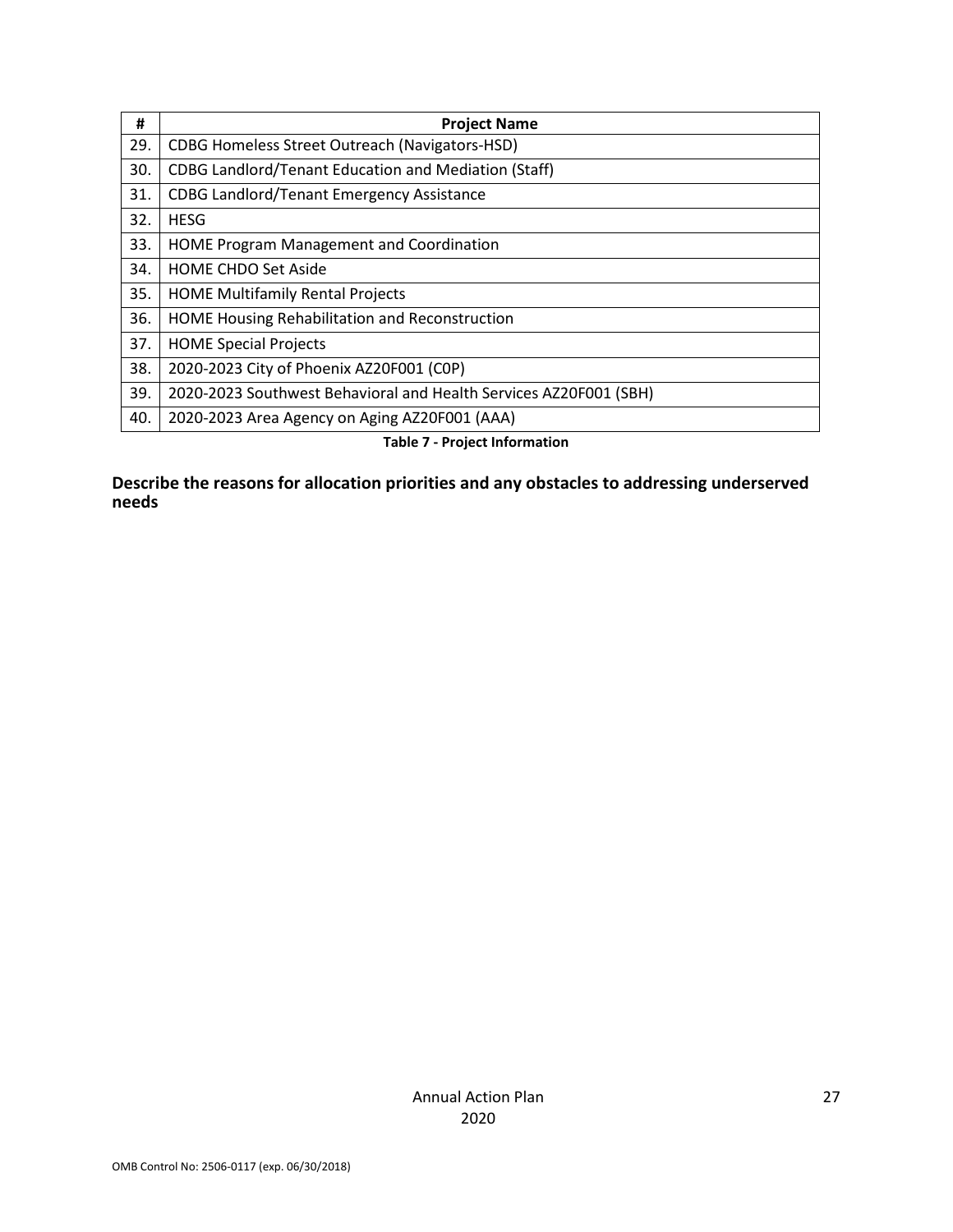| # | Project Name |
|---|---|
| 29. | CDBG Homeless Street Outreach (Navigators-HSD) |
| 30. | CDBG Landlord/Tenant Education and Mediation (Staff) |
| 31. | CDBG Landlord/Tenant Emergency Assistance |
| 32. | HESG |
| 33. | HOME Program Management and Coordination |
| 34. | HOME CHDO Set Aside |
| 35. | HOME Multifamily Rental Projects |
| 36. | HOME Housing Rehabilitation and Reconstruction |
| 37. | HOME Special Projects |
| 38. | 2020-2023 City of Phoenix AZ20F001 (C0P) |
| 39. | 2020-2023 Southwest Behavioral and Health Services AZ20F001 (SBH) |
| 40. | 2020-2023 Area Agency on Aging AZ20F001 (AAA) |

**Table 7 - Project Information**

**Describe the reasons for allocation priorities and any obstacles to addressing underserved needs**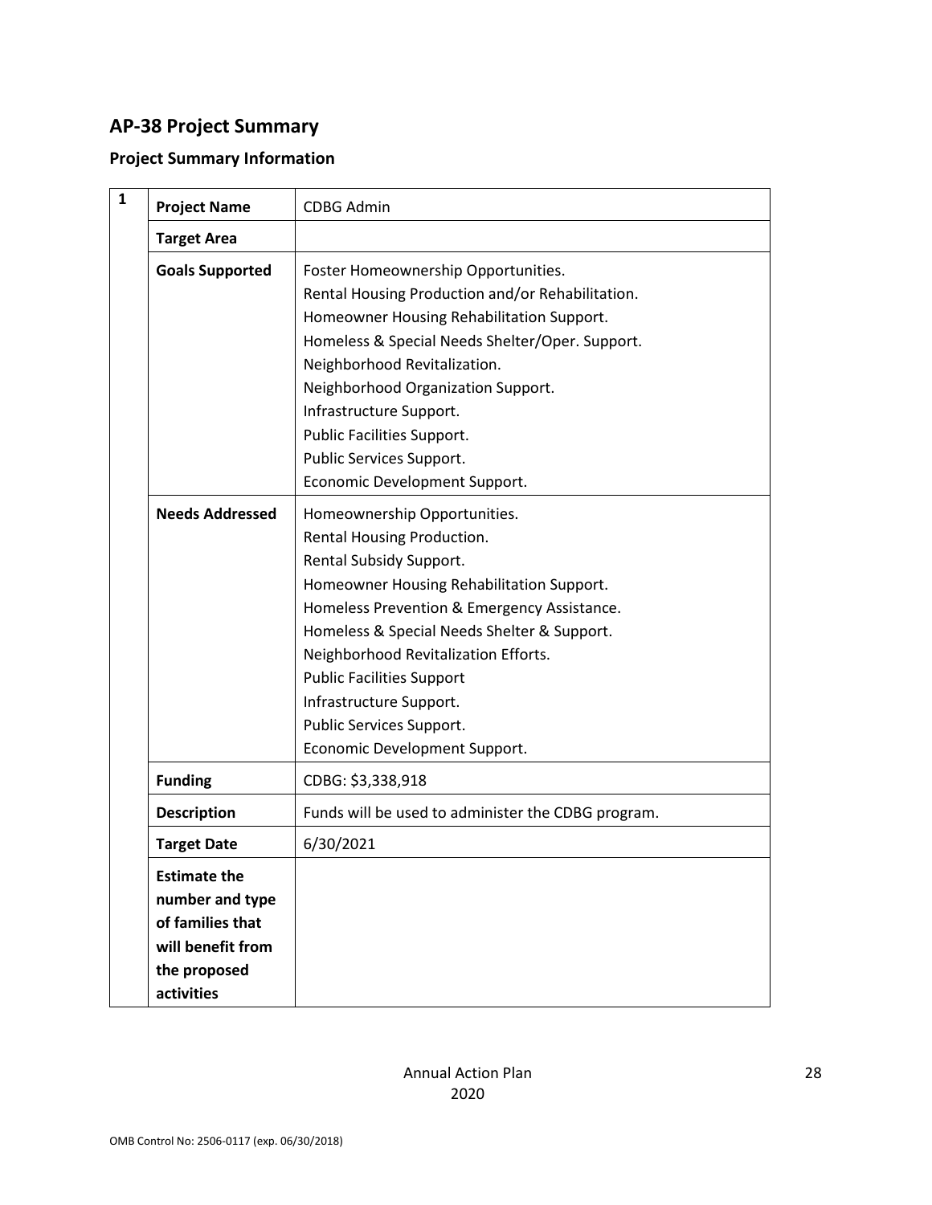## AP-38 Project Summary

### Project Summary Information

| 1 | | |
|---|---|---|
| | **Project Name** | CDBG Admin |
| | **Target Area** | |
| | **Goals Supported** | Foster Homeownership Opportunities.<br>Rental Housing Production and/or Rehabilitation.<br>Homeowner Housing Rehabilitation Support.<br>Homeless & Special Needs Shelter/Oper. Support.<br>Neighborhood Revitalization.<br>Neighborhood Organization Support.<br>Infrastructure Support.<br>Public Facilities Support.<br>Public Services Support.<br>Economic Development Support. |
| | **Needs Addressed** | Homeownership Opportunities.<br>Rental Housing Production.<br>Rental Subsidy Support.<br>Homeowner Housing Rehabilitation Support.<br>Homeless Prevention & Emergency Assistance.<br>Homeless & Special Needs Shelter & Support.<br>Neighborhood Revitalization Efforts.<br>Public Facilities Support<br>Infrastructure Support.<br>Public Services Support.<br>Economic Development Support. |
| | **Funding** | CDBG: $3,338,918 |
| | **Description** | Funds will be used to administer the CDBG program. |
| | **Target Date** | 6/30/2021 |
| | **Estimate the number and type of families that will benefit from the proposed activities** | |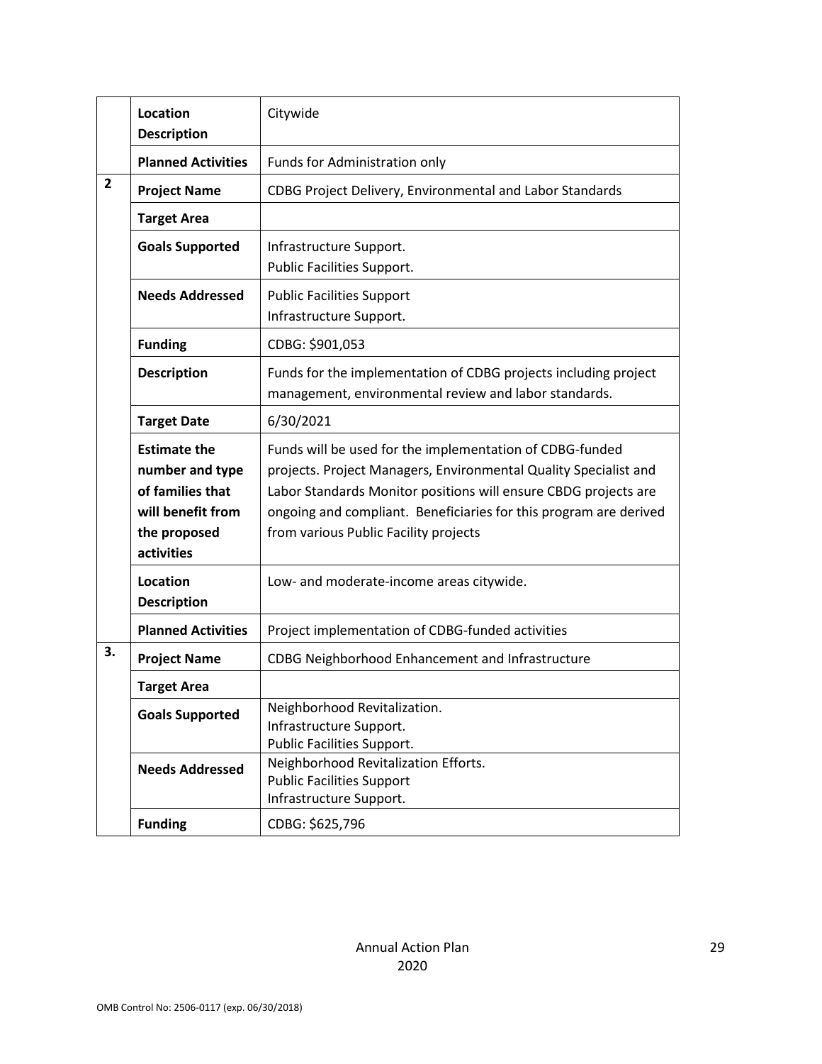| | | |
|---|---|---|
| | **Location Description** | Citywide |
| | **Planned Activities** | Funds for Administration only |
| **2** | **Project Name** | CDBG Project Delivery, Environmental and Labor Standards |
| | **Target Area** | |
| | **Goals Supported** | Infrastructure Support.<br>Public Facilities Support. |
| | **Needs Addressed** | Public Facilities Support<br>Infrastructure Support. |
| | **Funding** | CDBG: $901,053 |
| | **Description** | Funds for the implementation of CDBG projects including project management, environmental review and labor standards. |
| | **Target Date** | 6/30/2021 |
| | **Estimate the number and type of families that will benefit from the proposed activities** | Funds will be used for the implementation of CDBG-funded projects. Project Managers, Environmental Quality Specialist and Labor Standards Monitor positions will ensure CBDG projects are ongoing and compliant. Beneficiaries for this program are derived from various Public Facility projects |
| | **Location Description** | Low- and moderate-income areas citywide. |
| | **Planned Activities** | Project implementation of CDBG-funded activities |
| **3.** | **Project Name** | CDBG Neighborhood Enhancement and Infrastructure |
| | **Target Area** | |
| | **Goals Supported** | Neighborhood Revitalization.<br>Infrastructure Support.<br>Public Facilities Support. |
| | **Needs Addressed** | Neighborhood Revitalization Efforts.<br>Public Facilities Support<br>Infrastructure Support. |
| | **Funding** | CDBG: $625,796 |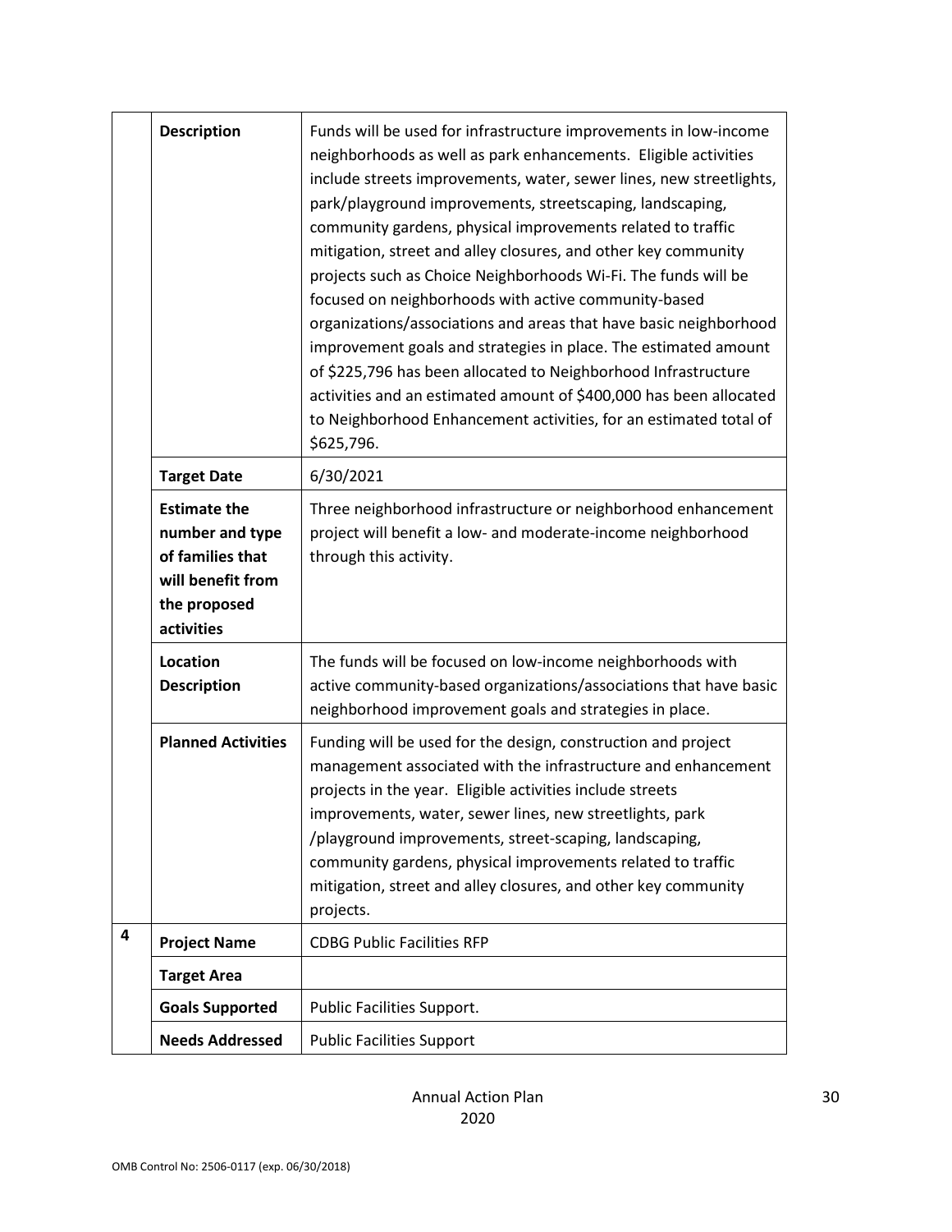| | | |
|---|---|---|
| | **Description** | Funds will be used for infrastructure improvements in low-income neighborhoods as well as park enhancements. Eligible activities include streets improvements, water, sewer lines, new streetlights, park/playground improvements, streetscaping, landscaping, community gardens, physical improvements related to traffic mitigation, street and alley closures, and other key community projects such as Choice Neighborhoods Wi-Fi. The funds will be focused on neighborhoods with active community-based organizations/associations and areas that have basic neighborhood improvement goals and strategies in place. The estimated amount of $225,796 has been allocated to Neighborhood Infrastructure activities and an estimated amount of $400,000 has been allocated to Neighborhood Enhancement activities, for an estimated total of $625,796. |
| | **Target Date** | 6/30/2021 |
| | **Estimate the number and type of families that will benefit from the proposed activities** | Three neighborhood infrastructure or neighborhood enhancement project will benefit a low- and moderate-income neighborhood through this activity. |
| | **Location Description** | The funds will be focused on low-income neighborhoods with active community-based organizations/associations that have basic neighborhood improvement goals and strategies in place. |
| | **Planned Activities** | Funding will be used for the design, construction and project management associated with the infrastructure and enhancement projects in the year. Eligible activities include streets improvements, water, sewer lines, new streetlights, park /playground improvements, street-scaping, landscaping, community gardens, physical improvements related to traffic mitigation, street and alley closures, and other key community projects. |
| **4** | **Project Name** | CDBG Public Facilities RFP |
| | **Target Area** | |
| | **Goals Supported** | Public Facilities Support. |
| | **Needs Addressed** | Public Facilities Support |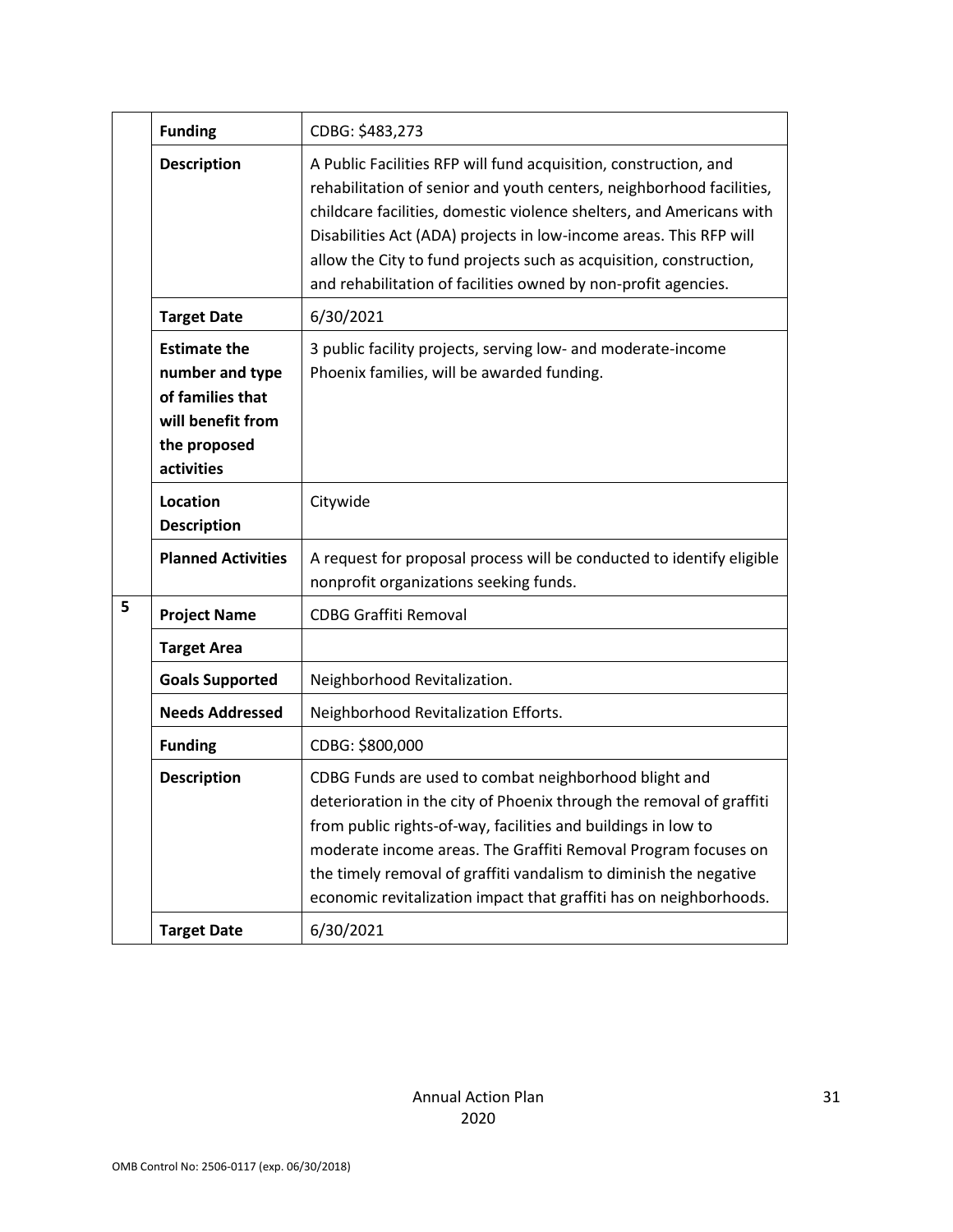| | | |
|---|---|---|
| | **Funding** | CDBG: $483,273 |
| | **Description** | A Public Facilities RFP will fund acquisition, construction, and rehabilitation of senior and youth centers, neighborhood facilities, childcare facilities, domestic violence shelters, and Americans with Disabilities Act (ADA) projects in low-income areas. This RFP will allow the City to fund projects such as acquisition, construction, and rehabilitation of facilities owned by non-profit agencies. |
| | **Target Date** | 6/30/2021 |
| | **Estimate the number and type of families that will benefit from the proposed activities** | 3 public facility projects, serving low- and moderate-income Phoenix families, will be awarded funding. |
| | **Location Description** | Citywide |
| | **Planned Activities** | A request for proposal process will be conducted to identify eligible nonprofit organizations seeking funds. |
| 5 | **Project Name** | CDBG Graffiti Removal |
| | **Target Area** | |
| | **Goals Supported** | Neighborhood Revitalization. |
| | **Needs Addressed** | Neighborhood Revitalization Efforts. |
| | **Funding** | CDBG: $800,000 |
| | **Description** | CDBG Funds are used to combat neighborhood blight and deterioration in the city of Phoenix through the removal of graffiti from public rights-of-way, facilities and buildings in low to moderate income areas. The Graffiti Removal Program focuses on the timely removal of graffiti vandalism to diminish the negative economic revitalization impact that graffiti has on neighborhoods. |
| | **Target Date** | 6/30/2021 |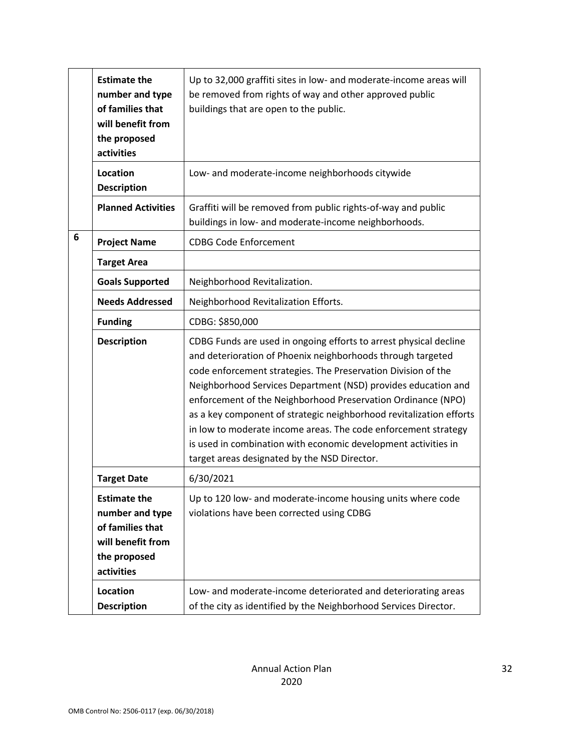| | | |
|---|---|---|
| | **Estimate the number and type of families that will benefit from the proposed activities** | Up to 32,000 graffiti sites in low- and moderate-income areas will be removed from rights of way and other approved public buildings that are open to the public. |
| | **Location Description** | Low- and moderate-income neighborhoods citywide |
| | **Planned Activities** | Graffiti will be removed from public rights-of-way and public buildings in low- and moderate-income neighborhoods. |
| 6 | **Project Name** | CDBG Code Enforcement |
| | **Target Area** | |
| | **Goals Supported** | Neighborhood Revitalization. |
| | **Needs Addressed** | Neighborhood Revitalization Efforts. |
| | **Funding** | CDBG: $850,000 |
| | **Description** | CDBG Funds are used in ongoing efforts to arrest physical decline and deterioration of Phoenix neighborhoods through targeted code enforcement strategies. The Preservation Division of the Neighborhood Services Department (NSD) provides education and enforcement of the Neighborhood Preservation Ordinance (NPO) as a key component of strategic neighborhood revitalization efforts in low to moderate income areas. The code enforcement strategy is used in combination with economic development activities in target areas designated by the NSD Director. |
| | **Target Date** | 6/30/2021 |
| | **Estimate the number and type of families that will benefit from the proposed activities** | Up to 120 low- and moderate-income housing units where code violations have been corrected using CDBG |
| | **Location Description** | Low- and moderate-income deteriorated and deteriorating areas of the city as identified by the Neighborhood Services Director. |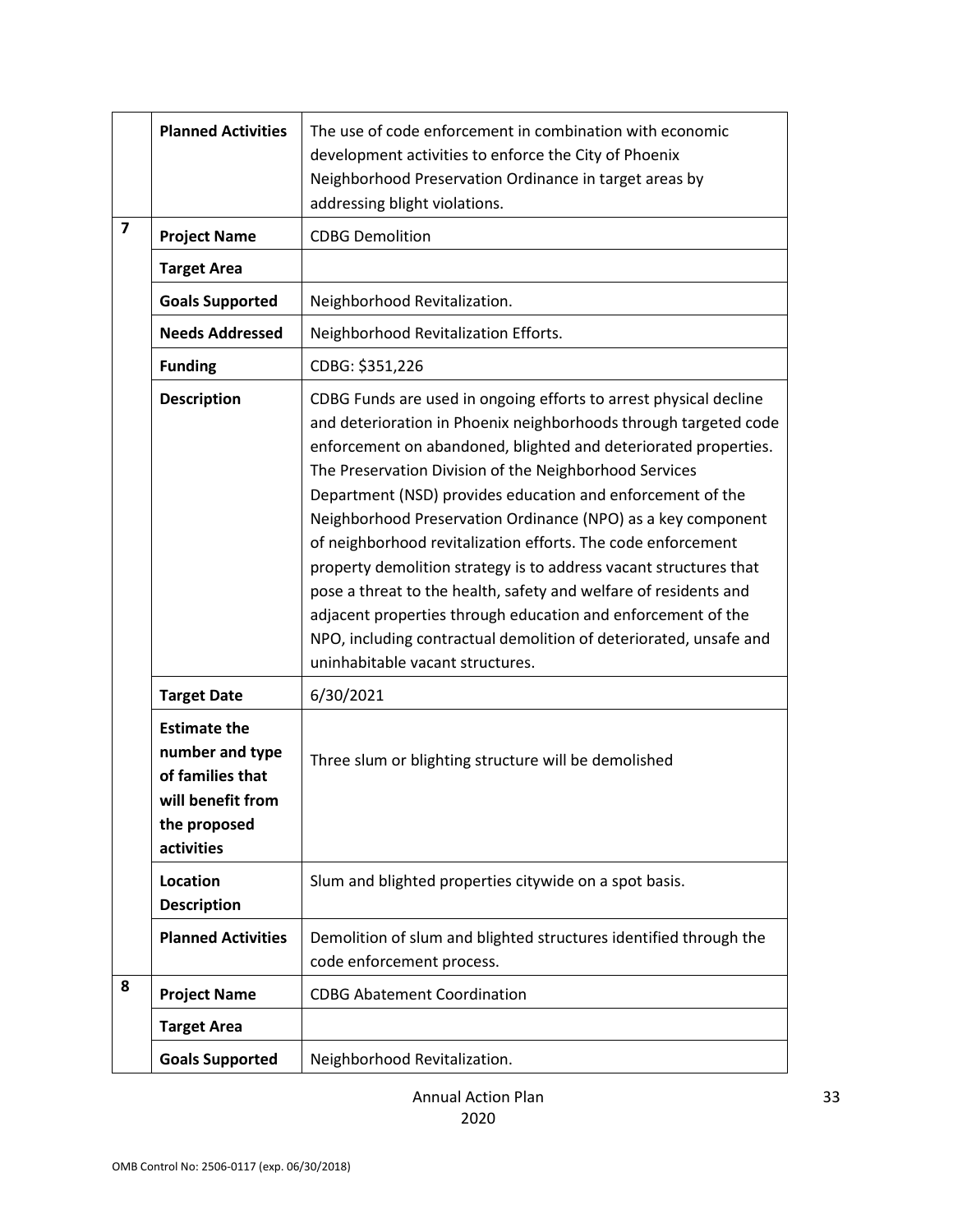| | | |
|---|---|---|
| | **Planned Activities** | The use of code enforcement in combination with economic development activities to enforce the City of Phoenix Neighborhood Preservation Ordinance in target areas by addressing blight violations. |
| **7** | **Project Name** | CDBG Demolition |
| | **Target Area** | |
| | **Goals Supported** | Neighborhood Revitalization. |
| | **Needs Addressed** | Neighborhood Revitalization Efforts. |
| | **Funding** | CDBG: $351,226 |
| | **Description** | CDBG Funds are used in ongoing efforts to arrest physical decline and deterioration in Phoenix neighborhoods through targeted code enforcement on abandoned, blighted and deteriorated properties. The Preservation Division of the Neighborhood Services Department (NSD) provides education and enforcement of the Neighborhood Preservation Ordinance (NPO) as a key component of neighborhood revitalization efforts. The code enforcement property demolition strategy is to address vacant structures that pose a threat to the health, safety and welfare of residents and adjacent properties through education and enforcement of the NPO, including contractual demolition of deteriorated, unsafe and uninhabitable vacant structures. |
| | **Target Date** | 6/30/2021 |
| | **Estimate the number and type of families that will benefit from the proposed activities** | Three slum or blighting structure will be demolished |
| | **Location Description** | Slum and blighted properties citywide on a spot basis. |
| | **Planned Activities** | Demolition of slum and blighted structures identified through the code enforcement process. |
| **8** | **Project Name** | CDBG Abatement Coordination |
| | **Target Area** | |
| | **Goals Supported** | Neighborhood Revitalization. |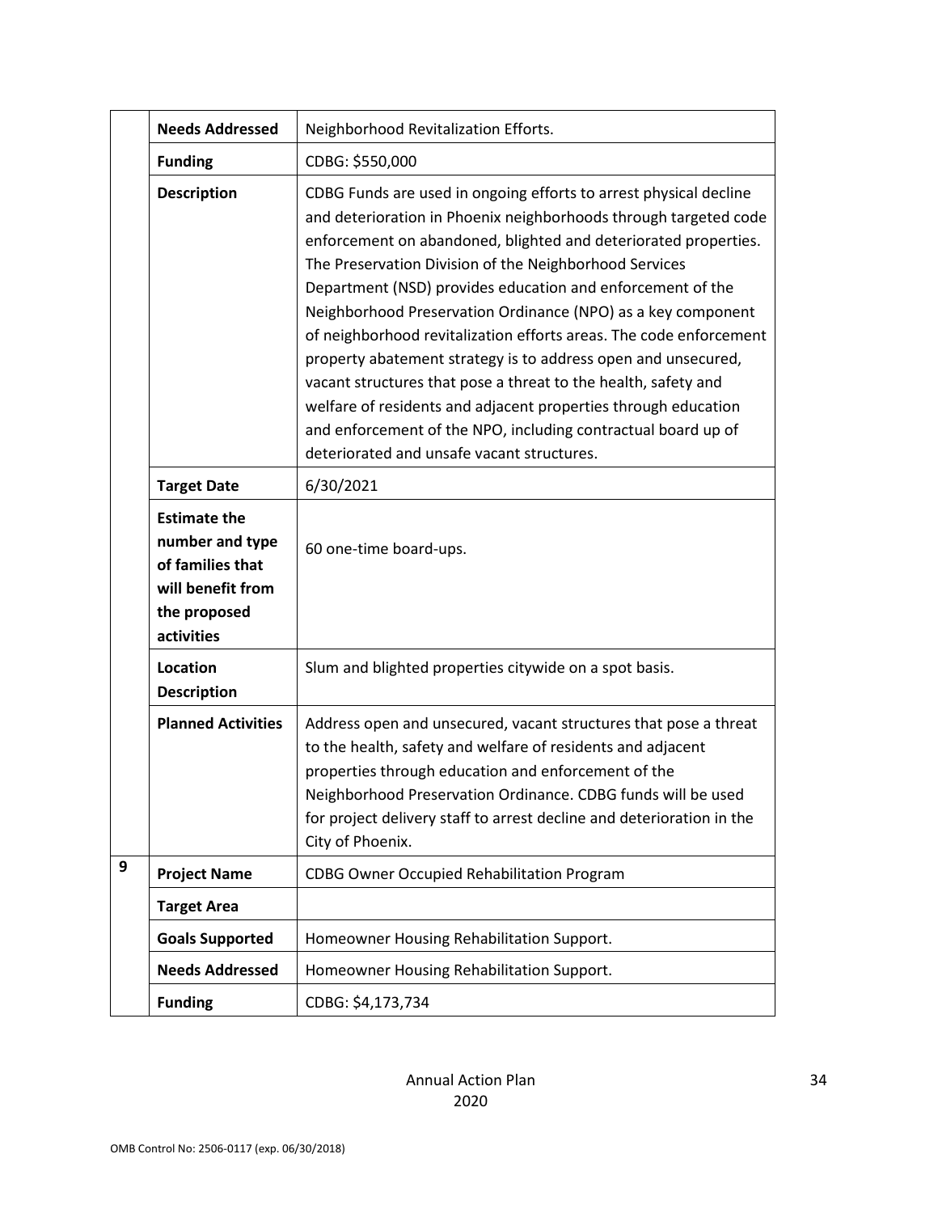| | | |
|---|---|---|
| | **Needs Addressed** | Neighborhood Revitalization Efforts. |
| | **Funding** | CDBG: $550,000 |
| | **Description** | CDBG Funds are used in ongoing efforts to arrest physical decline and deterioration in Phoenix neighborhoods through targeted code enforcement on abandoned, blighted and deteriorated properties. The Preservation Division of the Neighborhood Services Department (NSD) provides education and enforcement of the Neighborhood Preservation Ordinance (NPO) as a key component of neighborhood revitalization efforts areas. The code enforcement property abatement strategy is to address open and unsecured, vacant structures that pose a threat to the health, safety and welfare of residents and adjacent properties through education and enforcement of the NPO, including contractual board up of deteriorated and unsafe vacant structures. |
| | **Target Date** | 6/30/2021 |
| | **Estimate the number and type of families that will benefit from the proposed activities** | 60 one-time board-ups. |
| | **Location Description** | Slum and blighted properties citywide on a spot basis. |
| | **Planned Activities** | Address open and unsecured, vacant structures that pose a threat to the health, safety and welfare of residents and adjacent properties through education and enforcement of the Neighborhood Preservation Ordinance. CDBG funds will be used for project delivery staff to arrest decline and deterioration in the City of Phoenix. |
| 9 | **Project Name** | CDBG Owner Occupied Rehabilitation Program |
| | **Target Area** | |
| | **Goals Supported** | Homeowner Housing Rehabilitation Support. |
| | **Needs Addressed** | Homeowner Housing Rehabilitation Support. |
| | **Funding** | CDBG: $4,173,734 |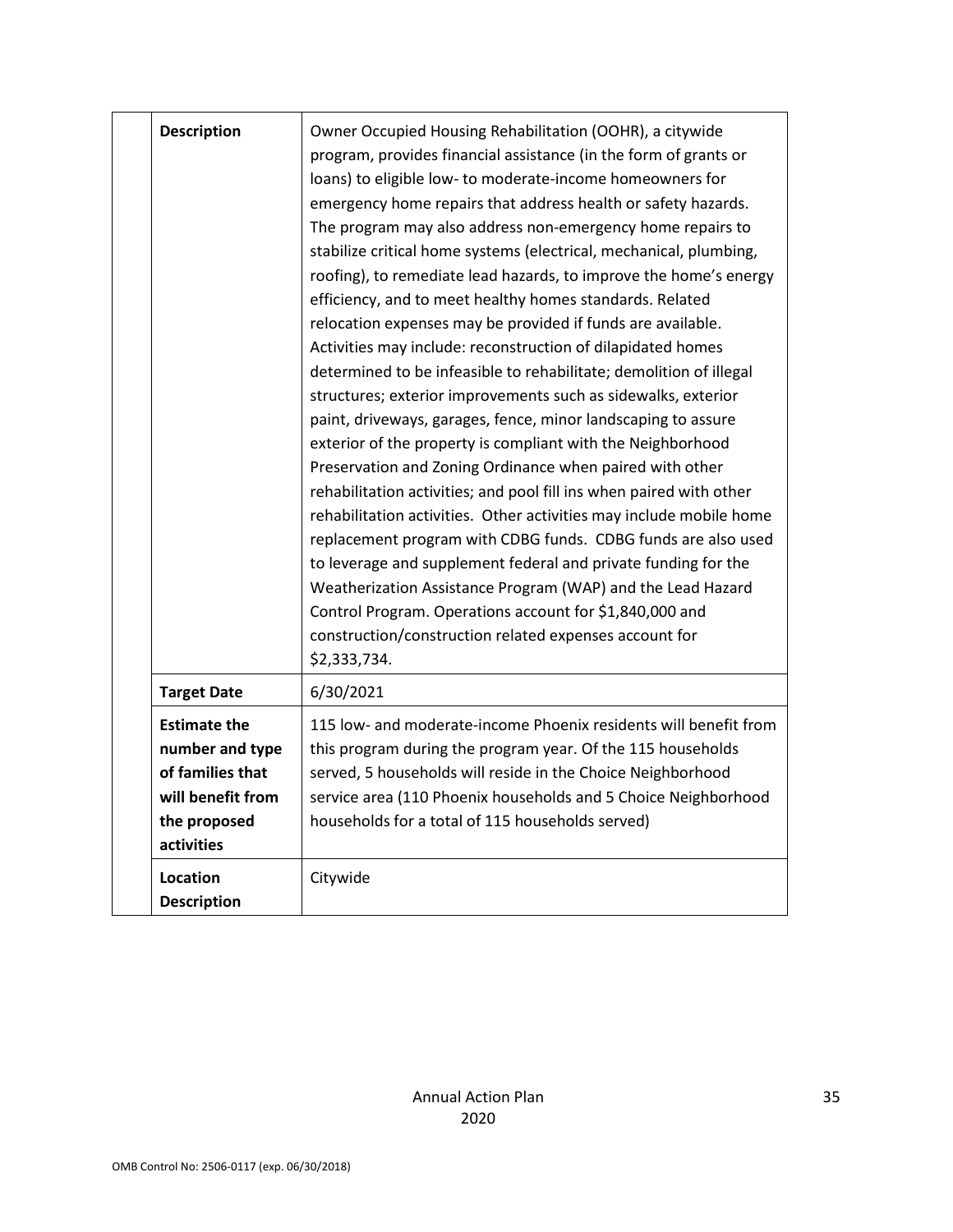| | |
|---|---|
| **Description** | Owner Occupied Housing Rehabilitation (OOHR), a citywide program, provides financial assistance (in the form of grants or loans) to eligible low- to moderate-income homeowners for emergency home repairs that address health or safety hazards. The program may also address non-emergency home repairs to stabilize critical home systems (electrical, mechanical, plumbing, roofing), to remediate lead hazards, to improve the home's energy efficiency, and to meet healthy homes standards. Related relocation expenses may be provided if funds are available. Activities may include: reconstruction of dilapidated homes determined to be infeasible to rehabilitate; demolition of illegal structures; exterior improvements such as sidewalks, exterior paint, driveways, garages, fence, minor landscaping to assure exterior of the property is compliant with the Neighborhood Preservation and Zoning Ordinance when paired with other rehabilitation activities; and pool fill ins when paired with other rehabilitation activities. Other activities may include mobile home replacement program with CDBG funds. CDBG funds are also used to leverage and supplement federal and private funding for the Weatherization Assistance Program (WAP) and the Lead Hazard Control Program. Operations account for $1,840,000 and construction/construction related expenses account for $2,333,734. |
| **Target Date** | 6/30/2021 |
| **Estimate the number and type of families that will benefit from the proposed activities** | 115 low- and moderate-income Phoenix residents will benefit from this program during the program year. Of the 115 households served, 5 households will reside in the Choice Neighborhood service area (110 Phoenix households and 5 Choice Neighborhood households for a total of 115 households served) |
| **Location Description** | Citywide |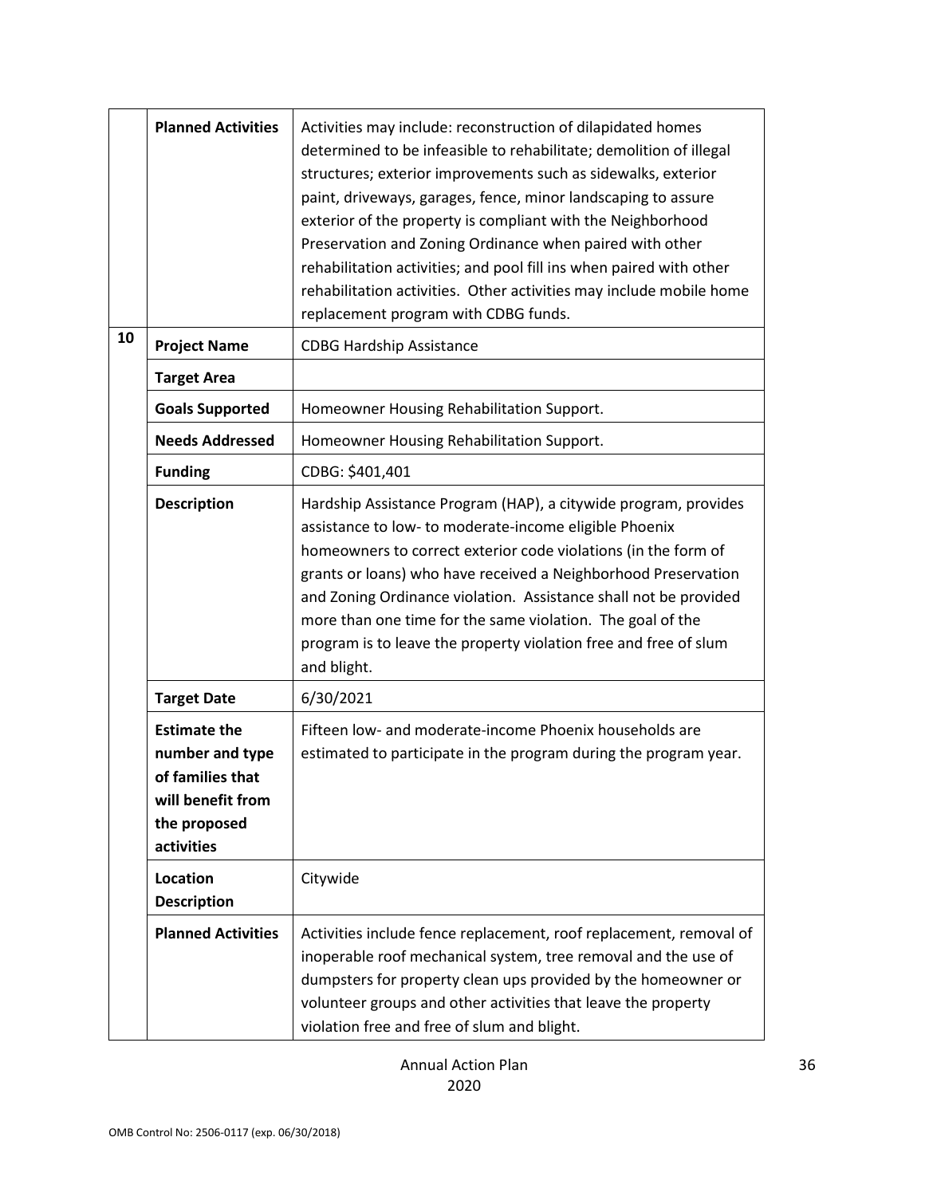| | | |
|---|---|---|
| | **Planned Activities** | Activities may include: reconstruction of dilapidated homes determined to be infeasible to rehabilitate; demolition of illegal structures; exterior improvements such as sidewalks, exterior paint, driveways, garages, fence, minor landscaping to assure exterior of the property is compliant with the Neighborhood Preservation and Zoning Ordinance when paired with other rehabilitation activities; and pool fill ins when paired with other rehabilitation activities. Other activities may include mobile home replacement program with CDBG funds. |
| **10** | **Project Name** | CDBG Hardship Assistance |
| | **Target Area** | |
| | **Goals Supported** | Homeowner Housing Rehabilitation Support. |
| | **Needs Addressed** | Homeowner Housing Rehabilitation Support. |
| | **Funding** | CDBG: $401,401 |
| | **Description** | Hardship Assistance Program (HAP), a citywide program, provides assistance to low- to moderate-income eligible Phoenix homeowners to correct exterior code violations (in the form of grants or loans) who have received a Neighborhood Preservation and Zoning Ordinance violation. Assistance shall not be provided more than one time for the same violation. The goal of the program is to leave the property violation free and free of slum and blight. |
| | **Target Date** | 6/30/2021 |
| | **Estimate the number and type of families that will benefit from the proposed activities** | Fifteen low- and moderate-income Phoenix households are estimated to participate in the program during the program year. |
| | **Location Description** | Citywide |
| | **Planned Activities** | Activities include fence replacement, roof replacement, removal of inoperable roof mechanical system, tree removal and the use of dumpsters for property clean ups provided by the homeowner or volunteer groups and other activities that leave the property violation free and free of slum and blight. |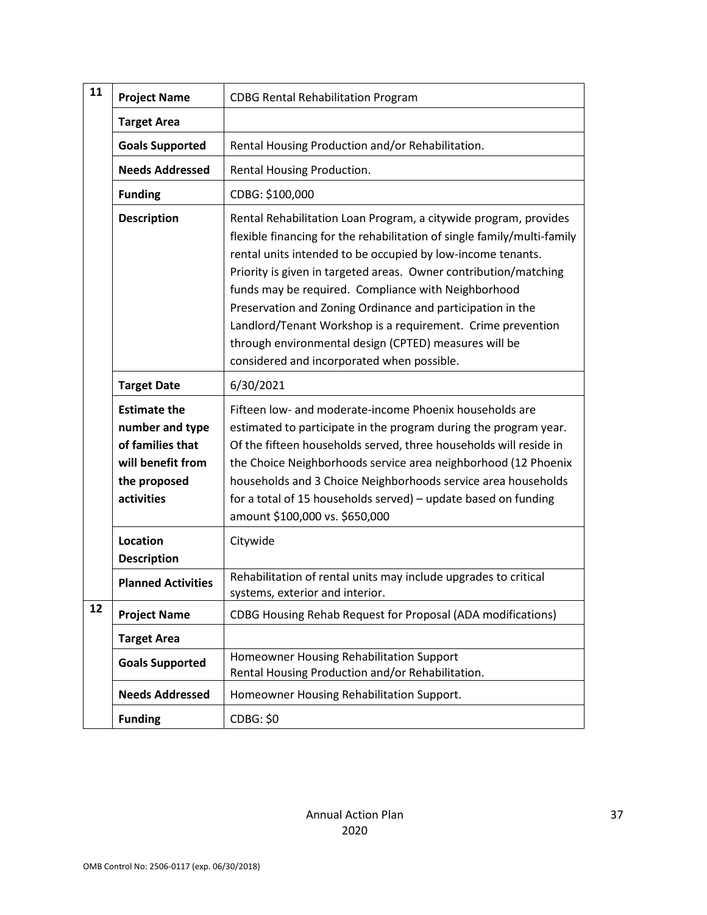| | | |
|---|---|---|
| 11 | **Project Name** | CDBG Rental Rehabilitation Program |
| | **Target Area** | |
| | **Goals Supported** | Rental Housing Production and/or Rehabilitation. |
| | **Needs Addressed** | Rental Housing Production. |
| | **Funding** | CDBG: $100,000 |
| | **Description** | Rental Rehabilitation Loan Program, a citywide program, provides flexible financing for the rehabilitation of single family/multi-family rental units intended to be occupied by low-income tenants. Priority is given in targeted areas. Owner contribution/matching funds may be required. Compliance with Neighborhood Preservation and Zoning Ordinance and participation in the Landlord/Tenant Workshop is a requirement. Crime prevention through environmental design (CPTED) measures will be considered and incorporated when possible. |
| | **Target Date** | 6/30/2021 |
| | **Estimate the number and type of families that will benefit from the proposed activities** | Fifteen low- and moderate-income Phoenix households are estimated to participate in the program during the program year. Of the fifteen households served, three households will reside in the Choice Neighborhoods service area neighborhood (12 Phoenix households and 3 Choice Neighborhoods service area households for a total of 15 households served) – update based on funding amount $100,000 vs. $650,000 |
| | **Location Description** | Citywide |
| | **Planned Activities** | Rehabilitation of rental units may include upgrades to critical systems, exterior and interior. |
| 12 | **Project Name** | CDBG Housing Rehab Request for Proposal (ADA modifications) |
| | **Target Area** | |
| | **Goals Supported** | Homeowner Housing Rehabilitation Support<br>Rental Housing Production and/or Rehabilitation. |
| | **Needs Addressed** | Homeowner Housing Rehabilitation Support. |
| | **Funding** | CDBG: $0 |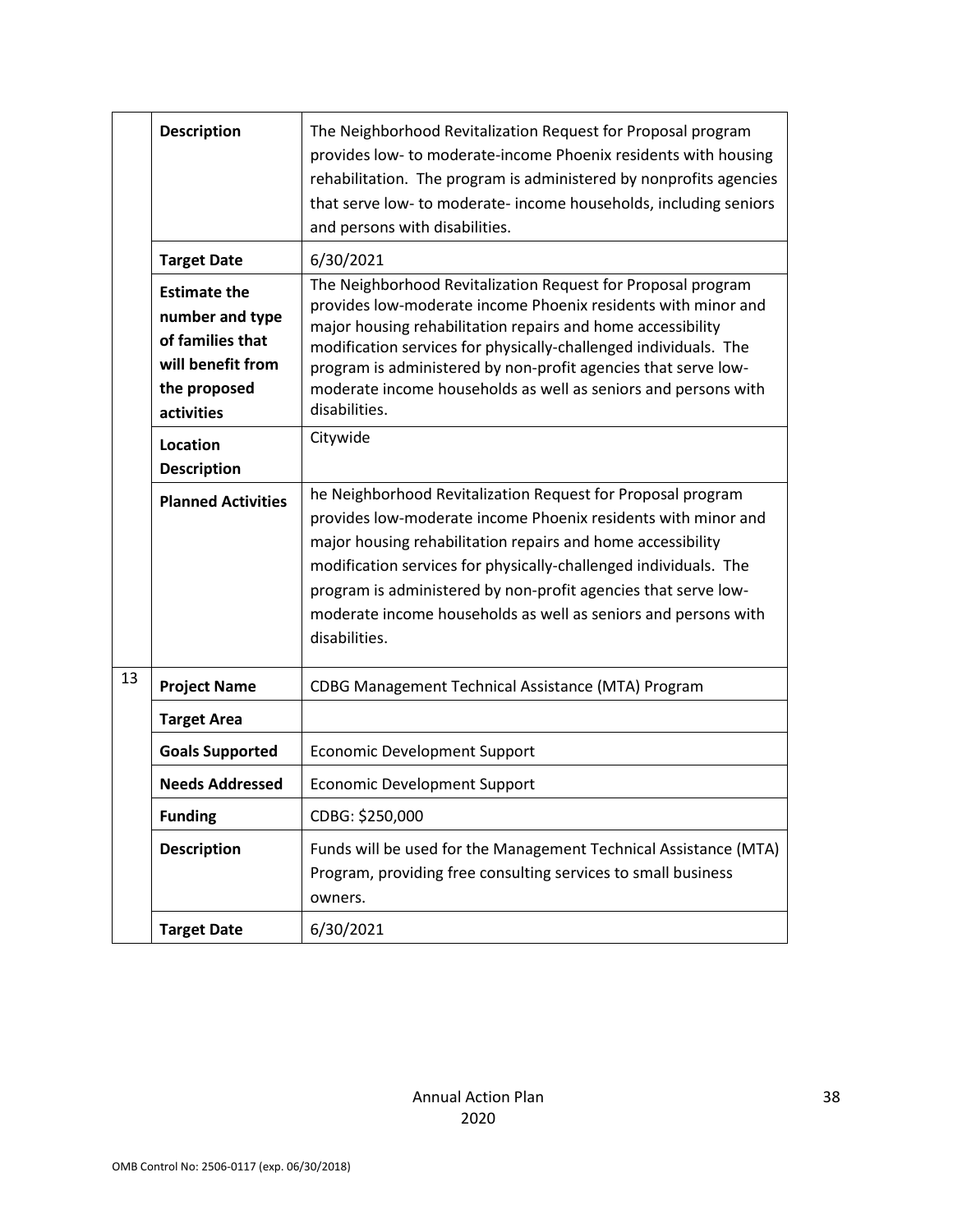| | | |
|---|---|---|
| | **Description** | The Neighborhood Revitalization Request for Proposal program provides low- to moderate-income Phoenix residents with housing rehabilitation. The program is administered by nonprofits agencies that serve low- to moderate- income households, including seniors and persons with disabilities. |
| | **Target Date** | 6/30/2021 |
| | **Estimate the number and type of families that will benefit from the proposed activities** | The Neighborhood Revitalization Request for Proposal program provides low-moderate income Phoenix residents with minor and major housing rehabilitation repairs and home accessibility modification services for physically-challenged individuals. The program is administered by non-profit agencies that serve low-moderate income households as well as seniors and persons with disabilities. |
| | **Location Description** | Citywide |
| | **Planned Activities** | he Neighborhood Revitalization Request for Proposal program provides low-moderate income Phoenix residents with minor and major housing rehabilitation repairs and home accessibility modification services for physically-challenged individuals. The program is administered by non-profit agencies that serve low-moderate income households as well as seniors and persons with disabilities. |
| 13 | **Project Name** | CDBG Management Technical Assistance (MTA) Program |
| | **Target Area** | |
| | **Goals Supported** | Economic Development Support |
| | **Needs Addressed** | Economic Development Support |
| | **Funding** | CDBG: $250,000 |
| | **Description** | Funds will be used for the Management Technical Assistance (MTA) Program, providing free consulting services to small business owners. |
| | **Target Date** | 6/30/2021 |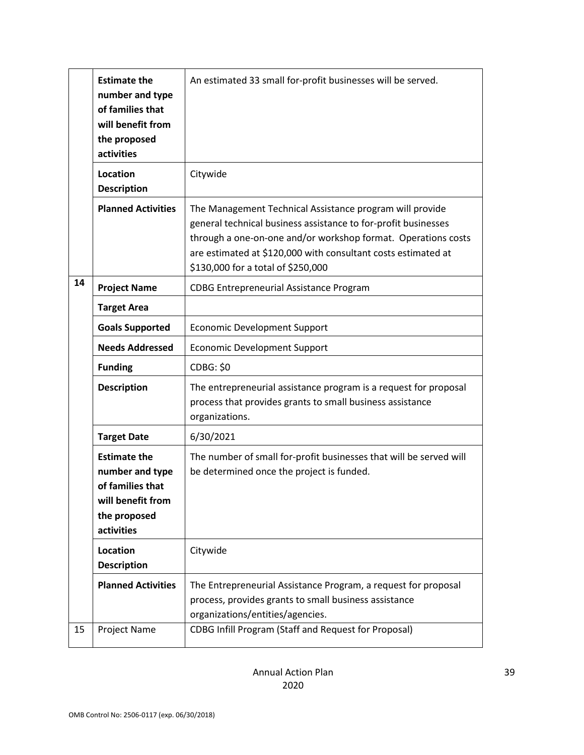| | | |
|---|---|---|
| | **Estimate the number and type of families that will benefit from the proposed activities** | An estimated 33 small for-profit businesses will be served. |
| | **Location Description** | Citywide |
| | **Planned Activities** | The Management Technical Assistance program will provide general technical business assistance to for-profit businesses through a one-on-one and/or workshop format. Operations costs are estimated at $120,000 with consultant costs estimated at $130,000 for a total of $250,000 |
| **14** | **Project Name** | CDBG Entrepreneurial Assistance Program |
| | **Target Area** | |
| | **Goals Supported** | Economic Development Support |
| | **Needs Addressed** | Economic Development Support |
| | **Funding** | CDBG: $0 |
| | **Description** | The entrepreneurial assistance program is a request for proposal process that provides grants to small business assistance organizations. |
| | **Target Date** | 6/30/2021 |
| | **Estimate the number and type of families that will benefit from the proposed activities** | The number of small for-profit businesses that will be served will be determined once the project is funded. |
| | **Location Description** | Citywide |
| | **Planned Activities** | The Entrepreneurial Assistance Program, a request for proposal process, provides grants to small business assistance organizations/entities/agencies. |
| 15 | Project Name | CDBG Infill Program (Staff and Request for Proposal) |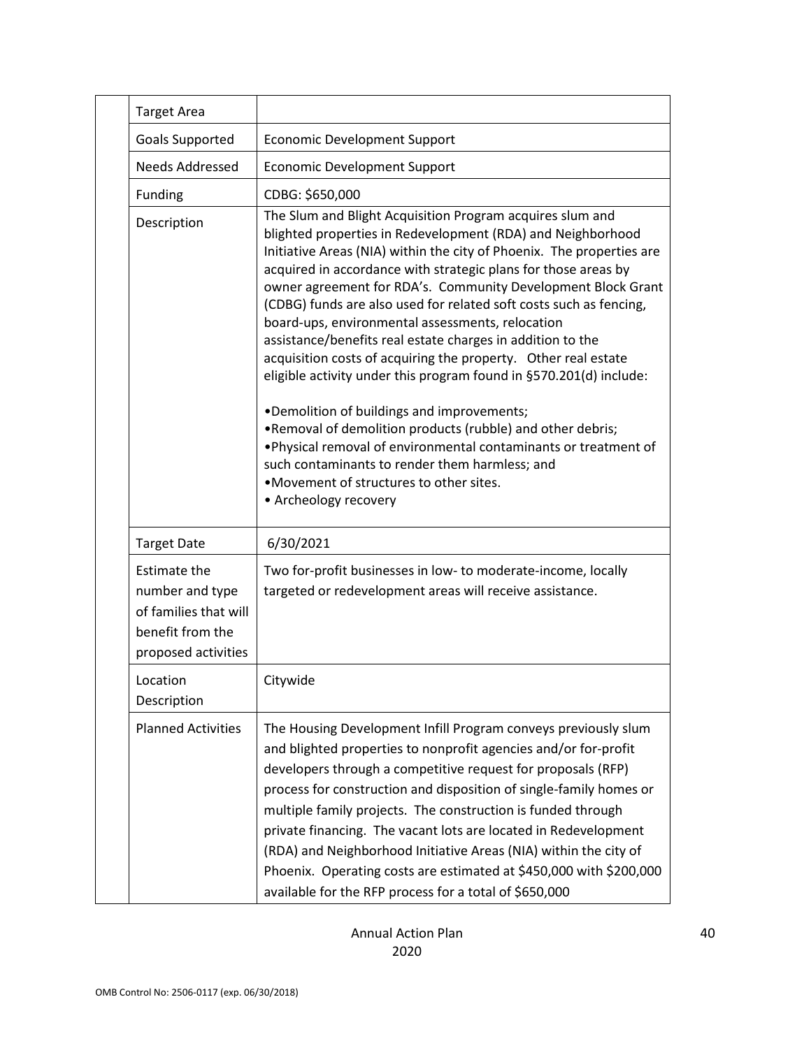| | |
|---|---|
| Target Area | |
| Goals Supported | Economic Development Support |
| Needs Addressed | Economic Development Support |
| Funding | CDBG: $650,000 |
| Description | The Slum and Blight Acquisition Program acquires slum and blighted properties in Redevelopment (RDA) and Neighborhood Initiative Areas (NIA) within the city of Phoenix. The properties are acquired in accordance with strategic plans for those areas by owner agreement for RDA's. Community Development Block Grant (CDBG) funds are also used for related soft costs such as fencing, board-ups, environmental assessments, relocation assistance/benefits real estate charges in addition to the acquisition costs of acquiring the property. Other real estate eligible activity under this program found in §570.201(d) include:<br><br>•Demolition of buildings and improvements;<br>•Removal of demolition products (rubble) and other debris;<br>•Physical removal of environmental contaminants or treatment of such contaminants to render them harmless; and<br>•Movement of structures to other sites.<br>• Archeology recovery |
| Target Date | 6/30/2021 |
| Estimate the number and type of families that will benefit from the proposed activities | Two for-profit businesses in low- to moderate-income, locally targeted or redevelopment areas will receive assistance. |
| Location Description | Citywide |
| Planned Activities | The Housing Development Infill Program conveys previously slum and blighted properties to nonprofit agencies and/or for-profit developers through a competitive request for proposals (RFP) process for construction and disposition of single-family homes or multiple family projects. The construction is funded through private financing. The vacant lots are located in Redevelopment (RDA) and Neighborhood Initiative Areas (NIA) within the city of Phoenix. Operating costs are estimated at $450,000 with $200,000 available for the RFP process for a total of $650,000 |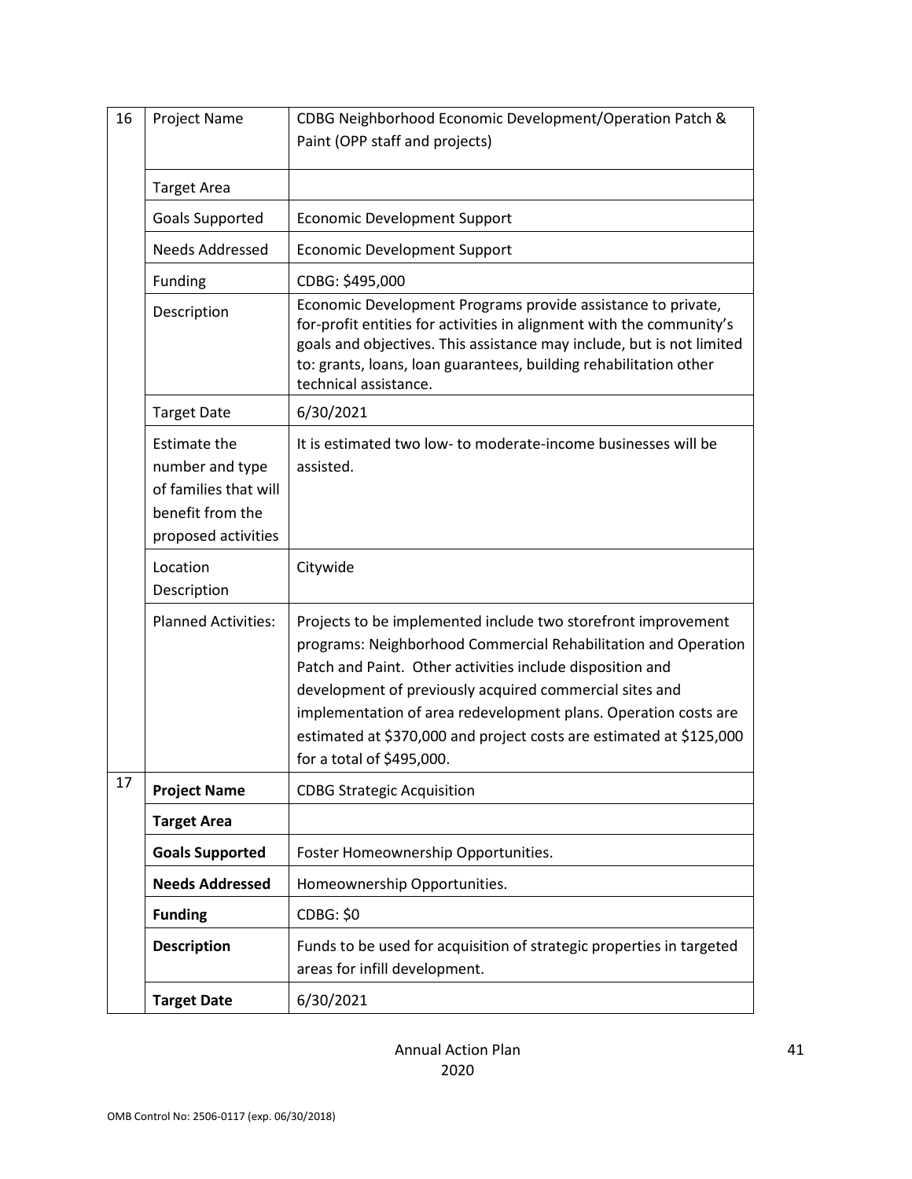| 16 | Project Name | CDBG Neighborhood Economic Development/Operation Patch & Paint (OPP staff and projects) |
|---|---|---|
| | Target Area | |
| | Goals Supported | Economic Development Support |
| | Needs Addressed | Economic Development Support |
| | Funding | CDBG: $495,000 |
| | Description | Economic Development Programs provide assistance to private, for-profit entities for activities in alignment with the community's goals and objectives. This assistance may include, but is not limited to: grants, loans, loan guarantees, building rehabilitation other technical assistance. |
| | Target Date | 6/30/2021 |
| | Estimate the number and type of families that will benefit from the proposed activities | It is estimated two low- to moderate-income businesses will be assisted. |
| | Location Description | Citywide |
| | Planned Activities: | Projects to be implemented include two storefront improvement programs: Neighborhood Commercial Rehabilitation and Operation Patch and Paint. Other activities include disposition and development of previously acquired commercial sites and implementation of area redevelopment plans. Operation costs are estimated at $370,000 and project costs are estimated at $125,000 for a total of $495,000. |
| 17 | **Project Name** | CDBG Strategic Acquisition |
| | **Target Area** | |
| | **Goals Supported** | Foster Homeownership Opportunities. |
| | **Needs Addressed** | Homeownership Opportunities. |
| | **Funding** | CDBG: $0 |
| | **Description** | Funds to be used for acquisition of strategic properties in targeted areas for infill development. |
| | **Target Date** | 6/30/2021 |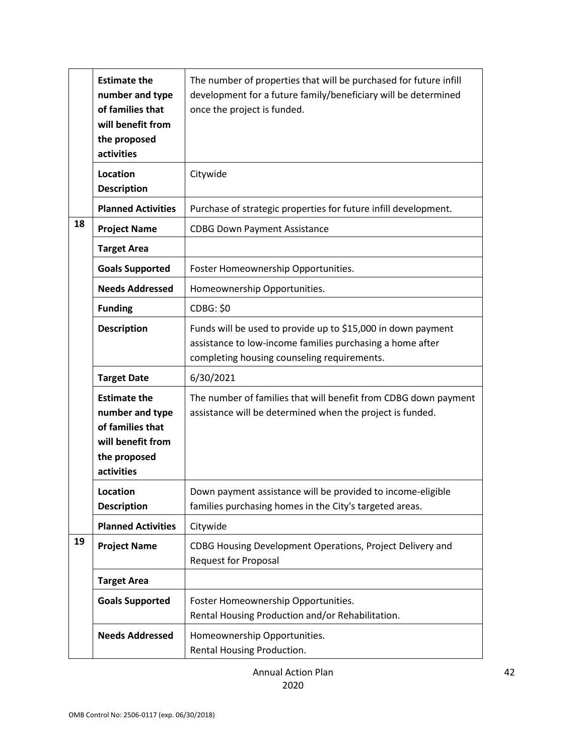| | | |
|---|---|---|
| | **Estimate the number and type of families that will benefit from the proposed activities** | The number of properties that will be purchased for future infill development for a future family/beneficiary will be determined once the project is funded. |
| | **Location Description** | Citywide |
| | **Planned Activities** | Purchase of strategic properties for future infill development. |
| 18 | **Project Name** | CDBG Down Payment Assistance |
| | **Target Area** | |
| | **Goals Supported** | Foster Homeownership Opportunities. |
| | **Needs Addressed** | Homeownership Opportunities. |
| | **Funding** | CDBG: $0 |
| | **Description** | Funds will be used to provide up to $15,000 in down payment assistance to low-income families purchasing a home after completing housing counseling requirements. |
| | **Target Date** | 6/30/2021 |
| | **Estimate the number and type of families that will benefit from the proposed activities** | The number of families that will benefit from CDBG down payment assistance will be determined when the project is funded. |
| | **Location Description** | Down payment assistance will be provided to income-eligible families purchasing homes in the City's targeted areas. |
| | **Planned Activities** | Citywide |
| 19 | **Project Name** | CDBG Housing Development Operations, Project Delivery and Request for Proposal |
| | **Target Area** | |
| | **Goals Supported** | Foster Homeownership Opportunities.<br>Rental Housing Production and/or Rehabilitation. |
| | **Needs Addressed** | Homeownership Opportunities.<br>Rental Housing Production. |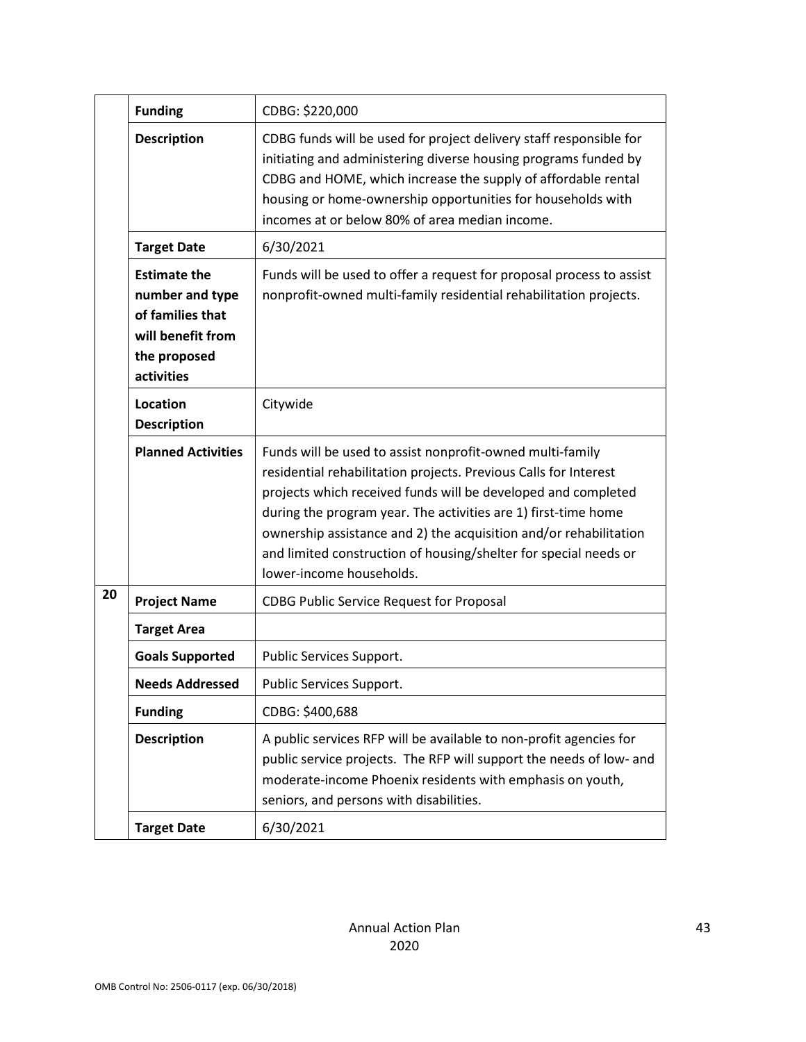| | | |
|---|---|---|
| | **Funding** | CDBG: $220,000 |
| | **Description** | CDBG funds will be used for project delivery staff responsible for initiating and administering diverse housing programs funded by CDBG and HOME, which increase the supply of affordable rental housing or home-ownership opportunities for households with incomes at or below 80% of area median income. |
| | **Target Date** | 6/30/2021 |
| | **Estimate the number and type of families that will benefit from the proposed activities** | Funds will be used to offer a request for proposal process to assist nonprofit-owned multi-family residential rehabilitation projects. |
| | **Location Description** | Citywide |
| | **Planned Activities** | Funds will be used to assist nonprofit-owned multi-family residential rehabilitation projects. Previous Calls for Interest projects which received funds will be developed and completed during the program year. The activities are 1) first-time home ownership assistance and 2) the acquisition and/or rehabilitation and limited construction of housing/shelter for special needs or lower-income households. |
| **20** | **Project Name** | CDBG Public Service Request for Proposal |
| | **Target Area** | |
| | **Goals Supported** | Public Services Support. |
| | **Needs Addressed** | Public Services Support. |
| | **Funding** | CDBG: $400,688 |
| | **Description** | A public services RFP will be available to non-profit agencies for public service projects. The RFP will support the needs of low- and moderate-income Phoenix residents with emphasis on youth, seniors, and persons with disabilities. |
| | **Target Date** | 6/30/2021 |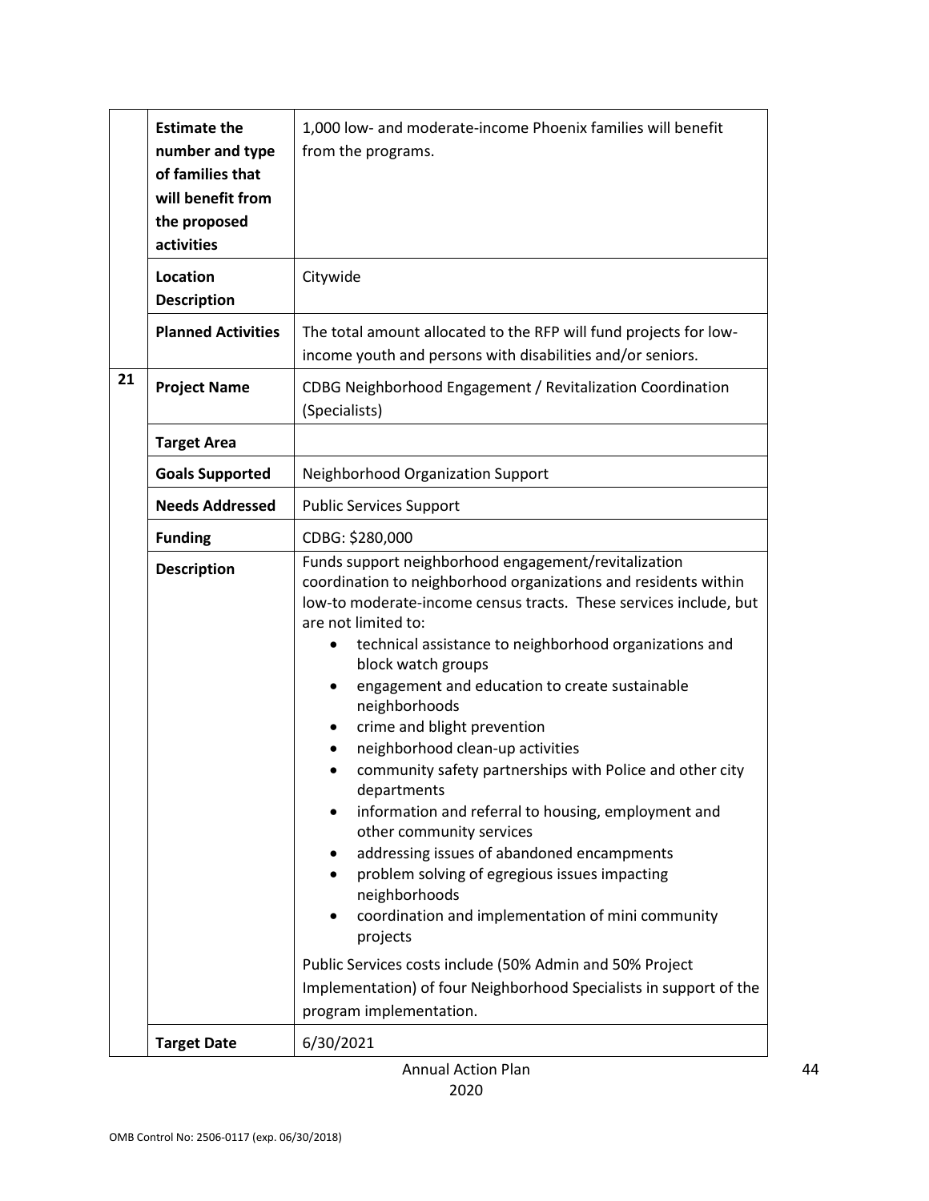| | | |
|---|---|---|
| | **Estimate the number and type of families that will benefit from the proposed activities** | 1,000 low- and moderate-income Phoenix families will benefit from the programs. |
| | **Location Description** | Citywide |
| | **Planned Activities** | The total amount allocated to the RFP will fund projects for low-income youth and persons with disabilities and/or seniors. |
| **21** | **Project Name** | CDBG Neighborhood Engagement / Revitalization Coordination (Specialists) |
| | **Target Area** | |
| | **Goals Supported** | Neighborhood Organization Support |
| | **Needs Addressed** | Public Services Support |
| | **Funding** | CDBG: $280,000 |
| | **Description** | Funds support neighborhood engagement/revitalization coordination to neighborhood organizations and residents within low-to moderate-income census tracts. These services include, but are not limited to:<br>• technical assistance to neighborhood organizations and block watch groups<br>• engagement and education to create sustainable neighborhoods<br>• crime and blight prevention<br>• neighborhood clean-up activities<br>• community safety partnerships with Police and other city departments<br>• information and referral to housing, employment and other community services<br>• addressing issues of abandoned encampments<br>• problem solving of egregious issues impacting neighborhoods<br>• coordination and implementation of mini community projects<br><br>Public Services costs include (50% Admin and 50% Project Implementation) of four Neighborhood Specialists in support of the program implementation. |
| | **Target Date** | 6/30/2021 |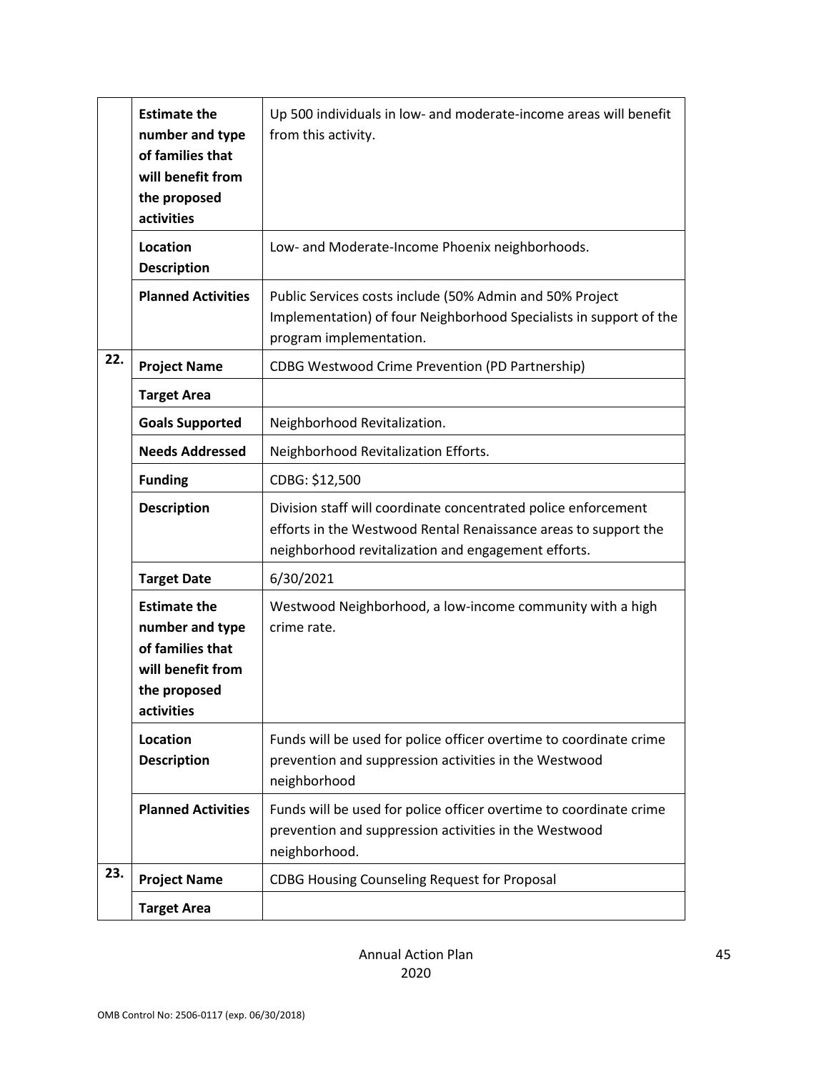| | | |
|---|---|---|
| | **Estimate the number and type of families that will benefit from the proposed activities** | Up 500 individuals in low- and moderate-income areas will benefit from this activity. |
| | **Location Description** | Low- and Moderate-Income Phoenix neighborhoods. |
| | **Planned Activities** | Public Services costs include (50% Admin and 50% Project Implementation) of four Neighborhood Specialists in support of the program implementation. |
| **22.** | **Project Name** | CDBG Westwood Crime Prevention (PD Partnership) |
| | **Target Area** | |
| | **Goals Supported** | Neighborhood Revitalization. |
| | **Needs Addressed** | Neighborhood Revitalization Efforts. |
| | **Funding** | CDBG: $12,500 |
| | **Description** | Division staff will coordinate concentrated police enforcement efforts in the Westwood Rental Renaissance areas to support the neighborhood revitalization and engagement efforts. |
| | **Target Date** | 6/30/2021 |
| | **Estimate the number and type of families that will benefit from the proposed activities** | Westwood Neighborhood, a low-income community with a high crime rate. |
| | **Location Description** | Funds will be used for police officer overtime to coordinate crime prevention and suppression activities in the Westwood neighborhood |
| | **Planned Activities** | Funds will be used for police officer overtime to coordinate crime prevention and suppression activities in the Westwood neighborhood. |
| **23.** | **Project Name** | CDBG Housing Counseling Request for Proposal |
| | **Target Area** | |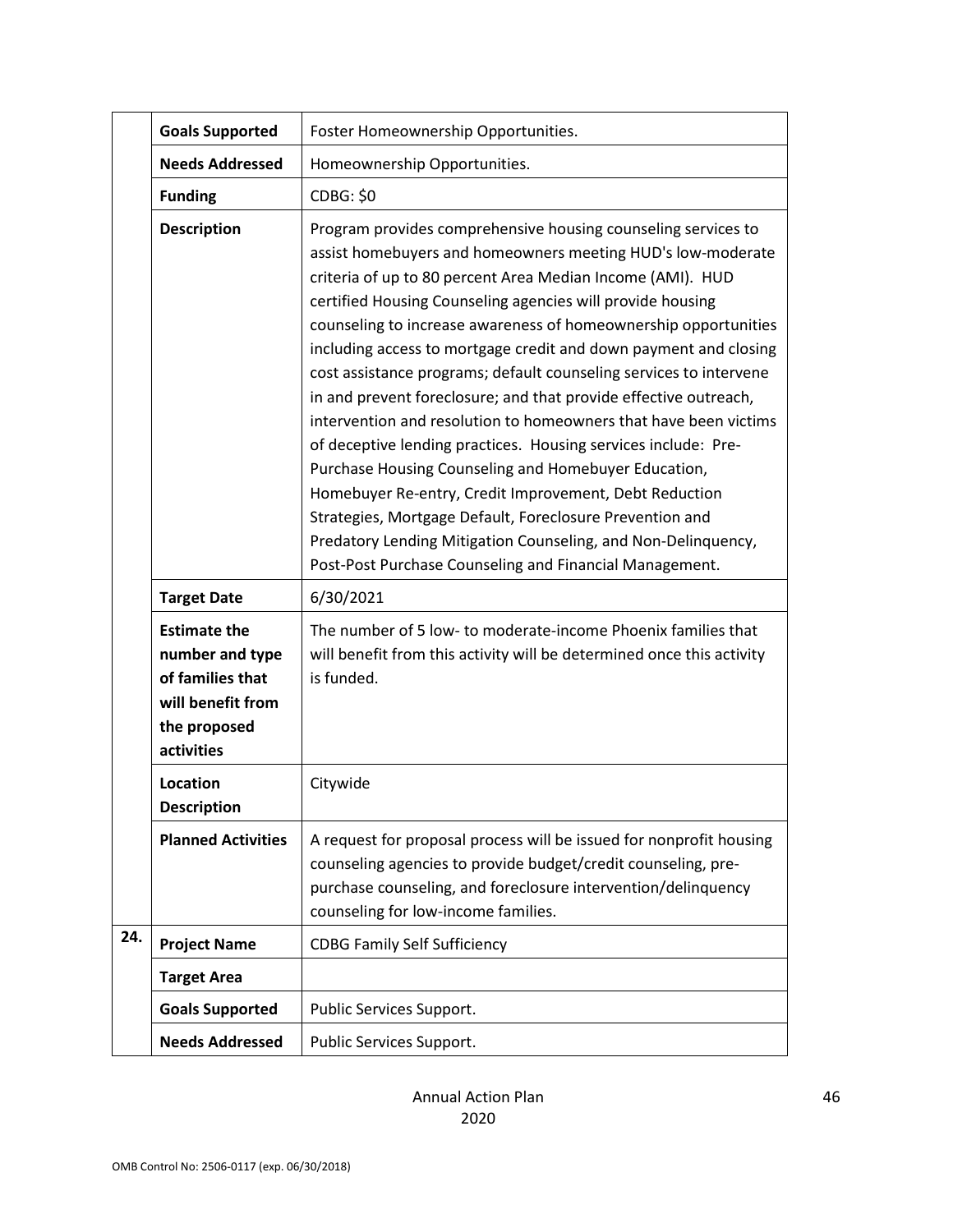| | | |
|---|---|---|
| | **Goals Supported** | Foster Homeownership Opportunities. |
| | **Needs Addressed** | Homeownership Opportunities. |
| | **Funding** | CDBG: $0 |
| | **Description** | Program provides comprehensive housing counseling services to assist homebuyers and homeowners meeting HUD's low-moderate criteria of up to 80 percent Area Median Income (AMI). HUD certified Housing Counseling agencies will provide housing counseling to increase awareness of homeownership opportunities including access to mortgage credit and down payment and closing cost assistance programs; default counseling services to intervene in and prevent foreclosure; and that provide effective outreach, intervention and resolution to homeowners that have been victims of deceptive lending practices. Housing services include: Pre-Purchase Housing Counseling and Homebuyer Education, Homebuyer Re-entry, Credit Improvement, Debt Reduction Strategies, Mortgage Default, Foreclosure Prevention and Predatory Lending Mitigation Counseling, and Non-Delinquency, Post-Post Purchase Counseling and Financial Management. |
| | **Target Date** | 6/30/2021 |
| | **Estimate the number and type of families that will benefit from the proposed activities** | The number of 5 low- to moderate-income Phoenix families that will benefit from this activity will be determined once this activity is funded. |
| | **Location Description** | Citywide |
| | **Planned Activities** | A request for proposal process will be issued for nonprofit housing counseling agencies to provide budget/credit counseling, pre-purchase counseling, and foreclosure intervention/delinquency counseling for low-income families. |
| 24. | **Project Name** | CDBG Family Self Sufficiency |
| | **Target Area** | |
| | **Goals Supported** | Public Services Support. |
| | **Needs Addressed** | Public Services Support. |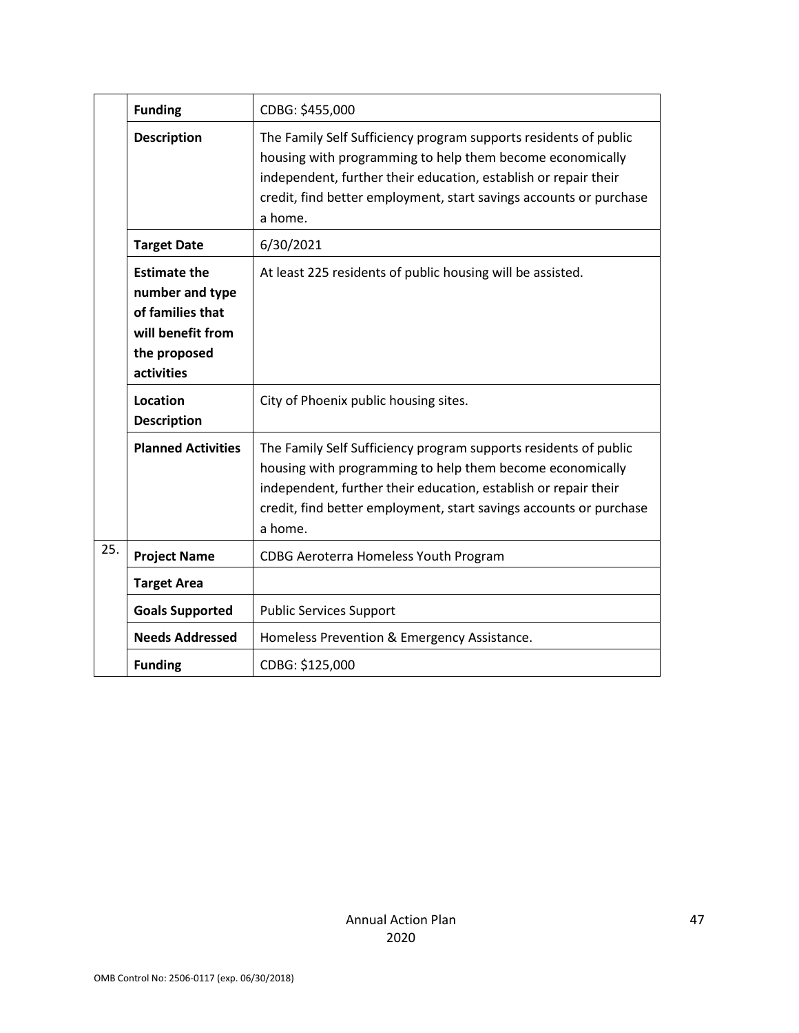| | | |
|---|---|---|
| | **Funding** | CDBG: $455,000 |
| | **Description** | The Family Self Sufficiency program supports residents of public housing with programming to help them become economically independent, further their education, establish or repair their credit, find better employment, start savings accounts or purchase a home. |
| | **Target Date** | 6/30/2021 |
| | **Estimate the number and type of families that will benefit from the proposed activities** | At least 225 residents of public housing will be assisted. |
| | **Location Description** | City of Phoenix public housing sites. |
| | **Planned Activities** | The Family Self Sufficiency program supports residents of public housing with programming to help them become economically independent, further their education, establish or repair their credit, find better employment, start savings accounts or purchase a home. |
| 25. | **Project Name** | CDBG Aeroterra Homeless Youth Program |
| | **Target Area** | |
| | **Goals Supported** | Public Services Support |
| | **Needs Addressed** | Homeless Prevention & Emergency Assistance. |
| | **Funding** | CDBG: $125,000 |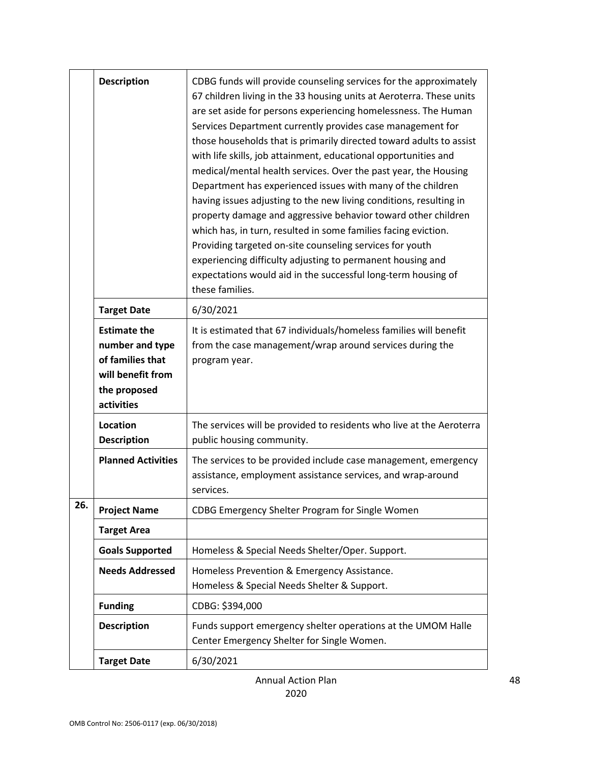| | | |
|---|---|---|
| | **Description** | CDBG funds will provide counseling services for the approximately 67 children living in the 33 housing units at Aeroterra. These units are set aside for persons experiencing homelessness. The Human Services Department currently provides case management for those households that is primarily directed toward adults to assist with life skills, job attainment, educational opportunities and medical/mental health services. Over the past year, the Housing Department has experienced issues with many of the children having issues adjusting to the new living conditions, resulting in property damage and aggressive behavior toward other children which has, in turn, resulted in some families facing eviction. Providing targeted on-site counseling services for youth experiencing difficulty adjusting to permanent housing and expectations would aid in the successful long-term housing of these families. |
| | **Target Date** | 6/30/2021 |
| | **Estimate the number and type of families that will benefit from the proposed activities** | It is estimated that 67 individuals/homeless families will benefit from the case management/wrap around services during the program year. |
| | **Location Description** | The services will be provided to residents who live at the Aeroterra public housing community. |
| | **Planned Activities** | The services to be provided include case management, emergency assistance, employment assistance services, and wrap-around services. |
| **26.** | **Project Name** | CDBG Emergency Shelter Program for Single Women |
| | **Target Area** | |
| | **Goals Supported** | Homeless & Special Needs Shelter/Oper. Support. |
| | **Needs Addressed** | Homeless Prevention & Emergency Assistance.<br>Homeless & Special Needs Shelter & Support. |
| | **Funding** | CDBG: $394,000 |
| | **Description** | Funds support emergency shelter operations at the UMOM Halle Center Emergency Shelter for Single Women. |
| | **Target Date** | 6/30/2021 |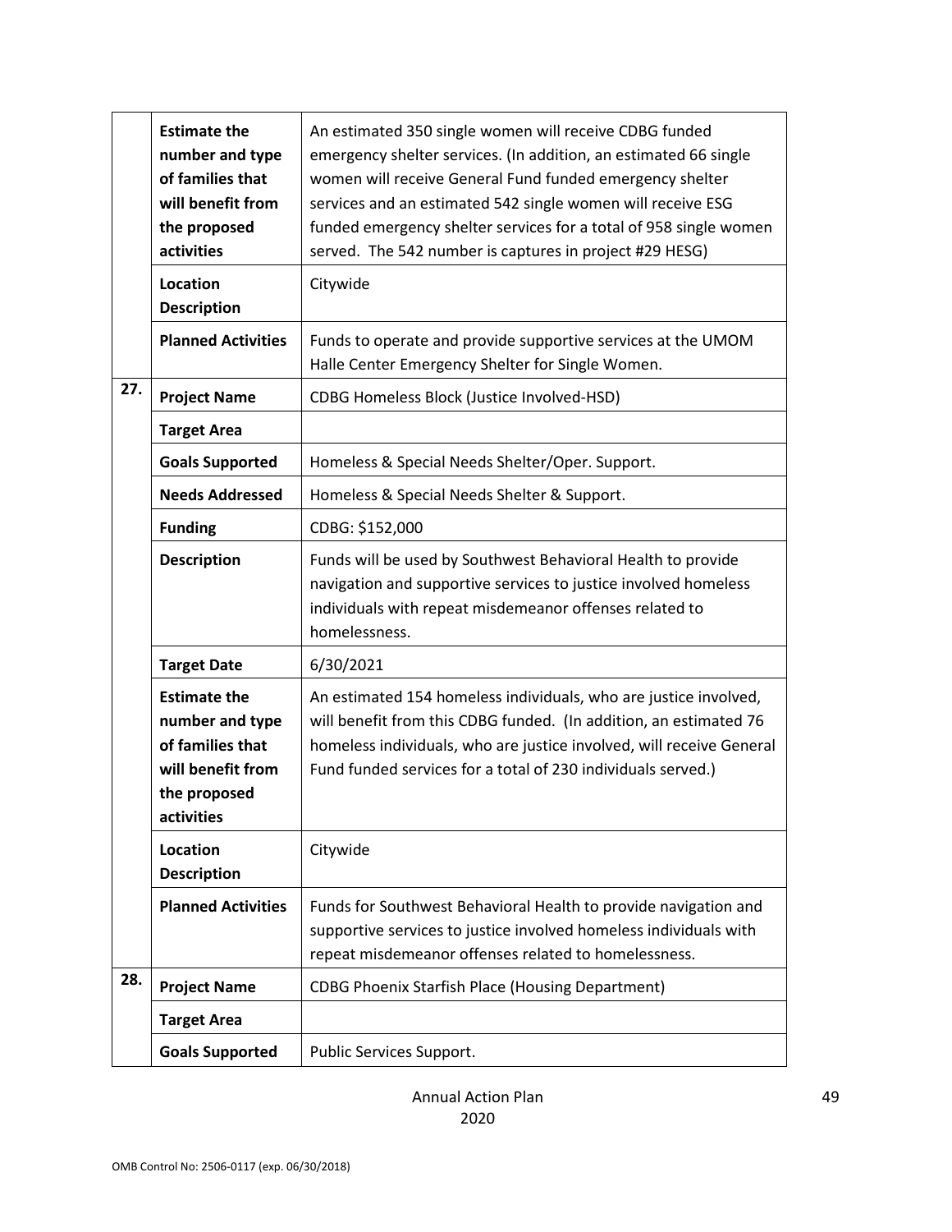| | | |
|---|---|---|
| | **Estimate the number and type of families that will benefit from the proposed activities** | An estimated 350 single women will receive CDBG funded emergency shelter services. (In addition, an estimated 66 single women will receive General Fund funded emergency shelter services and an estimated 542 single women will receive ESG funded emergency shelter services for a total of 958 single women served. The 542 number is captures in project #29 HESG) |
| | **Location Description** | Citywide |
| | **Planned Activities** | Funds to operate and provide supportive services at the UMOM Halle Center Emergency Shelter for Single Women. |
| **27.** | **Project Name** | CDBG Homeless Block (Justice Involved-HSD) |
| | **Target Area** | |
| | **Goals Supported** | Homeless & Special Needs Shelter/Oper. Support. |
| | **Needs Addressed** | Homeless & Special Needs Shelter & Support. |
| | **Funding** | CDBG: $152,000 |
| | **Description** | Funds will be used by Southwest Behavioral Health to provide navigation and supportive services to justice involved homeless individuals with repeat misdemeanor offenses related to homelessness. |
| | **Target Date** | 6/30/2021 |
| | **Estimate the number and type of families that will benefit from the proposed activities** | An estimated 154 homeless individuals, who are justice involved, will benefit from this CDBG funded. (In addition, an estimated 76 homeless individuals, who are justice involved, will receive General Fund funded services for a total of 230 individuals served.) |
| | **Location Description** | Citywide |
| | **Planned Activities** | Funds for Southwest Behavioral Health to provide navigation and supportive services to justice involved homeless individuals with repeat misdemeanor offenses related to homelessness. |
| **28.** | **Project Name** | CDBG Phoenix Starfish Place (Housing Department) |
| | **Target Area** | |
| | **Goals Supported** | Public Services Support. |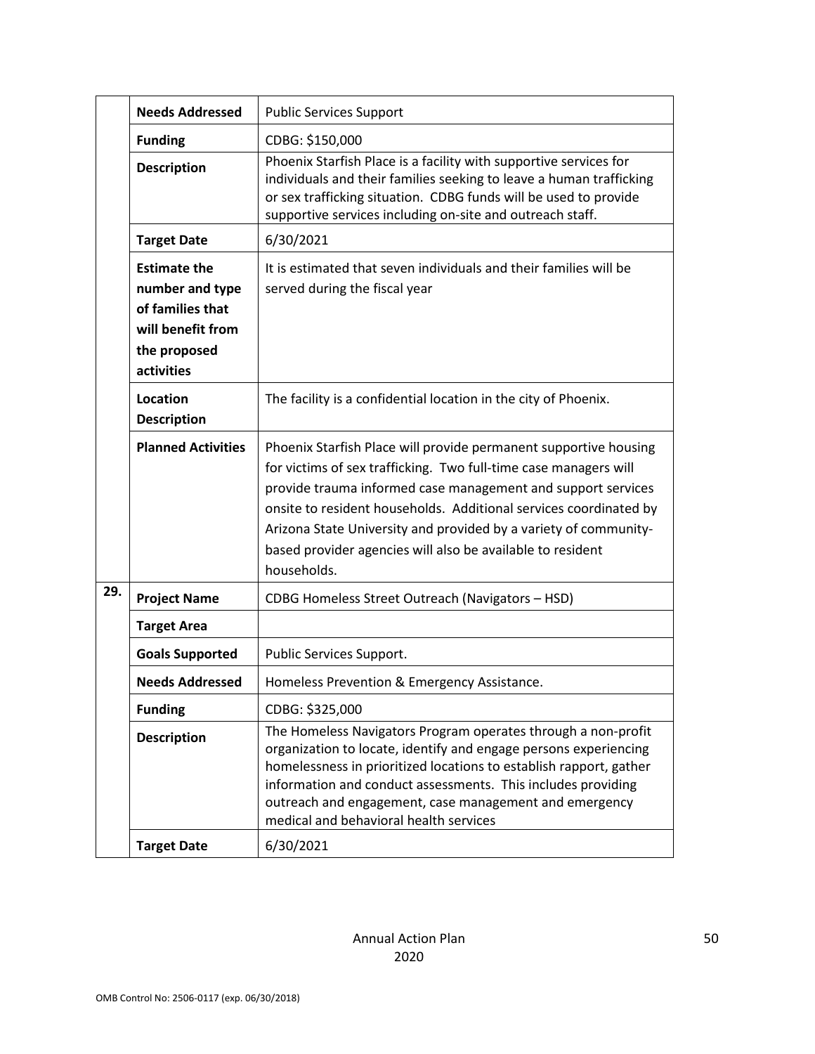| | | |
|---|---|---|
| | **Needs Addressed** | Public Services Support |
| | **Funding** | CDBG: $150,000 |
| | **Description** | Phoenix Starfish Place is a facility with supportive services for individuals and their families seeking to leave a human trafficking or sex trafficking situation. CDBG funds will be used to provide supportive services including on-site and outreach staff. |
| | **Target Date** | 6/30/2021 |
| | **Estimate the number and type of families that will benefit from the proposed activities** | It is estimated that seven individuals and their families will be served during the fiscal year |
| | **Location Description** | The facility is a confidential location in the city of Phoenix. |
| | **Planned Activities** | Phoenix Starfish Place will provide permanent supportive housing for victims of sex trafficking. Two full-time case managers will provide trauma informed case management and support services onsite to resident households. Additional services coordinated by Arizona State University and provided by a variety of community-based provider agencies will also be available to resident households. |
| **29.** | **Project Name** | CDBG Homeless Street Outreach (Navigators – HSD) |
| | **Target Area** | |
| | **Goals Supported** | Public Services Support. |
| | **Needs Addressed** | Homeless Prevention & Emergency Assistance. |
| | **Funding** | CDBG: $325,000 |
| | **Description** | The Homeless Navigators Program operates through a non-profit organization to locate, identify and engage persons experiencing homelessness in prioritized locations to establish rapport, gather information and conduct assessments. This includes providing outreach and engagement, case management and emergency medical and behavioral health services |
| | **Target Date** | 6/30/2021 |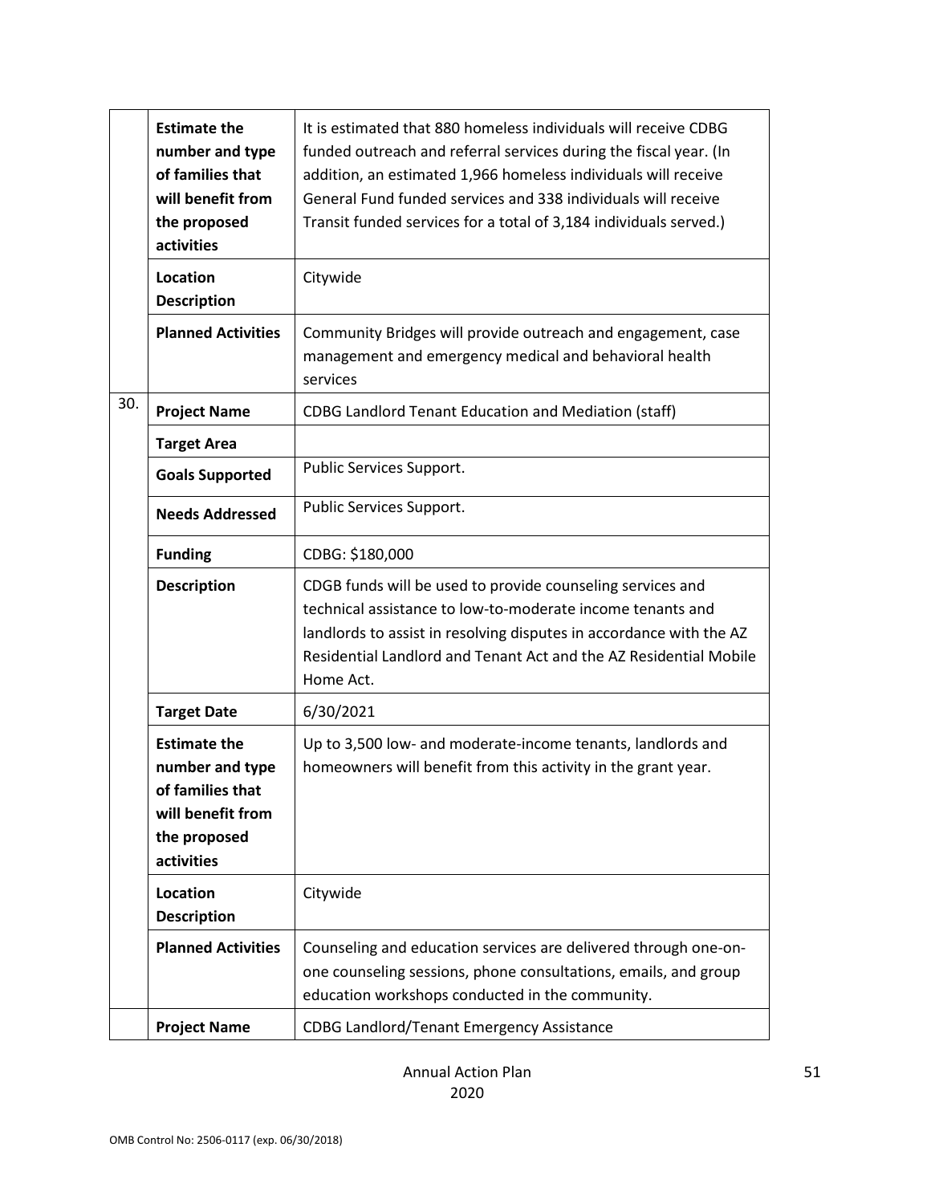| | | |
|---|---|---|
| | **Estimate the number and type of families that will benefit from the proposed activities** | It is estimated that 880 homeless individuals will receive CDBG funded outreach and referral services during the fiscal year. (In addition, an estimated 1,966 homeless individuals will receive General Fund funded services and 338 individuals will receive Transit funded services for a total of 3,184 individuals served.) |
| | **Location Description** | Citywide |
| | **Planned Activities** | Community Bridges will provide outreach and engagement, case management and emergency medical and behavioral health services |
| 30. | **Project Name** | CDBG Landlord Tenant Education and Mediation (staff) |
| | **Target Area** | |
| | **Goals Supported** | Public Services Support. |
| | **Needs Addressed** | Public Services Support. |
| | **Funding** | CDBG: $180,000 |
| | **Description** | CDGB funds will be used to provide counseling services and technical assistance to low-to-moderate income tenants and landlords to assist in resolving disputes in accordance with the AZ Residential Landlord and Tenant Act and the AZ Residential Mobile Home Act. |
| | **Target Date** | 6/30/2021 |
| | **Estimate the number and type of families that will benefit from the proposed activities** | Up to 3,500 low- and moderate-income tenants, landlords and homeowners will benefit from this activity in the grant year. |
| | **Location Description** | Citywide |
| | **Planned Activities** | Counseling and education services are delivered through one-on-one counseling sessions, phone consultations, emails, and group education workshops conducted in the community. |
| | **Project Name** | CDBG Landlord/Tenant Emergency Assistance |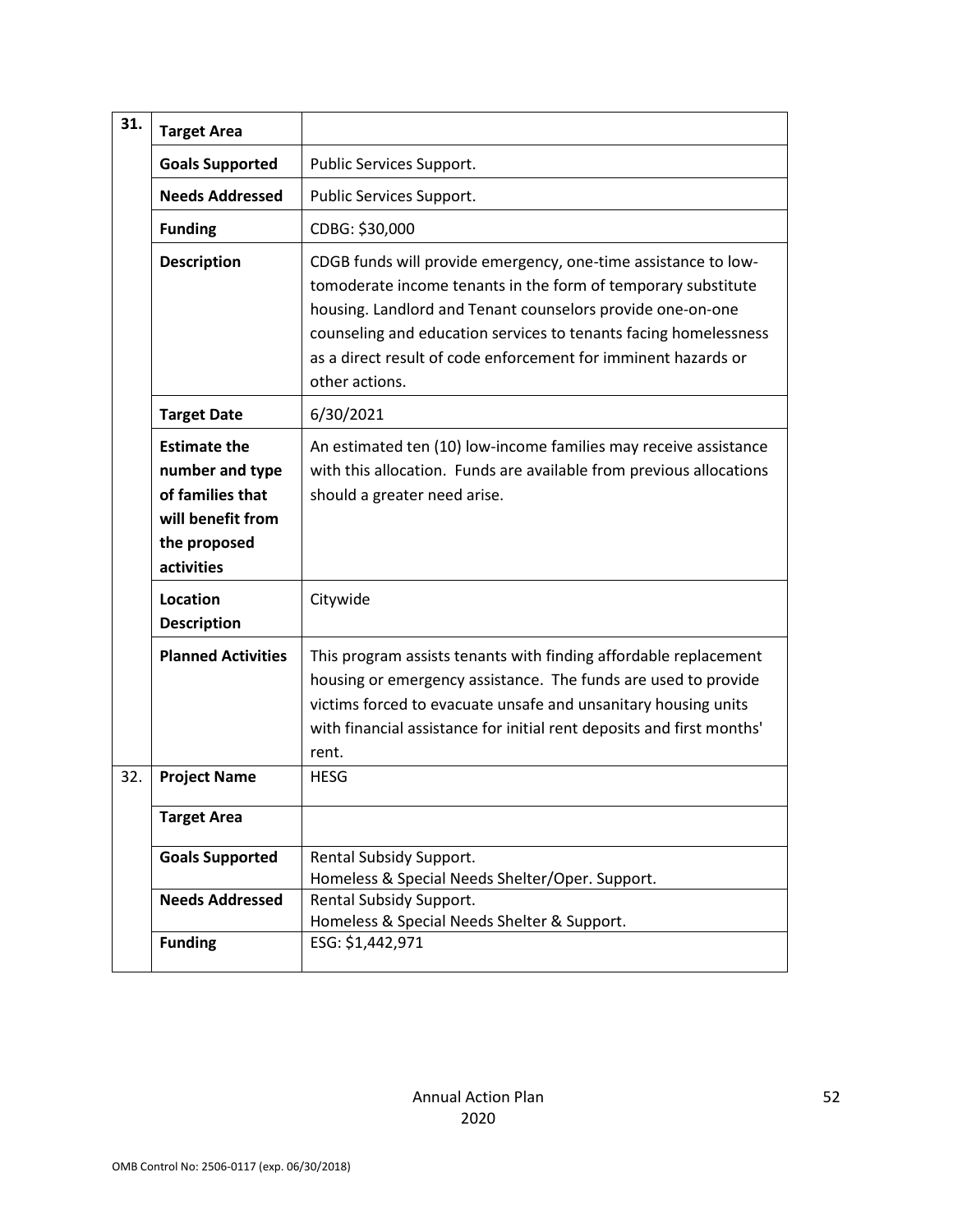| | | |
|---|---|---|
| **31.** | **Target Area** | |
| | **Goals Supported** | Public Services Support. |
| | **Needs Addressed** | Public Services Support. |
| | **Funding** | CDBG: $30,000 |
| | **Description** | CDGB funds will provide emergency, one-time assistance to low-tomoderate income tenants in the form of temporary substitute housing. Landlord and Tenant counselors provide one-on-one counseling and education services to tenants facing homelessness as a direct result of code enforcement for imminent hazards or other actions. |
| | **Target Date** | 6/30/2021 |
| | **Estimate the number and type of families that will benefit from the proposed activities** | An estimated ten (10) low-income families may receive assistance with this allocation. Funds are available from previous allocations should a greater need arise. |
| | **Location Description** | Citywide |
| | **Planned Activities** | This program assists tenants with finding affordable replacement housing or emergency assistance. The funds are used to provide victims forced to evacuate unsafe and unsanitary housing units with financial assistance for initial rent deposits and first months' rent. |
| 32. | **Project Name** | HESG |
| | **Target Area** | |
| | **Goals Supported** | Rental Subsidy Support.<br>Homeless & Special Needs Shelter/Oper. Support. |
| | **Needs Addressed** | Rental Subsidy Support.<br>Homeless & Special Needs Shelter & Support. |
| | **Funding** | ESG: $1,442,971 |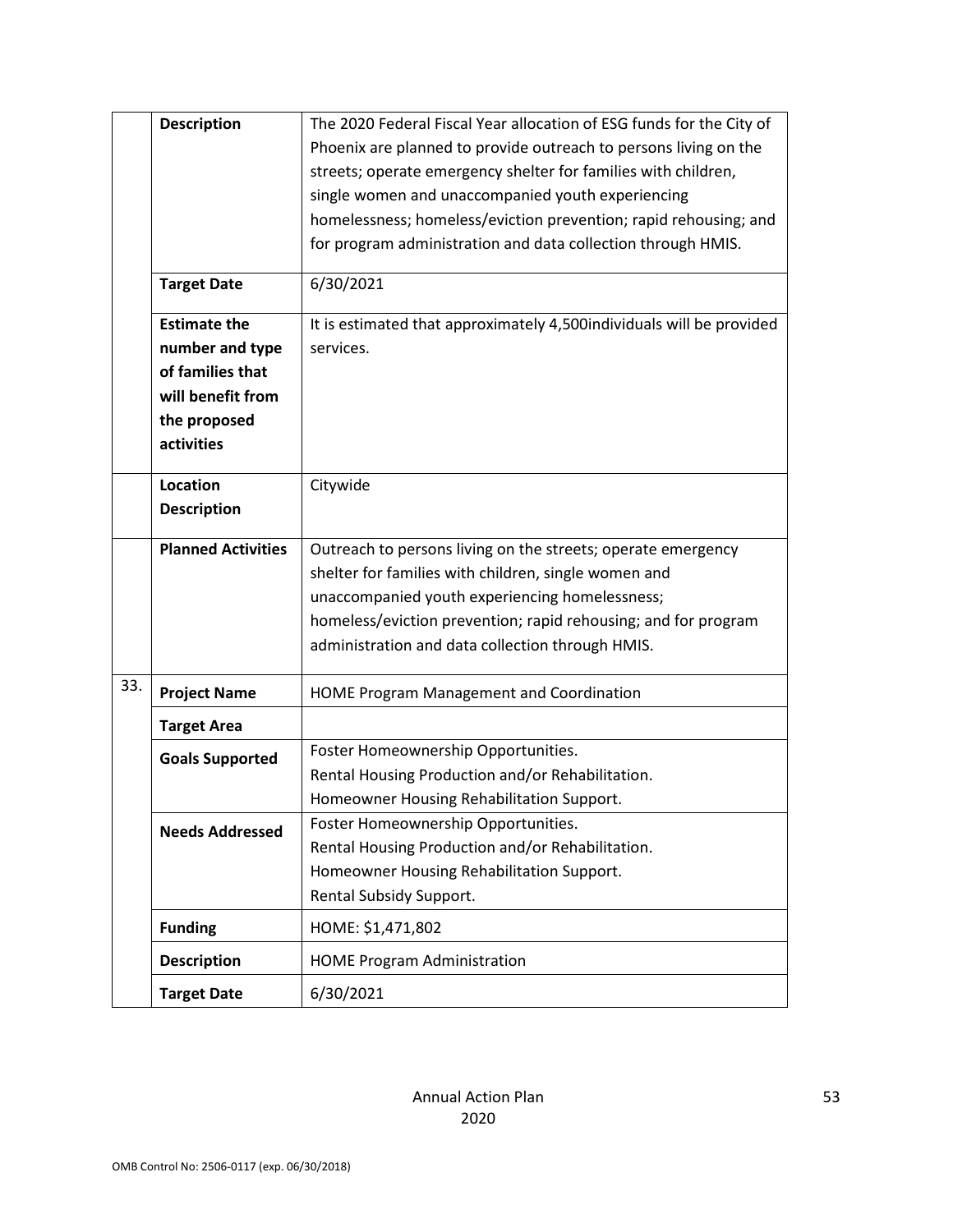| | | |
|---|---|---|
| | **Description** | The 2020 Federal Fiscal Year allocation of ESG funds for the City of Phoenix are planned to provide outreach to persons living on the streets; operate emergency shelter for families with children, single women and unaccompanied youth experiencing homelessness; homeless/eviction prevention; rapid rehousing; and for program administration and data collection through HMIS. |
| | **Target Date** | 6/30/2021 |
| | **Estimate the number and type of families that will benefit from the proposed activities** | It is estimated that approximately 4,500individuals will be provided services. |
| | **Location Description** | Citywide |
| | **Planned Activities** | Outreach to persons living on the streets; operate emergency shelter for families with children, single women and unaccompanied youth experiencing homelessness; homeless/eviction prevention; rapid rehousing; and for program administration and data collection through HMIS. |
| 33. | **Project Name** | HOME Program Management and Coordination |
| | **Target Area** | |
| | **Goals Supported** | Foster Homeownership Opportunities.<br>Rental Housing Production and/or Rehabilitation.<br>Homeowner Housing Rehabilitation Support. |
| | **Needs Addressed** | Foster Homeownership Opportunities.<br>Rental Housing Production and/or Rehabilitation.<br>Homeowner Housing Rehabilitation Support.<br>Rental Subsidy Support. |
| | **Funding** | HOME: $1,471,802 |
| | **Description** | HOME Program Administration |
| | **Target Date** | 6/30/2021 |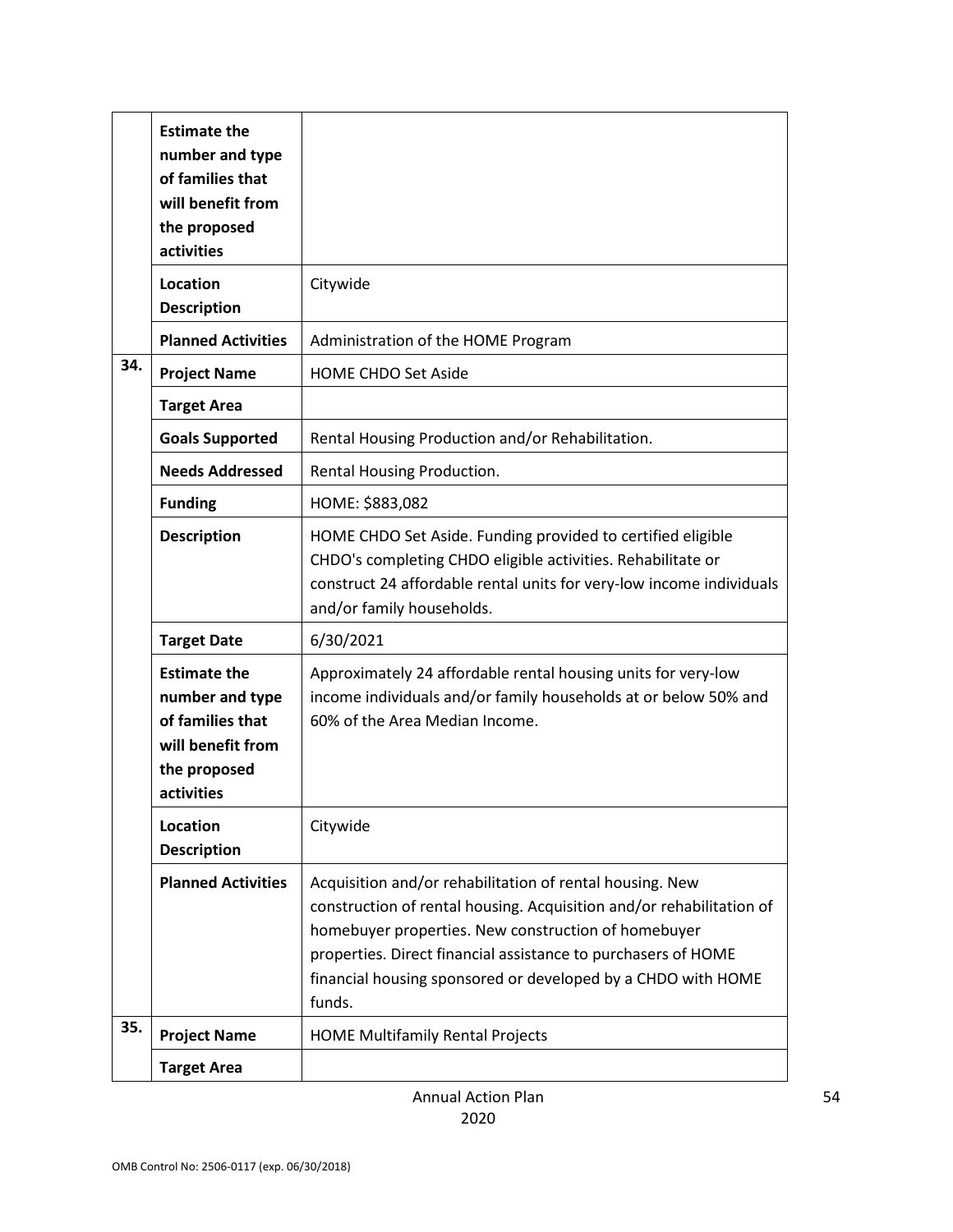| | | |
|---|---|---|
| | **Estimate the number and type of families that will benefit from the proposed activities** | |
| | **Location Description** | Citywide |
| | **Planned Activities** | Administration of the HOME Program |
| **34.** | **Project Name** | HOME CHDO Set Aside |
| | **Target Area** | |
| | **Goals Supported** | Rental Housing Production and/or Rehabilitation. |
| | **Needs Addressed** | Rental Housing Production. |
| | **Funding** | HOME: $883,082 |
| | **Description** | HOME CHDO Set Aside. Funding provided to certified eligible CHDO's completing CHDO eligible activities. Rehabilitate or construct 24 affordable rental units for very-low income individuals and/or family households. |
| | **Target Date** | 6/30/2021 |
| | **Estimate the number and type of families that will benefit from the proposed activities** | Approximately 24 affordable rental housing units for very-low income individuals and/or family households at or below 50% and 60% of the Area Median Income. |
| | **Location Description** | Citywide |
| | **Planned Activities** | Acquisition and/or rehabilitation of rental housing. New construction of rental housing. Acquisition and/or rehabilitation of homebuyer properties. New construction of homebuyer properties. Direct financial assistance to purchasers of HOME financial housing sponsored or developed by a CHDO with HOME funds. |
| **35.** | **Project Name** | HOME Multifamily Rental Projects |
| | **Target Area** | |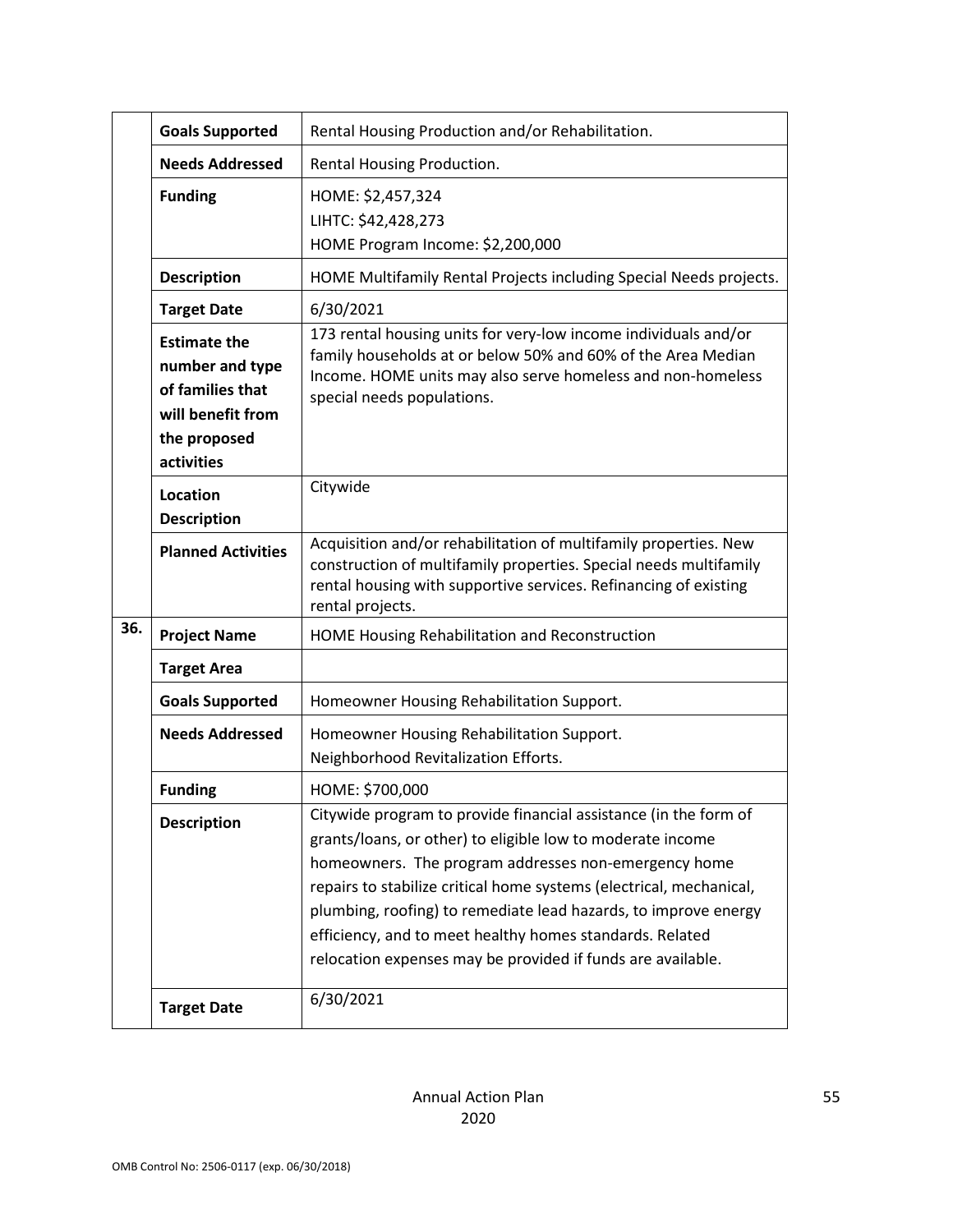| | | |
|---|---|---|
| | **Goals Supported** | Rental Housing Production and/or Rehabilitation. |
| | **Needs Addressed** | Rental Housing Production. |
| | **Funding** | HOME: $2,457,324<br>LIHTC: $42,428,273<br>HOME Program Income: $2,200,000 |
| | **Description** | HOME Multifamily Rental Projects including Special Needs projects. |
| | **Target Date** | 6/30/2021 |
| | **Estimate the number and type of families that will benefit from the proposed activities** | 173 rental housing units for very-low income individuals and/or family households at or below 50% and 60% of the Area Median Income. HOME units may also serve homeless and non-homeless special needs populations. |
| | **Location Description** | Citywide |
| | **Planned Activities** | Acquisition and/or rehabilitation of multifamily properties. New construction of multifamily properties. Special needs multifamily rental housing with supportive services. Refinancing of existing rental projects. |
| **36.** | **Project Name** | HOME Housing Rehabilitation and Reconstruction |
| | **Target Area** | |
| | **Goals Supported** | Homeowner Housing Rehabilitation Support. |
| | **Needs Addressed** | Homeowner Housing Rehabilitation Support.<br>Neighborhood Revitalization Efforts. |
| | **Funding** | HOME: $700,000 |
| | **Description** | Citywide program to provide financial assistance (in the form of grants/loans, or other) to eligible low to moderate income homeowners. The program addresses non-emergency home repairs to stabilize critical home systems (electrical, mechanical, plumbing, roofing) to remediate lead hazards, to improve energy efficiency, and to meet healthy homes standards. Related relocation expenses may be provided if funds are available. |
| | **Target Date** | 6/30/2021 |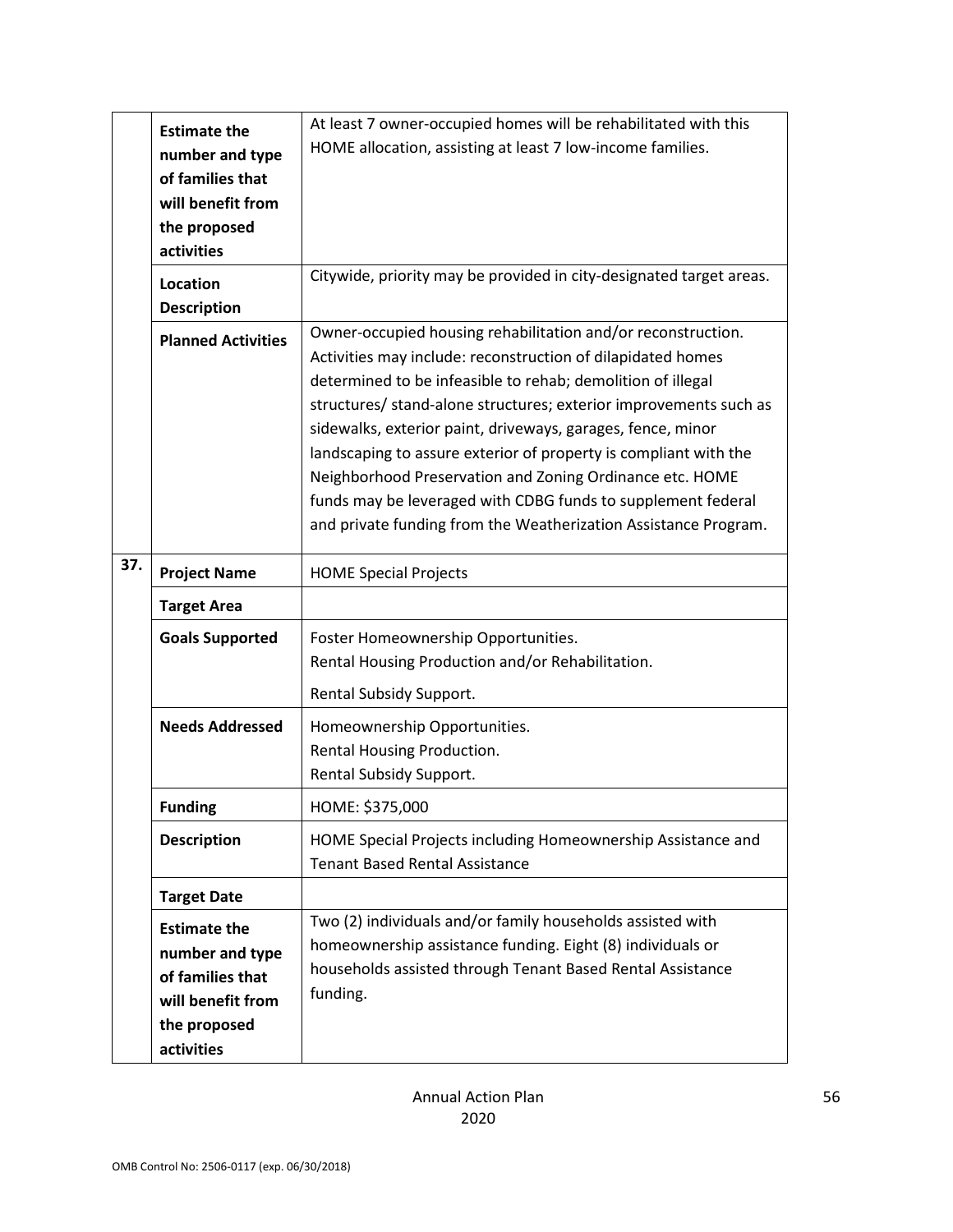|  |  |  |
|---|---|---|
|  | **Estimate the number and type of families that will benefit from the proposed activities** | At least 7 owner-occupied homes will be rehabilitated with this HOME allocation, assisting at least 7 low-income families. |
|  | **Location Description** | Citywide, priority may be provided in city-designated target areas. |
|  | **Planned Activities** | Owner-occupied housing rehabilitation and/or reconstruction. Activities may include: reconstruction of dilapidated homes determined to be infeasible to rehab; demolition of illegal structures/ stand-alone structures; exterior improvements such as sidewalks, exterior paint, driveways, garages, fence, minor landscaping to assure exterior of property is compliant with the Neighborhood Preservation and Zoning Ordinance etc. HOME funds may be leveraged with CDBG funds to supplement federal and private funding from the Weatherization Assistance Program. |
| **37.** | **Project Name** | HOME Special Projects |
|  | **Target Area** |  |
|  | **Goals Supported** | Foster Homeownership Opportunities.<br>Rental Housing Production and/or Rehabilitation.<br>Rental Subsidy Support. |
|  | **Needs Addressed** | Homeownership Opportunities.<br>Rental Housing Production.<br>Rental Subsidy Support. |
|  | **Funding** | HOME: $375,000 |
|  | **Description** | HOME Special Projects including Homeownership Assistance and Tenant Based Rental Assistance |
|  | **Target Date** |  |
|  | **Estimate the number and type of families that will benefit from the proposed activities** | Two (2) individuals and/or family households assisted with homeownership assistance funding. Eight (8) individuals or households assisted through Tenant Based Rental Assistance funding. |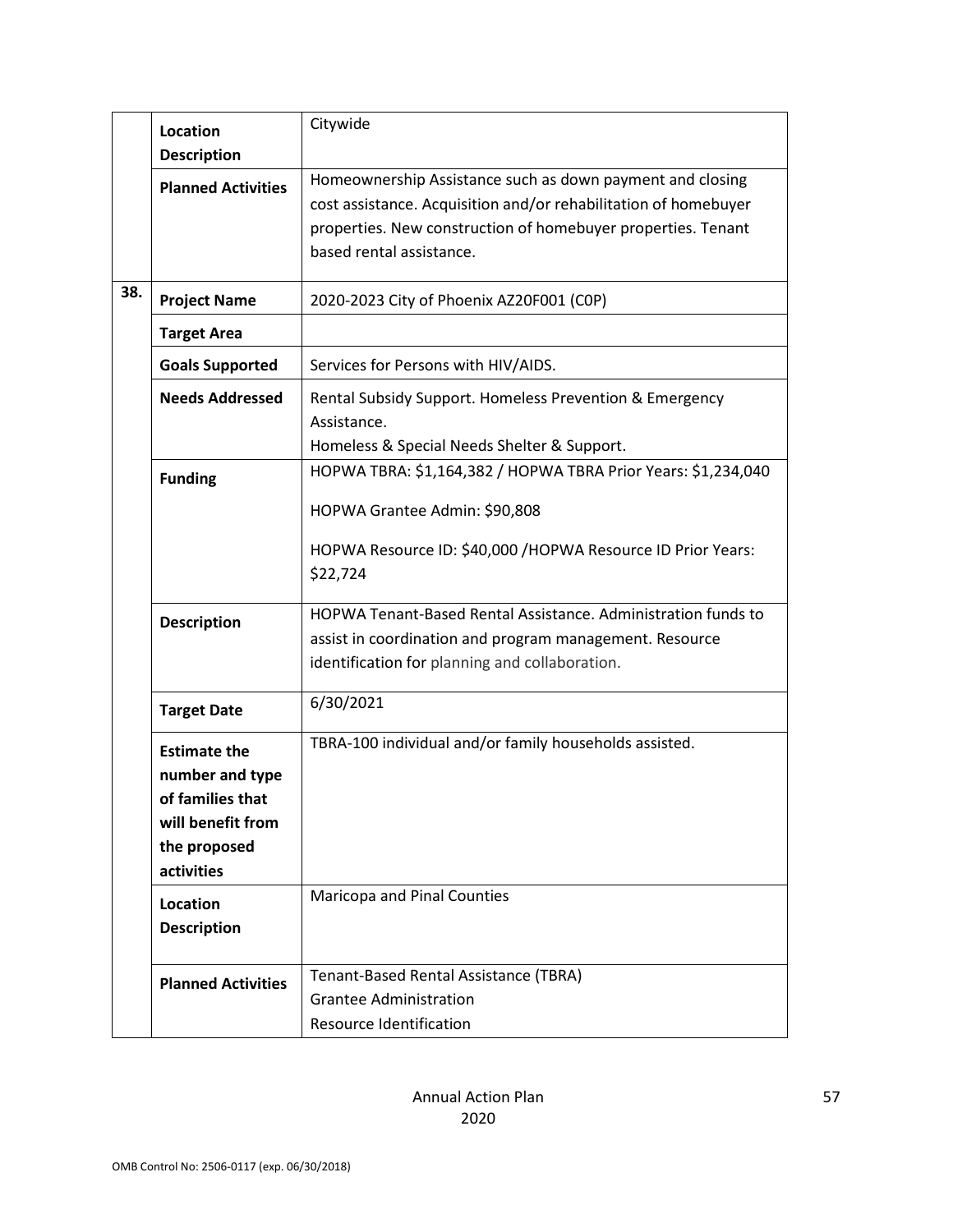| | | |
|---|---|---|
| | **Location Description** | Citywide |
| | **Planned Activities** | Homeownership Assistance such as down payment and closing cost assistance. Acquisition and/or rehabilitation of homebuyer properties. New construction of homebuyer properties. Tenant based rental assistance. |
| **38.** | **Project Name** | 2020-2023 City of Phoenix AZ20F001 (C0P) |
| | **Target Area** | |
| | **Goals Supported** | Services for Persons with HIV/AIDS. |
| | **Needs Addressed** | Rental Subsidy Support. Homeless Prevention & Emergency Assistance.<br>Homeless & Special Needs Shelter & Support. |
| | **Funding** | HOPWA TBRA: $1,164,382 / HOPWA TBRA Prior Years: $1,234,040<br><br>HOPWA Grantee Admin: $90,808<br><br>HOPWA Resource ID: $40,000 /HOPWA Resource ID Prior Years: $22,724 |
| | **Description** | HOPWA Tenant-Based Rental Assistance. Administration funds to assist in coordination and program management. Resource identification for planning and collaboration. |
| | **Target Date** | 6/30/2021 |
| | **Estimate the number and type of families that will benefit from the proposed activities** | TBRA-100 individual and/or family households assisted. |
| | **Location Description** | Maricopa and Pinal Counties |
| | **Planned Activities** | Tenant-Based Rental Assistance (TBRA)<br>Grantee Administration<br>Resource Identification |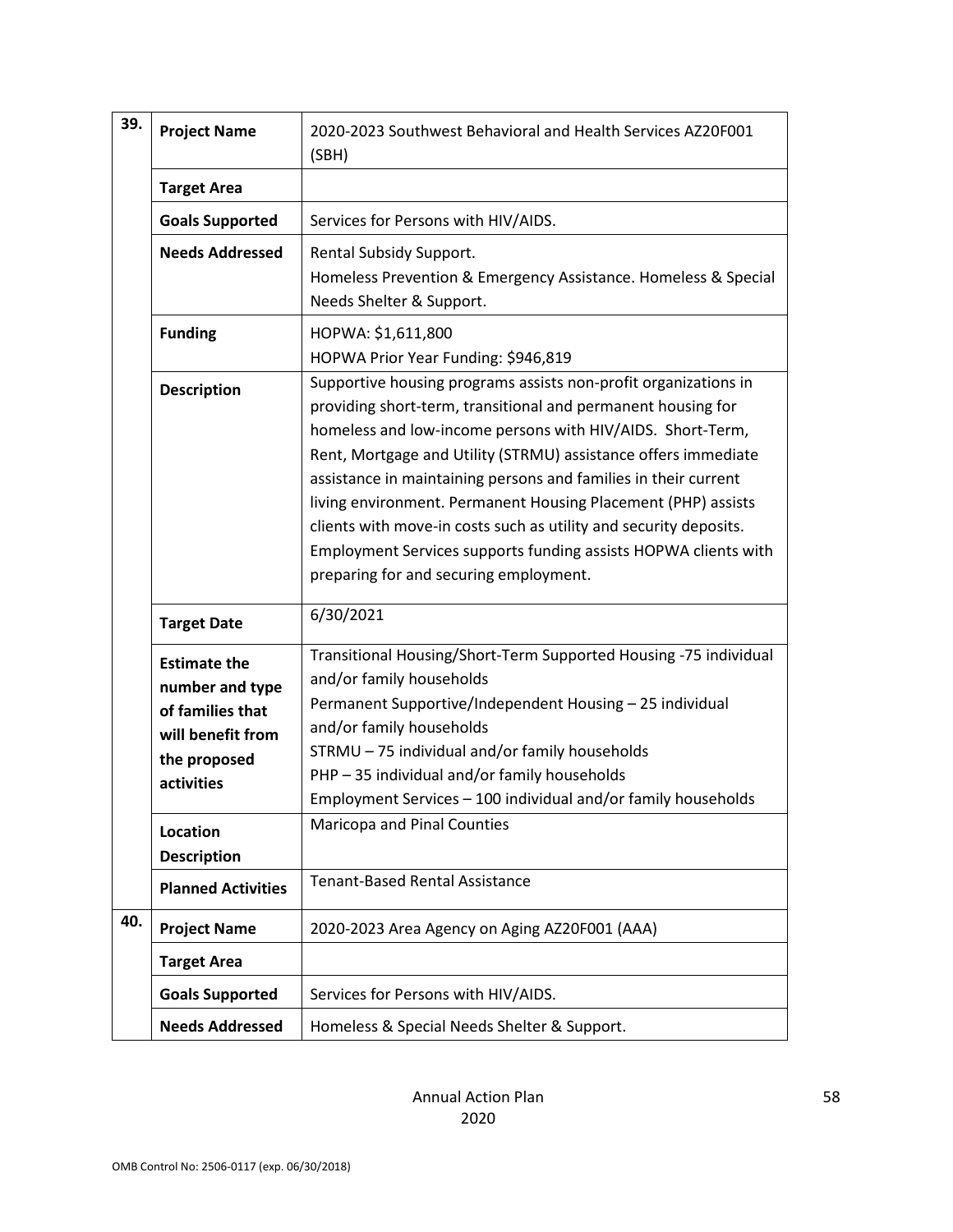| | | |
|---|---|---|
| 39. | **Project Name** | 2020-2023 Southwest Behavioral and Health Services AZ20F001 (SBH) |
| | **Target Area** | |
| | **Goals Supported** | Services for Persons with HIV/AIDS. |
| | **Needs Addressed** | Rental Subsidy Support.<br>Homeless Prevention & Emergency Assistance. Homeless & Special Needs Shelter & Support. |
| | **Funding** | HOPWA: $1,611,800<br>HOPWA Prior Year Funding: $946,819 |
| | **Description** | Supportive housing programs assists non-profit organizations in providing short-term, transitional and permanent housing for homeless and low-income persons with HIV/AIDS. Short-Term, Rent, Mortgage and Utility (STRMU) assistance offers immediate assistance in maintaining persons and families in their current living environment. Permanent Housing Placement (PHP) assists clients with move-in costs such as utility and security deposits. Employment Services supports funding assists HOPWA clients with preparing for and securing employment. |
| | **Target Date** | 6/30/2021 |
| | **Estimate the number and type of families that will benefit from the proposed activities** | Transitional Housing/Short-Term Supported Housing -75 individual and/or family households<br>Permanent Supportive/Independent Housing – 25 individual and/or family households<br>STRMU – 75 individual and/or family households<br>PHP – 35 individual and/or family households<br>Employment Services – 100 individual and/or family households |
| | **Location Description** | Maricopa and Pinal Counties |
| | **Planned Activities** | Tenant-Based Rental Assistance |
| 40. | **Project Name** | 2020-2023 Area Agency on Aging AZ20F001 (AAA) |
| | **Target Area** | |
| | **Goals Supported** | Services for Persons with HIV/AIDS. |
| | **Needs Addressed** | Homeless & Special Needs Shelter & Support. |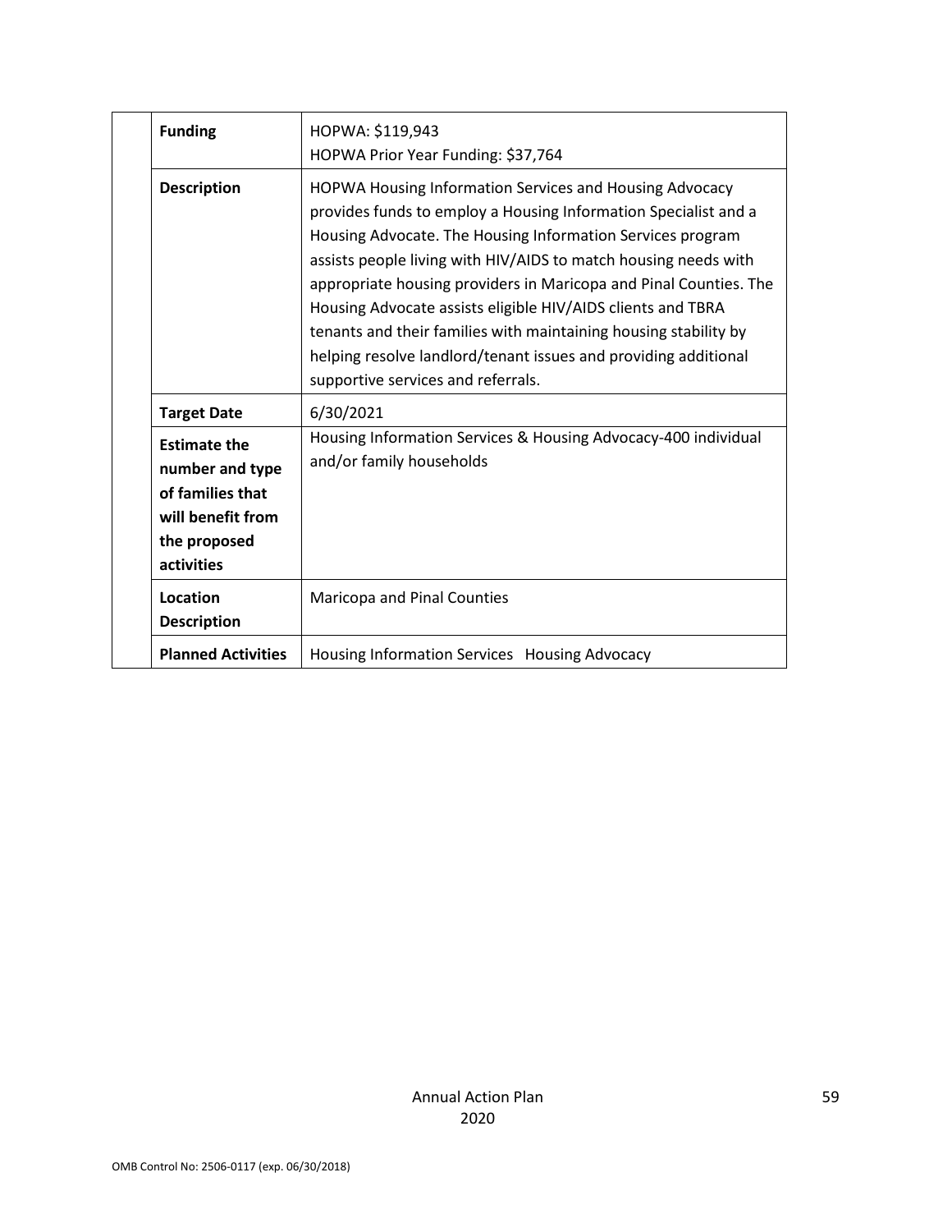| | | |
|---|---|---|
| | **Funding** | HOPWA: $119,943<br>HOPWA Prior Year Funding: $37,764 |
| | **Description** | HOPWA Housing Information Services and Housing Advocacy provides funds to employ a Housing Information Specialist and a Housing Advocate. The Housing Information Services program assists people living with HIV/AIDS to match housing needs with appropriate housing providers in Maricopa and Pinal Counties. The Housing Advocate assists eligible HIV/AIDS clients and TBRA tenants and their families with maintaining housing stability by helping resolve landlord/tenant issues and providing additional supportive services and referrals. |
| | **Target Date** | 6/30/2021 |
| | **Estimate the number and type of families that will benefit from the proposed activities** | Housing Information Services & Housing Advocacy-400 individual and/or family households |
| | **Location Description** | Maricopa and Pinal Counties |
| | **Planned Activities** | Housing Information Services Housing Advocacy |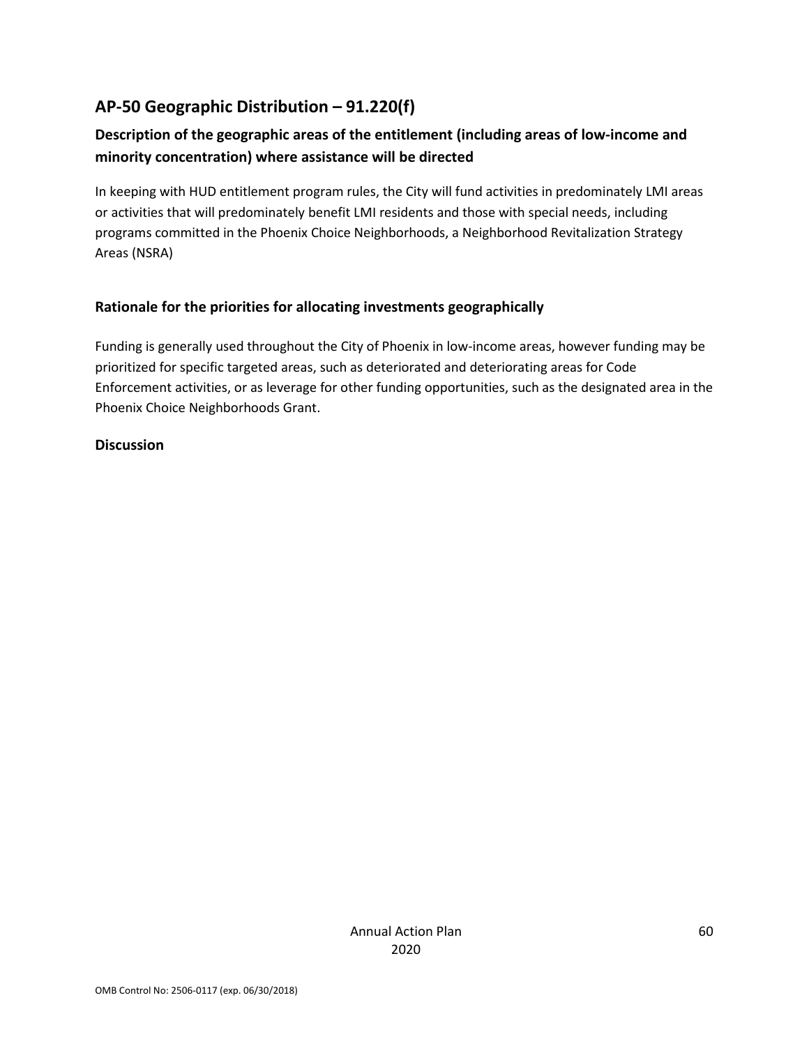## AP-50 Geographic Distribution – 91.220(f)

### Description of the geographic areas of the entitlement (including areas of low-income and minority concentration) where assistance will be directed

In keeping with HUD entitlement program rules, the City will fund activities in predominately LMI areas or activities that will predominately benefit LMI residents and those with special needs, including programs committed in the Phoenix Choice Neighborhoods, a Neighborhood Revitalization Strategy Areas (NSRA)

### Rationale for the priorities for allocating investments geographically

Funding is generally used throughout the City of Phoenix in low-income areas, however funding may be prioritized for specific targeted areas, such as deteriorated and deteriorating areas for Code Enforcement activities, or as leverage for other funding opportunities, such as the designated area in the Phoenix Choice Neighborhoods Grant.

### Discussion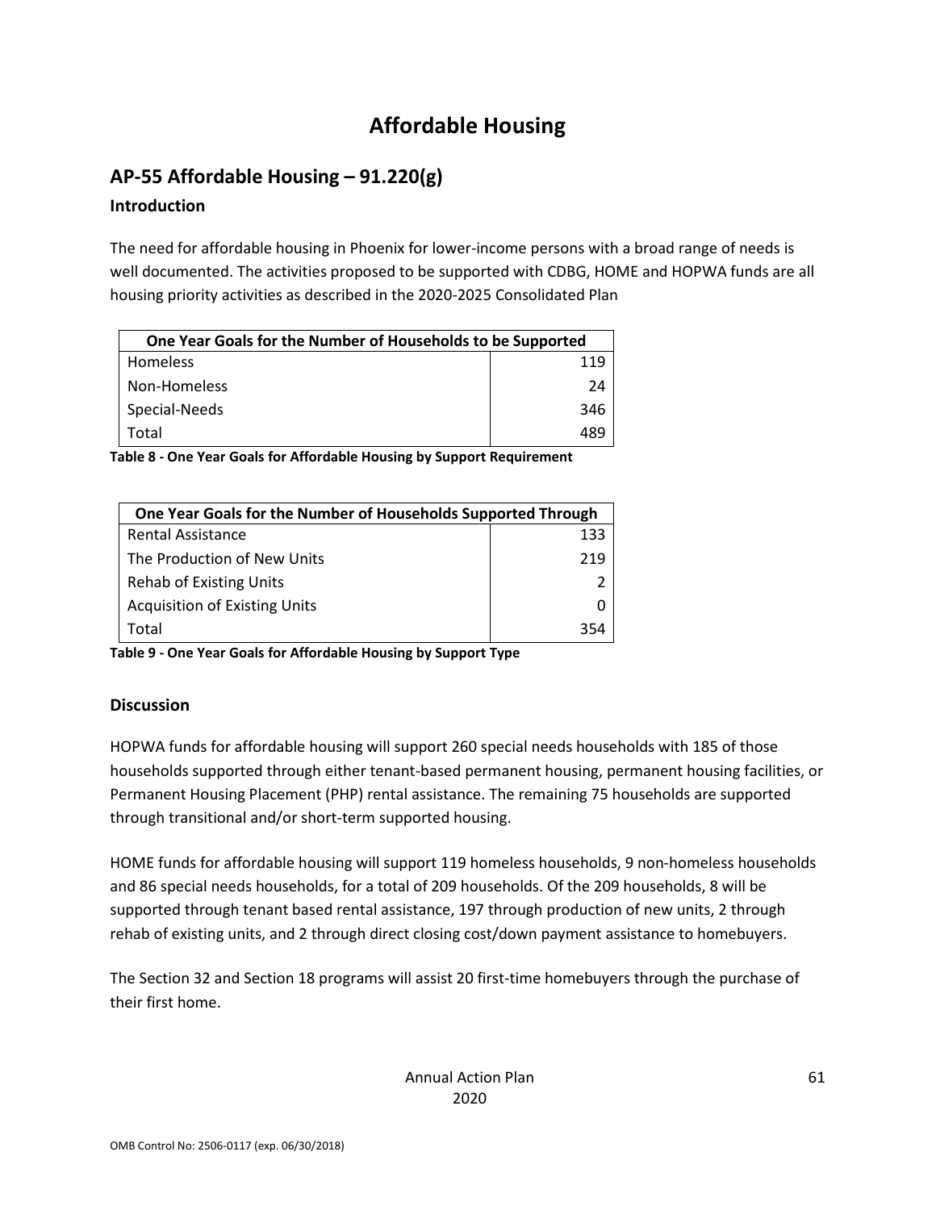# Affordable Housing

## AP-55 Affordable Housing – 91.220(g)

### Introduction

The need for affordable housing in Phoenix for lower-income persons with a broad range of needs is well documented. The activities proposed to be supported with CDBG, HOME and HOPWA funds are all housing priority activities as described in the 2020-2025 Consolidated Plan

| One Year Goals for the Number of Households to be Supported | |
|---|---|
| Homeless | 119 |
| Non-Homeless | 24 |
| Special-Needs | 346 |
| Total | 489 |

**Table 8 - One Year Goals for Affordable Housing by Support Requirement**

| One Year Goals for the Number of Households Supported Through | |
|---|---|
| Rental Assistance | 133 |
| The Production of New Units | 219 |
| Rehab of Existing Units | 2 |
| Acquisition of Existing Units | 0 |
| Total | 354 |

**Table 9 - One Year Goals for Affordable Housing by Support Type**

### Discussion

HOPWA funds for affordable housing will support 260 special needs households with 185 of those households supported through either tenant-based permanent housing, permanent housing facilities, or Permanent Housing Placement (PHP) rental assistance. The remaining 75 households are supported through transitional and/or short-term supported housing.

HOME funds for affordable housing will support 119 homeless households, 9 non-homeless households and 86 special needs households, for a total of 209 households. Of the 209 households, 8 will be supported through tenant based rental assistance, 197 through production of new units, 2 through rehab of existing units, and 2 through direct closing cost/down payment assistance to homebuyers.

The Section 32 and Section 18 programs will assist 20 first-time homebuyers through the purchase of their first home.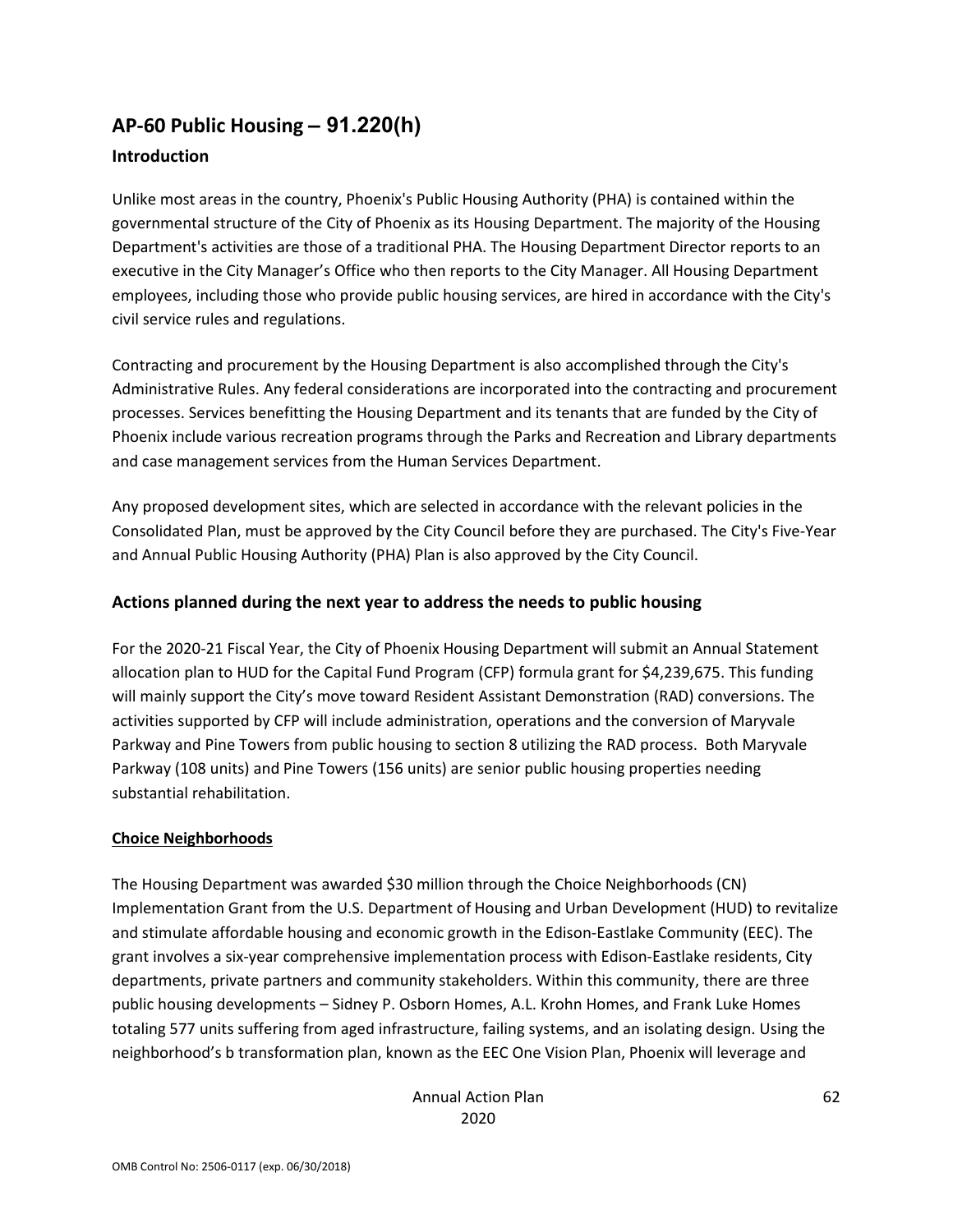## AP-60 Public Housing – 91.220(h)

### Introduction

Unlike most areas in the country, Phoenix's Public Housing Authority (PHA) is contained within the governmental structure of the City of Phoenix as its Housing Department. The majority of the Housing Department's activities are those of a traditional PHA. The Housing Department Director reports to an executive in the City Manager's Office who then reports to the City Manager. All Housing Department employees, including those who provide public housing services, are hired in accordance with the City's civil service rules and regulations.

Contracting and procurement by the Housing Department is also accomplished through the City's Administrative Rules. Any federal considerations are incorporated into the contracting and procurement processes. Services benefitting the Housing Department and its tenants that are funded by the City of Phoenix include various recreation programs through the Parks and Recreation and Library departments and case management services from the Human Services Department.

Any proposed development sites, which are selected in accordance with the relevant policies in the Consolidated Plan, must be approved by the City Council before they are purchased. The City's Five-Year and Annual Public Housing Authority (PHA) Plan is also approved by the City Council.

### Actions planned during the next year to address the needs to public housing

For the 2020-21 Fiscal Year, the City of Phoenix Housing Department will submit an Annual Statement allocation plan to HUD for the Capital Fund Program (CFP) formula grant for $4,239,675. This funding will mainly support the City's move toward Resident Assistant Demonstration (RAD) conversions. The activities supported by CFP will include administration, operations and the conversion of Maryvale Parkway and Pine Towers from public housing to section 8 utilizing the RAD process. Both Maryvale Parkway (108 units) and Pine Towers (156 units) are senior public housing properties needing substantial rehabilitation.

**Choice Neighborhoods**

The Housing Department was awarded $30 million through the Choice Neighborhoods (CN) Implementation Grant from the U.S. Department of Housing and Urban Development (HUD) to revitalize and stimulate affordable housing and economic growth in the Edison-Eastlake Community (EEC). The grant involves a six-year comprehensive implementation process with Edison-Eastlake residents, City departments, private partners and community stakeholders. Within this community, there are three public housing developments – Sidney P. Osborn Homes, A.L. Krohn Homes, and Frank Luke Homes totaling 577 units suffering from aged infrastructure, failing systems, and an isolating design. Using the neighborhood's b transformation plan, known as the EEC One Vision Plan, Phoenix will leverage and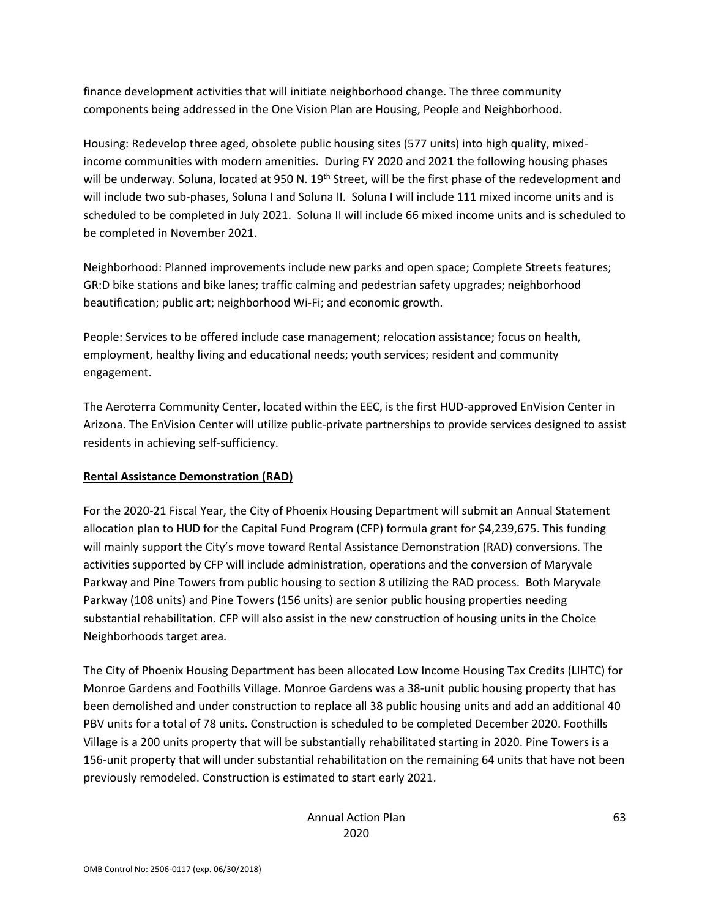finance development activities that will initiate neighborhood change. The three community components being addressed in the One Vision Plan are Housing, People and Neighborhood.

Housing: Redevelop three aged, obsolete public housing sites (577 units) into high quality, mixed-income communities with modern amenities. During FY 2020 and 2021 the following housing phases will be underway. Soluna, located at 950 N. 19th Street, will be the first phase of the redevelopment and will include two sub-phases, Soluna I and Soluna II. Soluna I will include 111 mixed income units and is scheduled to be completed in July 2021. Soluna II will include 66 mixed income units and is scheduled to be completed in November 2021.

Neighborhood: Planned improvements include new parks and open space; Complete Streets features; GR:D bike stations and bike lanes; traffic calming and pedestrian safety upgrades; neighborhood beautification; public art; neighborhood Wi-Fi; and economic growth.

People: Services to be offered include case management; relocation assistance; focus on health, employment, healthy living and educational needs; youth services; resident and community engagement.

The Aeroterra Community Center, located within the EEC, is the first HUD-approved EnVision Center in Arizona. The EnVision Center will utilize public-private partnerships to provide services designed to assist residents in achieving self-sufficiency.

**Rental Assistance Demonstration (RAD)**

For the 2020-21 Fiscal Year, the City of Phoenix Housing Department will submit an Annual Statement allocation plan to HUD for the Capital Fund Program (CFP) formula grant for $4,239,675. This funding will mainly support the City's move toward Rental Assistance Demonstration (RAD) conversions. The activities supported by CFP will include administration, operations and the conversion of Maryvale Parkway and Pine Towers from public housing to section 8 utilizing the RAD process. Both Maryvale Parkway (108 units) and Pine Towers (156 units) are senior public housing properties needing substantial rehabilitation. CFP will also assist in the new construction of housing units in the Choice Neighborhoods target area.

The City of Phoenix Housing Department has been allocated Low Income Housing Tax Credits (LIHTC) for Monroe Gardens and Foothills Village. Monroe Gardens was a 38-unit public housing property that has been demolished and under construction to replace all 38 public housing units and add an additional 40 PBV units for a total of 78 units. Construction is scheduled to be completed December 2020. Foothills Village is a 200 units property that will be substantially rehabilitated starting in 2020. Pine Towers is a 156-unit property that will under substantial rehabilitation on the remaining 64 units that have not been previously remodeled. Construction is estimated to start early 2021.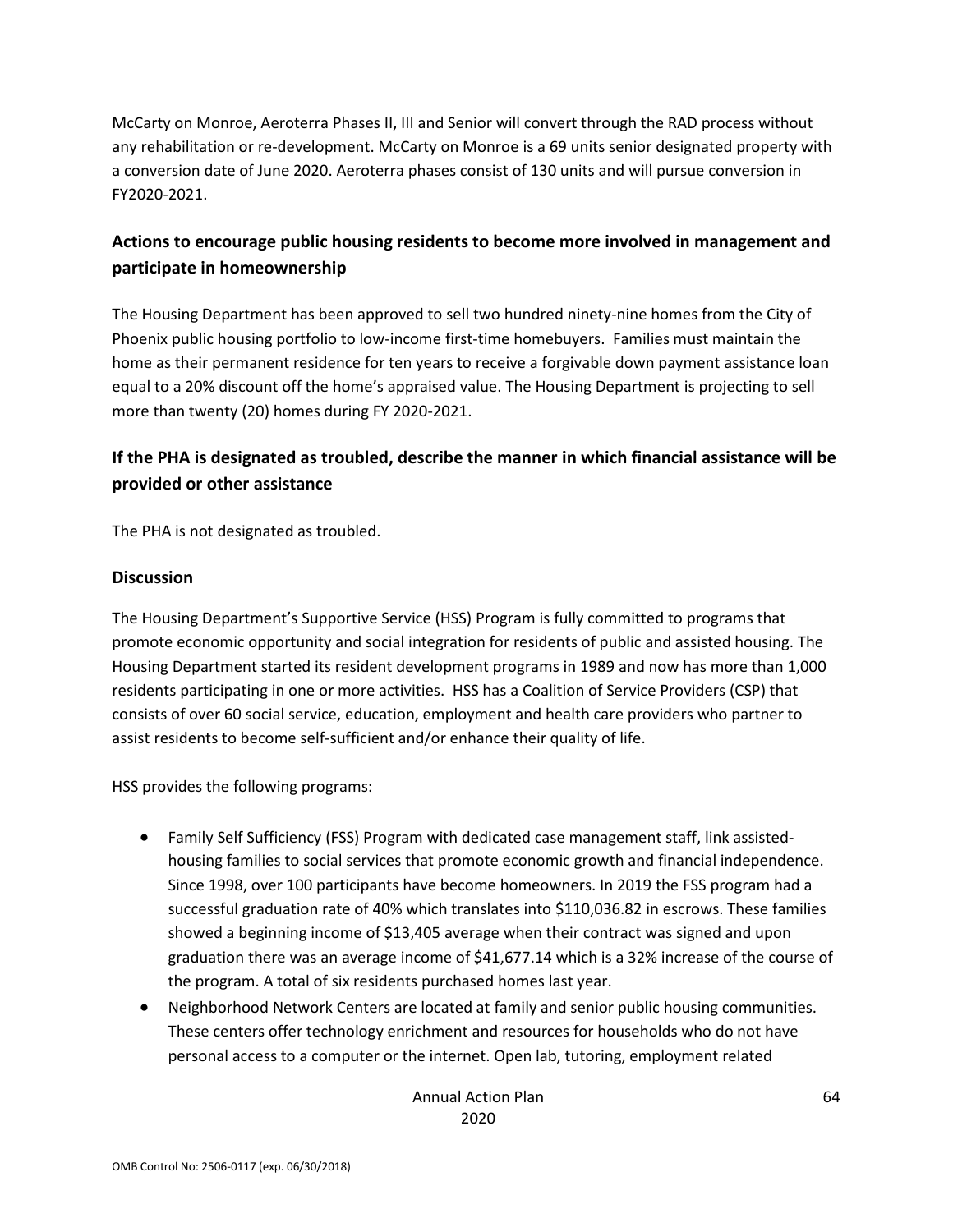McCarty on Monroe, Aeroterra Phases II, III and Senior will convert through the RAD process without any rehabilitation or re-development. McCarty on Monroe is a 69 units senior designated property with a conversion date of June 2020. Aeroterra phases consist of 130 units and will pursue conversion in FY2020-2021.

## Actions to encourage public housing residents to become more involved in management and participate in homeownership

The Housing Department has been approved to sell two hundred ninety-nine homes from the City of Phoenix public housing portfolio to low-income first-time homebuyers. Families must maintain the home as their permanent residence for ten years to receive a forgivable down payment assistance loan equal to a 20% discount off the home's appraised value. The Housing Department is projecting to sell more than twenty (20) homes during FY 2020-2021.

## If the PHA is designated as troubled, describe the manner in which financial assistance will be provided or other assistance

The PHA is not designated as troubled.

### Discussion

The Housing Department's Supportive Service (HSS) Program is fully committed to programs that promote economic opportunity and social integration for residents of public and assisted housing. The Housing Department started its resident development programs in 1989 and now has more than 1,000 residents participating in one or more activities. HSS has a Coalition of Service Providers (CSP) that consists of over 60 social service, education, employment and health care providers who partner to assist residents to become self-sufficient and/or enhance their quality of life.

HSS provides the following programs:

- Family Self Sufficiency (FSS) Program with dedicated case management staff, link assisted-housing families to social services that promote economic growth and financial independence. Since 1998, over 100 participants have become homeowners. In 2019 the FSS program had a successful graduation rate of 40% which translates into $110,036.82 in escrows. These families showed a beginning income of $13,405 average when their contract was signed and upon graduation there was an average income of $41,677.14 which is a 32% increase of the course of the program. A total of six residents purchased homes last year.
- Neighborhood Network Centers are located at family and senior public housing communities. These centers offer technology enrichment and resources for households who do not have personal access to a computer or the internet. Open lab, tutoring, employment related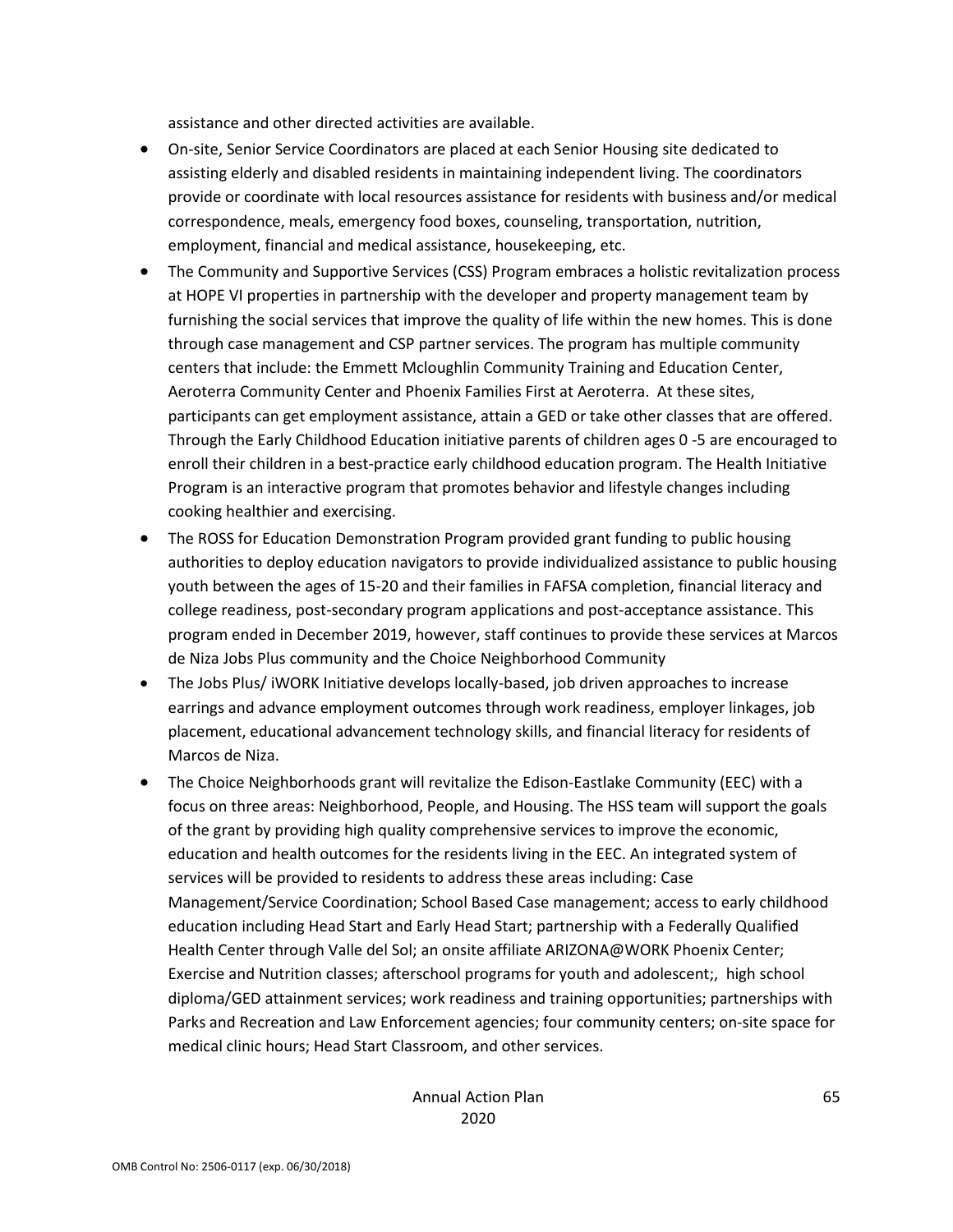assistance and other directed activities are available.

- On-site, Senior Service Coordinators are placed at each Senior Housing site dedicated to assisting elderly and disabled residents in maintaining independent living. The coordinators provide or coordinate with local resources assistance for residents with business and/or medical correspondence, meals, emergency food boxes, counseling, transportation, nutrition, employment, financial and medical assistance, housekeeping, etc.
- The Community and Supportive Services (CSS) Program embraces a holistic revitalization process at HOPE VI properties in partnership with the developer and property management team by furnishing the social services that improve the quality of life within the new homes. This is done through case management and CSP partner services. The program has multiple community centers that include: the Emmett Mcloughlin Community Training and Education Center, Aeroterra Community Center and Phoenix Families First at Aeroterra. At these sites, participants can get employment assistance, attain a GED or take other classes that are offered. Through the Early Childhood Education initiative parents of children ages 0 -5 are encouraged to enroll their children in a best-practice early childhood education program. The Health Initiative Program is an interactive program that promotes behavior and lifestyle changes including cooking healthier and exercising.
- The ROSS for Education Demonstration Program provided grant funding to public housing authorities to deploy education navigators to provide individualized assistance to public housing youth between the ages of 15-20 and their families in FAFSA completion, financial literacy and college readiness, post-secondary program applications and post-acceptance assistance. This program ended in December 2019, however, staff continues to provide these services at Marcos de Niza Jobs Plus community and the Choice Neighborhood Community
- The Jobs Plus/ iWORK Initiative develops locally-based, job driven approaches to increase earrings and advance employment outcomes through work readiness, employer linkages, job placement, educational advancement technology skills, and financial literacy for residents of Marcos de Niza.
- The Choice Neighborhoods grant will revitalize the Edison-Eastlake Community (EEC) with a focus on three areas: Neighborhood, People, and Housing. The HSS team will support the goals of the grant by providing high quality comprehensive services to improve the economic, education and health outcomes for the residents living in the EEC. An integrated system of services will be provided to residents to address these areas including: Case Management/Service Coordination; School Based Case management; access to early childhood education including Head Start and Early Head Start; partnership with a Federally Qualified Health Center through Valle del Sol; an onsite affiliate ARIZONA@WORK Phoenix Center; Exercise and Nutrition classes; afterschool programs for youth and adolescent;, high school diploma/GED attainment services; work readiness and training opportunities; partnerships with Parks and Recreation and Law Enforcement agencies; four community centers; on-site space for medical clinic hours; Head Start Classroom, and other services.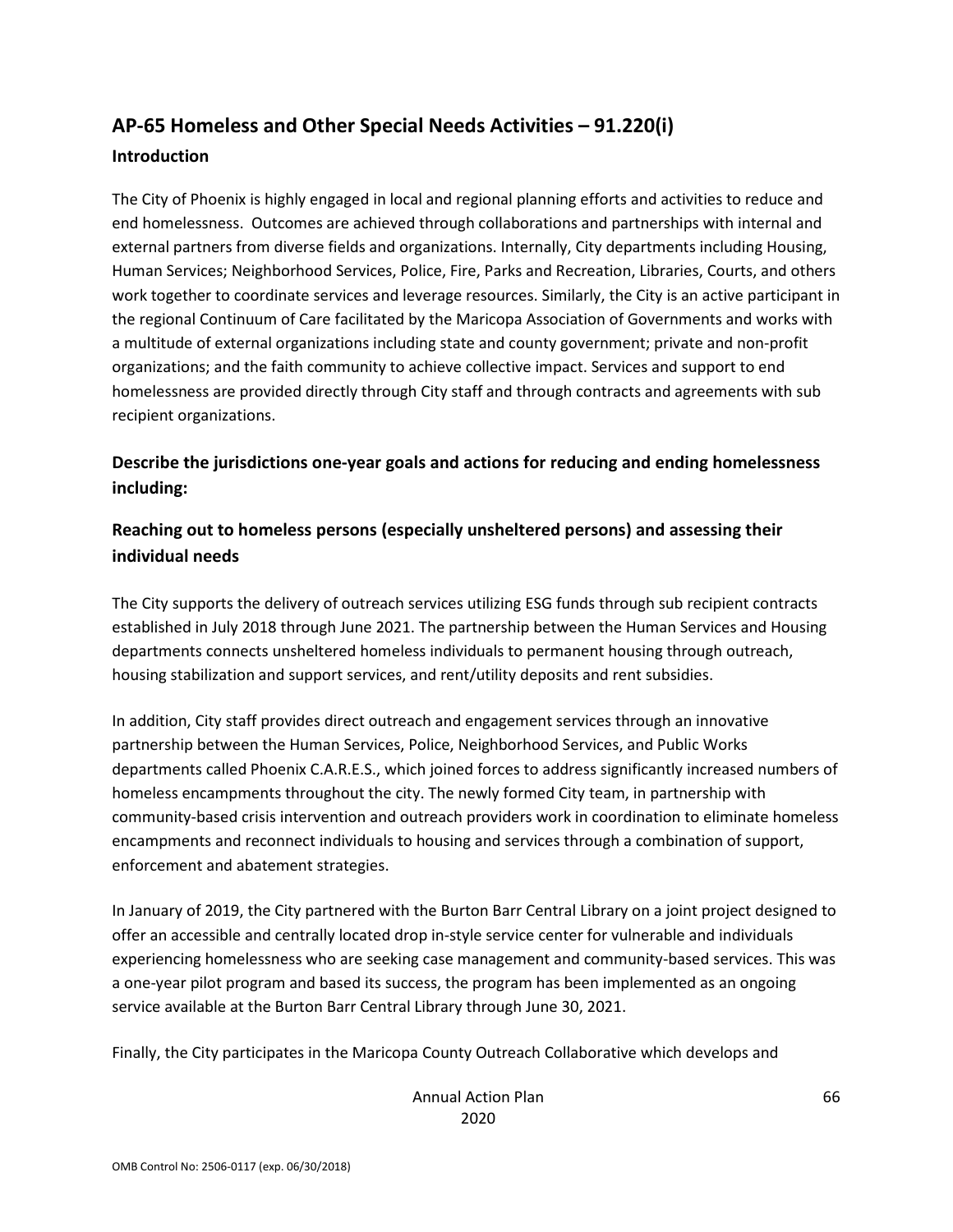## AP-65 Homeless and Other Special Needs Activities – 91.220(i)

### Introduction

The City of Phoenix is highly engaged in local and regional planning efforts and activities to reduce and end homelessness. Outcomes are achieved through collaborations and partnerships with internal and external partners from diverse fields and organizations. Internally, City departments including Housing, Human Services; Neighborhood Services, Police, Fire, Parks and Recreation, Libraries, Courts, and others work together to coordinate services and leverage resources. Similarly, the City is an active participant in the regional Continuum of Care facilitated by the Maricopa Association of Governments and works with a multitude of external organizations including state and county government; private and non-profit organizations; and the faith community to achieve collective impact. Services and support to end homelessness are provided directly through City staff and through contracts and agreements with sub recipient organizations.

### Describe the jurisdictions one-year goals and actions for reducing and ending homelessness including:

### Reaching out to homeless persons (especially unsheltered persons) and assessing their individual needs

The City supports the delivery of outreach services utilizing ESG funds through sub recipient contracts established in July 2018 through June 2021. The partnership between the Human Services and Housing departments connects unsheltered homeless individuals to permanent housing through outreach, housing stabilization and support services, and rent/utility deposits and rent subsidies.

In addition, City staff provides direct outreach and engagement services through an innovative partnership between the Human Services, Police, Neighborhood Services, and Public Works departments called Phoenix C.A.R.E.S., which joined forces to address significantly increased numbers of homeless encampments throughout the city. The newly formed City team, in partnership with community-based crisis intervention and outreach providers work in coordination to eliminate homeless encampments and reconnect individuals to housing and services through a combination of support, enforcement and abatement strategies.

In January of 2019, the City partnered with the Burton Barr Central Library on a joint project designed to offer an accessible and centrally located drop in-style service center for vulnerable and individuals experiencing homelessness who are seeking case management and community-based services. This was a one-year pilot program and based its success, the program has been implemented as an ongoing service available at the Burton Barr Central Library through June 30, 2021.

Finally, the City participates in the Maricopa County Outreach Collaborative which develops and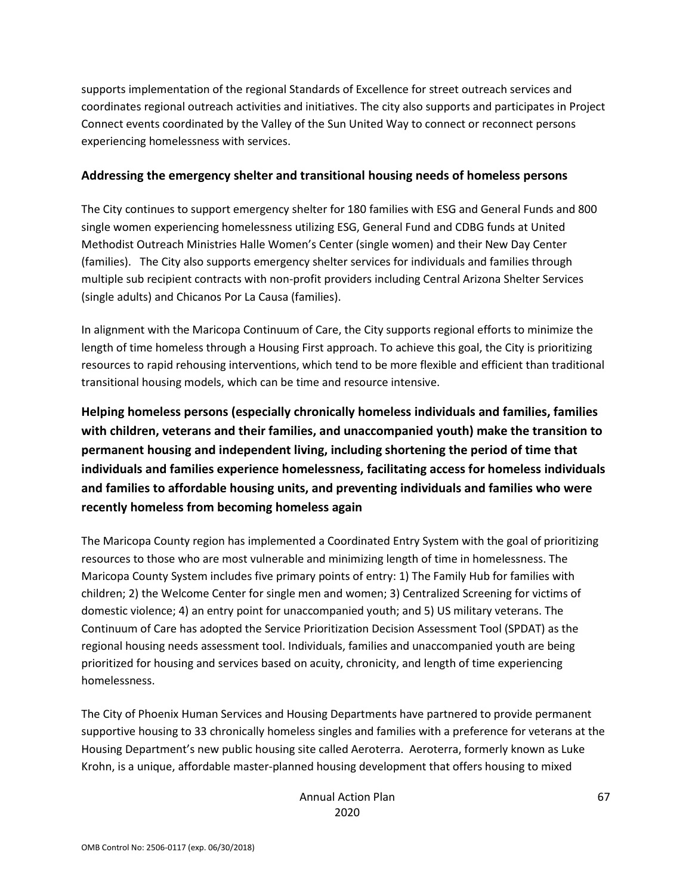supports implementation of the regional Standards of Excellence for street outreach services and coordinates regional outreach activities and initiatives. The city also supports and participates in Project Connect events coordinated by the Valley of the Sun United Way to connect or reconnect persons experiencing homelessness with services.

### Addressing the emergency shelter and transitional housing needs of homeless persons

The City continues to support emergency shelter for 180 families with ESG and General Funds and 800 single women experiencing homelessness utilizing ESG, General Fund and CDBG funds at United Methodist Outreach Ministries Halle Women's Center (single women) and their New Day Center (families). The City also supports emergency shelter services for individuals and families through multiple sub recipient contracts with non-profit providers including Central Arizona Shelter Services (single adults) and Chicanos Por La Causa (families).

In alignment with the Maricopa Continuum of Care, the City supports regional efforts to minimize the length of time homeless through a Housing First approach. To achieve this goal, the City is prioritizing resources to rapid rehousing interventions, which tend to be more flexible and efficient than traditional transitional housing models, which can be time and resource intensive.

### Helping homeless persons (especially chronically homeless individuals and families, families with children, veterans and their families, and unaccompanied youth) make the transition to permanent housing and independent living, including shortening the period of time that individuals and families experience homelessness, facilitating access for homeless individuals and families to affordable housing units, and preventing individuals and families who were recently homeless from becoming homeless again

The Maricopa County region has implemented a Coordinated Entry System with the goal of prioritizing resources to those who are most vulnerable and minimizing length of time in homelessness. The Maricopa County System includes five primary points of entry: 1) The Family Hub for families with children; 2) the Welcome Center for single men and women; 3) Centralized Screening for victims of domestic violence; 4) an entry point for unaccompanied youth; and 5) US military veterans. The Continuum of Care has adopted the Service Prioritization Decision Assessment Tool (SPDAT) as the regional housing needs assessment tool. Individuals, families and unaccompanied youth are being prioritized for housing and services based on acuity, chronicity, and length of time experiencing homelessness.

The City of Phoenix Human Services and Housing Departments have partnered to provide permanent supportive housing to 33 chronically homeless singles and families with a preference for veterans at the Housing Department's new public housing site called Aeroterra. Aeroterra, formerly known as Luke Krohn, is a unique, affordable master-planned housing development that offers housing to mixed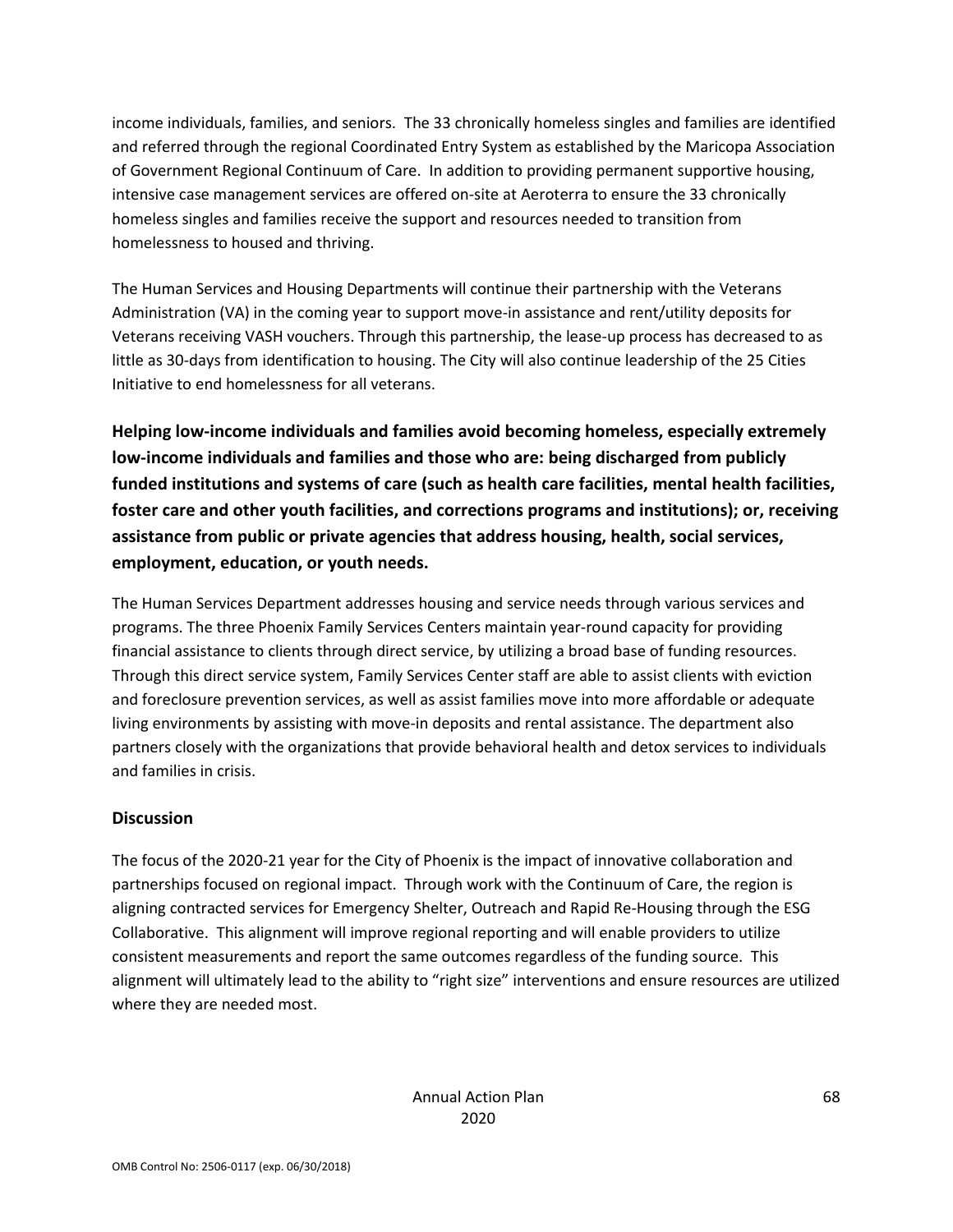income individuals, families, and seniors. The 33 chronically homeless singles and families are identified and referred through the regional Coordinated Entry System as established by the Maricopa Association of Government Regional Continuum of Care. In addition to providing permanent supportive housing, intensive case management services are offered on-site at Aeroterra to ensure the 33 chronically homeless singles and families receive the support and resources needed to transition from homelessness to housed and thriving.

The Human Services and Housing Departments will continue their partnership with the Veterans Administration (VA) in the coming year to support move-in assistance and rent/utility deposits for Veterans receiving VASH vouchers. Through this partnership, the lease-up process has decreased to as little as 30-days from identification to housing. The City will also continue leadership of the 25 Cities Initiative to end homelessness for all veterans.

**Helping low-income individuals and families avoid becoming homeless, especially extremely low-income individuals and families and those who are: being discharged from publicly funded institutions and systems of care (such as health care facilities, mental health facilities, foster care and other youth facilities, and corrections programs and institutions); or, receiving assistance from public or private agencies that address housing, health, social services, employment, education, or youth needs.**

The Human Services Department addresses housing and service needs through various services and programs. The three Phoenix Family Services Centers maintain year-round capacity for providing financial assistance to clients through direct service, by utilizing a broad base of funding resources. Through this direct service system, Family Services Center staff are able to assist clients with eviction and foreclosure prevention services, as well as assist families move into more affordable or adequate living environments by assisting with move-in deposits and rental assistance. The department also partners closely with the organizations that provide behavioral health and detox services to individuals and families in crisis.

## Discussion

The focus of the 2020-21 year for the City of Phoenix is the impact of innovative collaboration and partnerships focused on regional impact. Through work with the Continuum of Care, the region is aligning contracted services for Emergency Shelter, Outreach and Rapid Re-Housing through the ESG Collaborative. This alignment will improve regional reporting and will enable providers to utilize consistent measurements and report the same outcomes regardless of the funding source. This alignment will ultimately lead to the ability to "right size" interventions and ensure resources are utilized where they are needed most.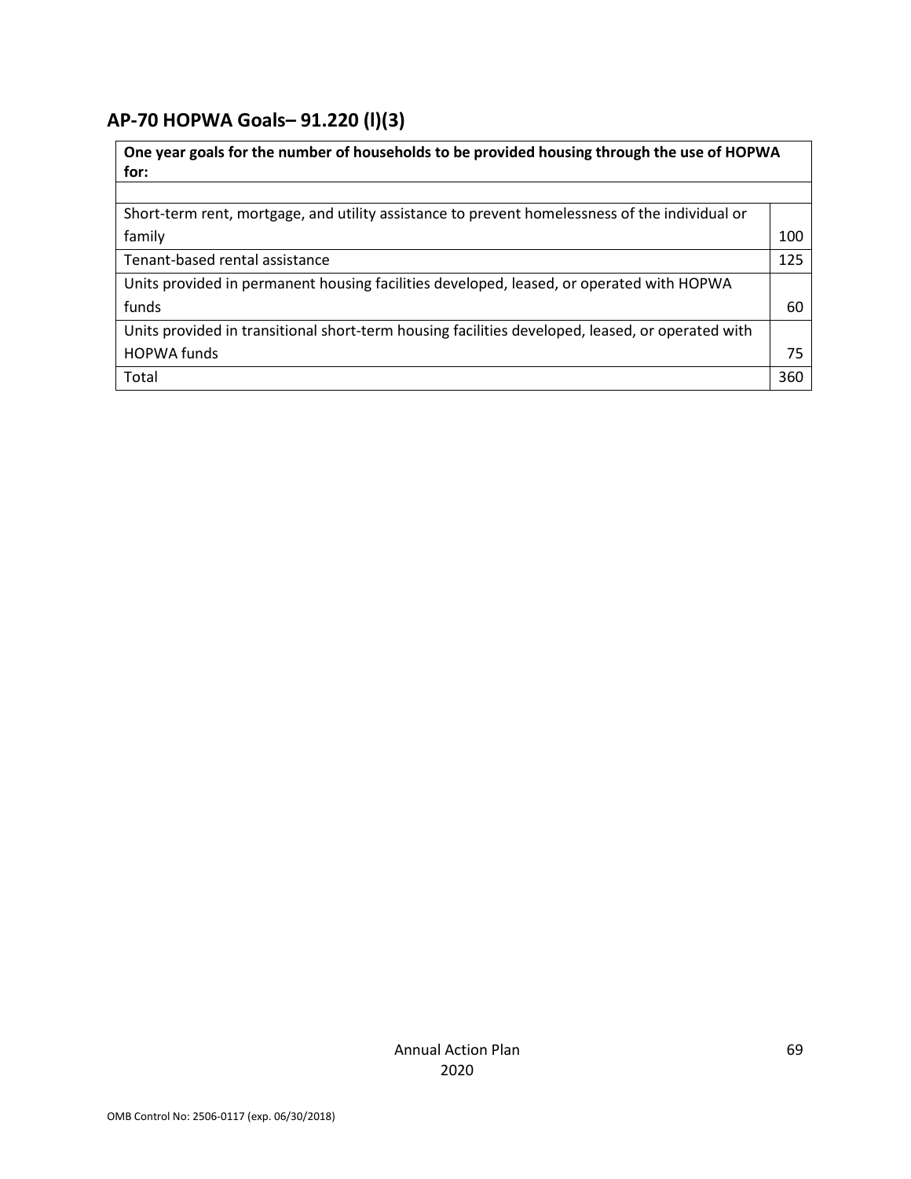## AP-70 HOPWA Goals– 91.220 (l)(3)

| One year goals for the number of households to be provided housing through the use of HOPWA for: | |
|---|---|
| | |
| Short-term rent, mortgage, and utility assistance to prevent homelessness of the individual or family | 100 |
| Tenant-based rental assistance | 125 |
| Units provided in permanent housing facilities developed, leased, or operated with HOPWA funds | 60 |
| Units provided in transitional short-term housing facilities developed, leased, or operated with HOPWA funds | 75 |
| Total | 360 |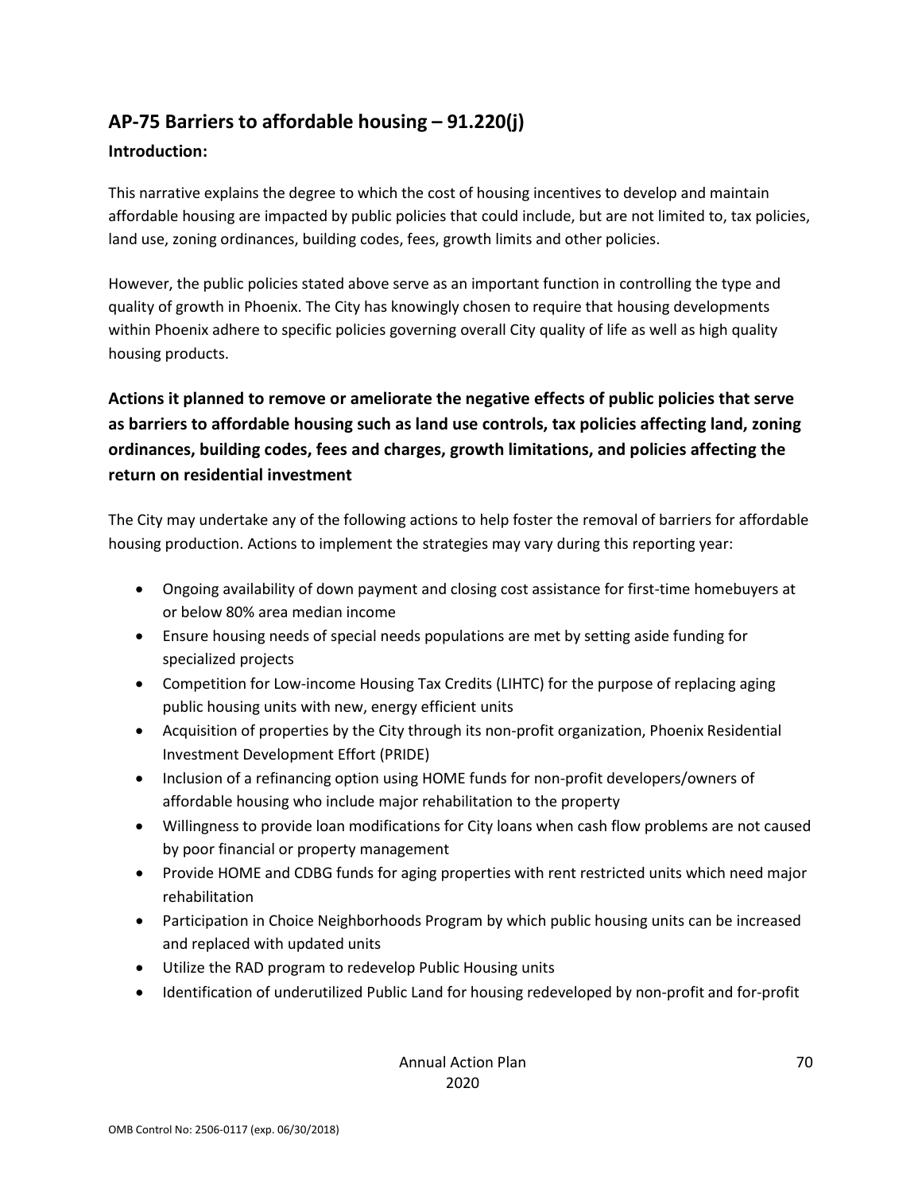## AP-75 Barriers to affordable housing – 91.220(j)

### Introduction:

This narrative explains the degree to which the cost of housing incentives to develop and maintain affordable housing are impacted by public policies that could include, but are not limited to, tax policies, land use, zoning ordinances, building codes, fees, growth limits and other policies.

However, the public policies stated above serve as an important function in controlling the type and quality of growth in Phoenix. The City has knowingly chosen to require that housing developments within Phoenix adhere to specific policies governing overall City quality of life as well as high quality housing products.

### Actions it planned to remove or ameliorate the negative effects of public policies that serve as barriers to affordable housing such as land use controls, tax policies affecting land, zoning ordinances, building codes, fees and charges, growth limitations, and policies affecting the return on residential investment

The City may undertake any of the following actions to help foster the removal of barriers for affordable housing production. Actions to implement the strategies may vary during this reporting year:

- Ongoing availability of down payment and closing cost assistance for first-time homebuyers at or below 80% area median income
- Ensure housing needs of special needs populations are met by setting aside funding for specialized projects
- Competition for Low-income Housing Tax Credits (LIHTC) for the purpose of replacing aging public housing units with new, energy efficient units
- Acquisition of properties by the City through its non-profit organization, Phoenix Residential Investment Development Effort (PRIDE)
- Inclusion of a refinancing option using HOME funds for non-profit developers/owners of affordable housing who include major rehabilitation to the property
- Willingness to provide loan modifications for City loans when cash flow problems are not caused by poor financial or property management
- Provide HOME and CDBG funds for aging properties with rent restricted units which need major rehabilitation
- Participation in Choice Neighborhoods Program by which public housing units can be increased and replaced with updated units
- Utilize the RAD program to redevelop Public Housing units
- Identification of underutilized Public Land for housing redeveloped by non-profit and for-profit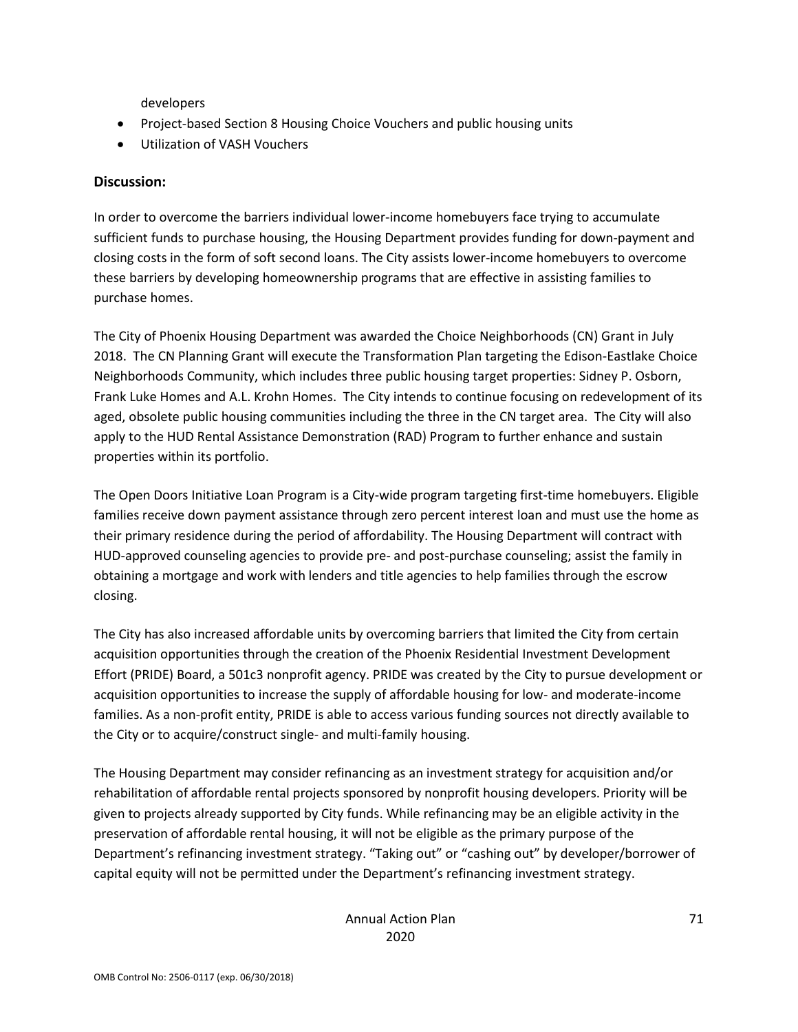developers

- Project-based Section 8 Housing Choice Vouchers and public housing units
- Utilization of VASH Vouchers

### Discussion:

In order to overcome the barriers individual lower-income homebuyers face trying to accumulate sufficient funds to purchase housing, the Housing Department provides funding for down-payment and closing costs in the form of soft second loans. The City assists lower-income homebuyers to overcome these barriers by developing homeownership programs that are effective in assisting families to purchase homes.

The City of Phoenix Housing Department was awarded the Choice Neighborhoods (CN) Grant in July 2018. The CN Planning Grant will execute the Transformation Plan targeting the Edison-Eastlake Choice Neighborhoods Community, which includes three public housing target properties: Sidney P. Osborn, Frank Luke Homes and A.L. Krohn Homes. The City intends to continue focusing on redevelopment of its aged, obsolete public housing communities including the three in the CN target area. The City will also apply to the HUD Rental Assistance Demonstration (RAD) Program to further enhance and sustain properties within its portfolio.

The Open Doors Initiative Loan Program is a City-wide program targeting first-time homebuyers. Eligible families receive down payment assistance through zero percent interest loan and must use the home as their primary residence during the period of affordability. The Housing Department will contract with HUD-approved counseling agencies to provide pre- and post-purchase counseling; assist the family in obtaining a mortgage and work with lenders and title agencies to help families through the escrow closing.

The City has also increased affordable units by overcoming barriers that limited the City from certain acquisition opportunities through the creation of the Phoenix Residential Investment Development Effort (PRIDE) Board, a 501c3 nonprofit agency. PRIDE was created by the City to pursue development or acquisition opportunities to increase the supply of affordable housing for low- and moderate-income families. As a non-profit entity, PRIDE is able to access various funding sources not directly available to the City or to acquire/construct single- and multi-family housing.

The Housing Department may consider refinancing as an investment strategy for acquisition and/or rehabilitation of affordable rental projects sponsored by nonprofit housing developers. Priority will be given to projects already supported by City funds. While refinancing may be an eligible activity in the preservation of affordable rental housing, it will not be eligible as the primary purpose of the Department's refinancing investment strategy. "Taking out" or "cashing out" by developer/borrower of capital equity will not be permitted under the Department's refinancing investment strategy.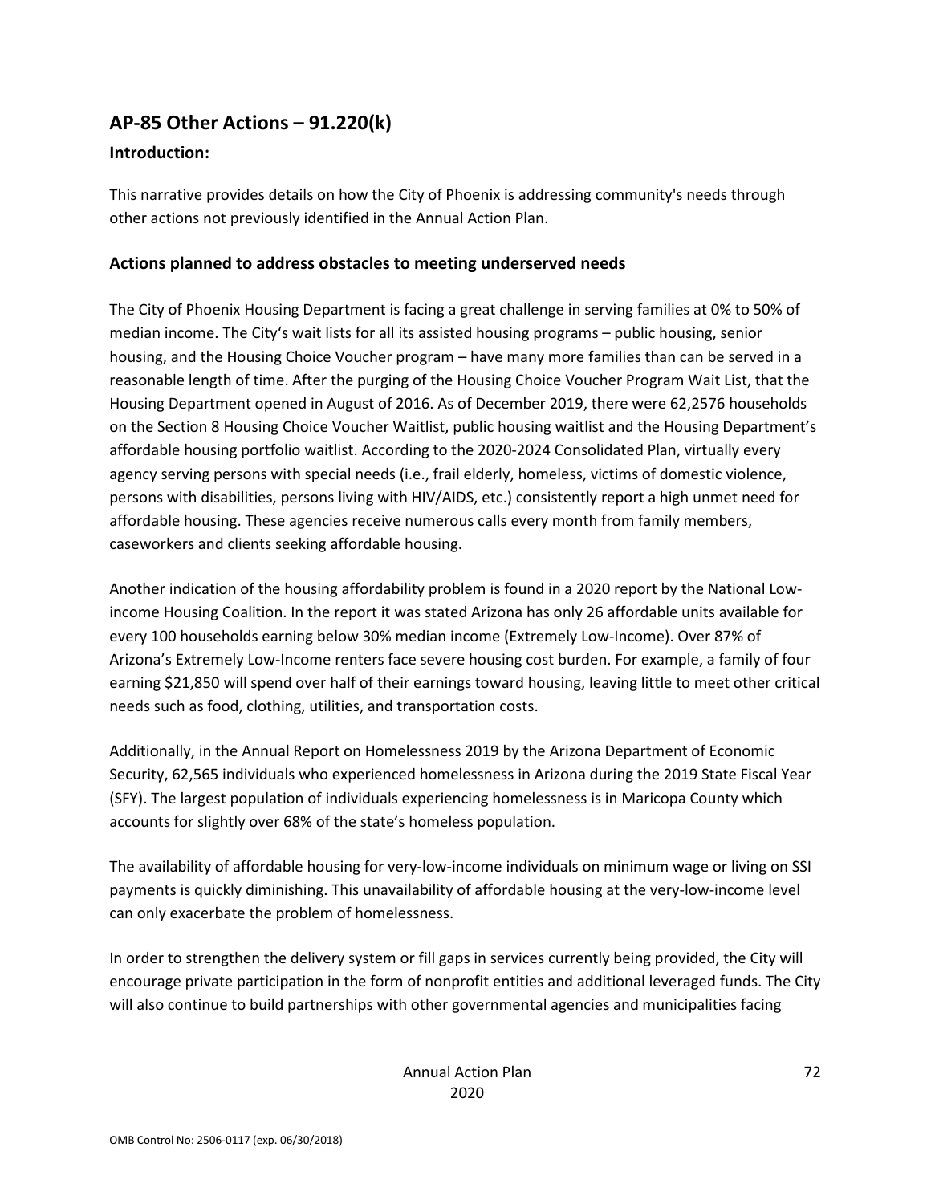## AP-85 Other Actions – 91.220(k)

### Introduction:

This narrative provides details on how the City of Phoenix is addressing community's needs through other actions not previously identified in the Annual Action Plan.

### Actions planned to address obstacles to meeting underserved needs

The City of Phoenix Housing Department is facing a great challenge in serving families at 0% to 50% of median income. The City's wait lists for all its assisted housing programs – public housing, senior housing, and the Housing Choice Voucher program – have many more families than can be served in a reasonable length of time. After the purging of the Housing Choice Voucher Program Wait List, that the Housing Department opened in August of 2016. As of December 2019, there were 62,2576 households on the Section 8 Housing Choice Voucher Waitlist, public housing waitlist and the Housing Department's affordable housing portfolio waitlist. According to the 2020-2024 Consolidated Plan, virtually every agency serving persons with special needs (i.e., frail elderly, homeless, victims of domestic violence, persons with disabilities, persons living with HIV/AIDS, etc.) consistently report a high unmet need for affordable housing. These agencies receive numerous calls every month from family members, caseworkers and clients seeking affordable housing.

Another indication of the housing affordability problem is found in a 2020 report by the National Low-income Housing Coalition. In the report it was stated Arizona has only 26 affordable units available for every 100 households earning below 30% median income (Extremely Low-Income). Over 87% of Arizona's Extremely Low-Income renters face severe housing cost burden. For example, a family of four earning $21,850 will spend over half of their earnings toward housing, leaving little to meet other critical needs such as food, clothing, utilities, and transportation costs.

Additionally, in the Annual Report on Homelessness 2019 by the Arizona Department of Economic Security, 62,565 individuals who experienced homelessness in Arizona during the 2019 State Fiscal Year (SFY). The largest population of individuals experiencing homelessness is in Maricopa County which accounts for slightly over 68% of the state's homeless population.

The availability of affordable housing for very-low-income individuals on minimum wage or living on SSI payments is quickly diminishing. This unavailability of affordable housing at the very-low-income level can only exacerbate the problem of homelessness.

In order to strengthen the delivery system or fill gaps in services currently being provided, the City will encourage private participation in the form of nonprofit entities and additional leveraged funds. The City will also continue to build partnerships with other governmental agencies and municipalities facing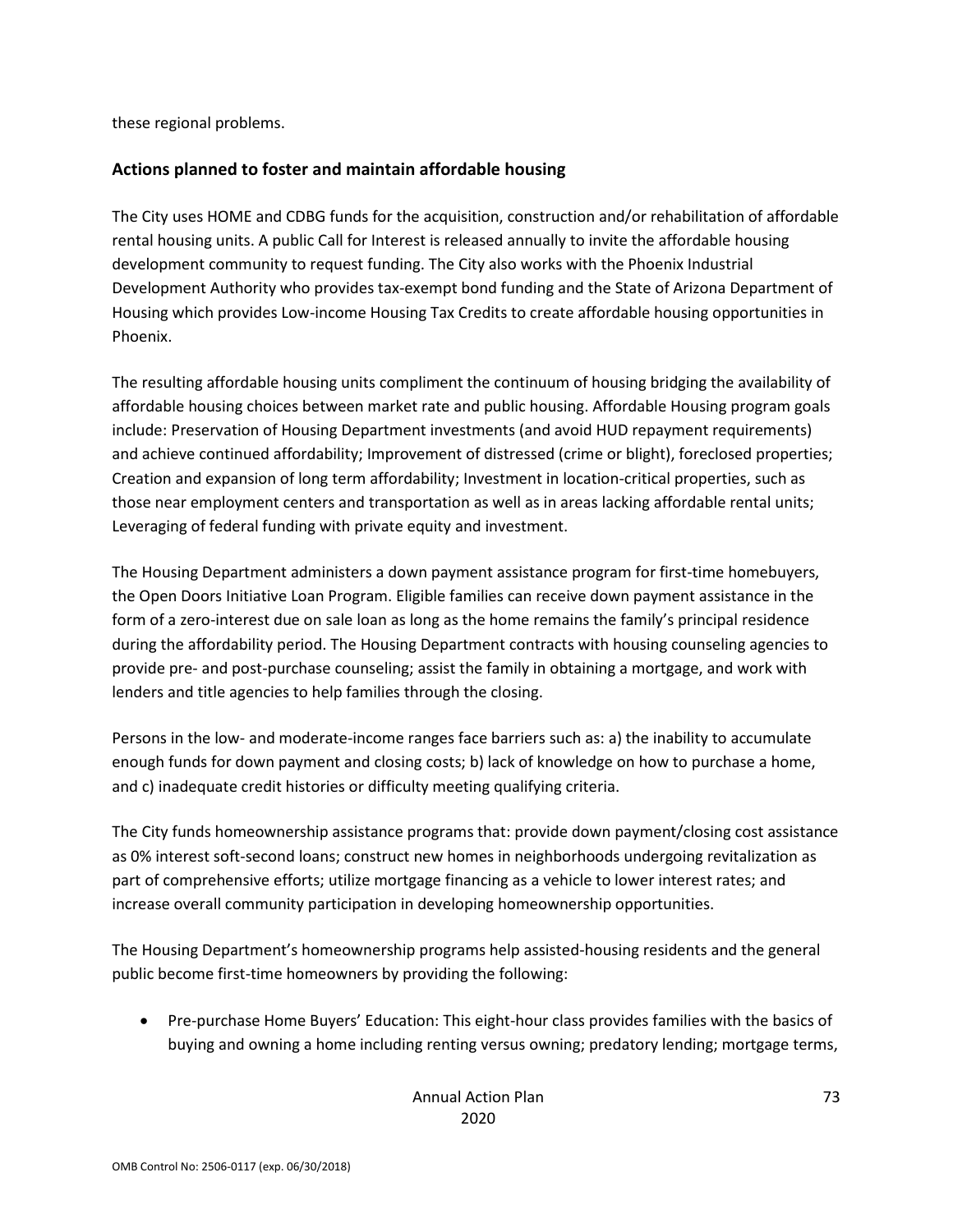these regional problems.

## Actions planned to foster and maintain affordable housing

The City uses HOME and CDBG funds for the acquisition, construction and/or rehabilitation of affordable rental housing units. A public Call for Interest is released annually to invite the affordable housing development community to request funding. The City also works with the Phoenix Industrial Development Authority who provides tax-exempt bond funding and the State of Arizona Department of Housing which provides Low-income Housing Tax Credits to create affordable housing opportunities in Phoenix.

The resulting affordable housing units compliment the continuum of housing bridging the availability of affordable housing choices between market rate and public housing. Affordable Housing program goals include: Preservation of Housing Department investments (and avoid HUD repayment requirements) and achieve continued affordability; Improvement of distressed (crime or blight), foreclosed properties; Creation and expansion of long term affordability; Investment in location-critical properties, such as those near employment centers and transportation as well as in areas lacking affordable rental units; Leveraging of federal funding with private equity and investment.

The Housing Department administers a down payment assistance program for first-time homebuyers, the Open Doors Initiative Loan Program. Eligible families can receive down payment assistance in the form of a zero-interest due on sale loan as long as the home remains the family's principal residence during the affordability period. The Housing Department contracts with housing counseling agencies to provide pre- and post-purchase counseling; assist the family in obtaining a mortgage, and work with lenders and title agencies to help families through the closing.

Persons in the low- and moderate-income ranges face barriers such as: a) the inability to accumulate enough funds for down payment and closing costs; b) lack of knowledge on how to purchase a home, and c) inadequate credit histories or difficulty meeting qualifying criteria.

The City funds homeownership assistance programs that: provide down payment/closing cost assistance as 0% interest soft-second loans; construct new homes in neighborhoods undergoing revitalization as part of comprehensive efforts; utilize mortgage financing as a vehicle to lower interest rates; and increase overall community participation in developing homeownership opportunities.

The Housing Department's homeownership programs help assisted-housing residents and the general public become first-time homeowners by providing the following:

- Pre-purchase Home Buyers' Education: This eight-hour class provides families with the basics of buying and owning a home including renting versus owning; predatory lending; mortgage terms,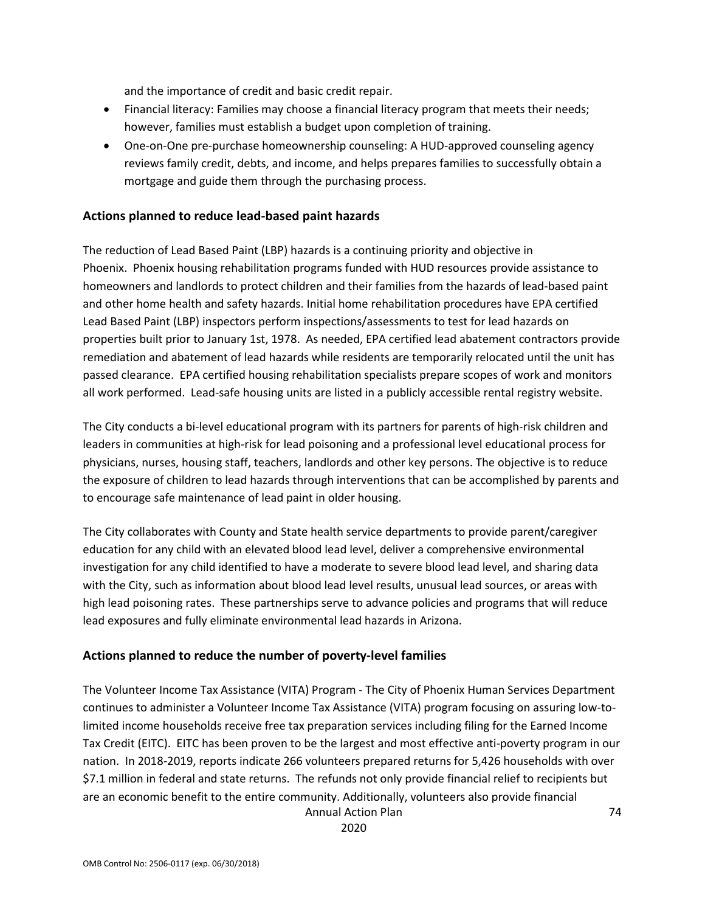and the importance of credit and basic credit repair.

- Financial literacy: Families may choose a financial literacy program that meets their needs; however, families must establish a budget upon completion of training.
- One-on-One pre-purchase homeownership counseling: A HUD-approved counseling agency reviews family credit, debts, and income, and helps prepares families to successfully obtain a mortgage and guide them through the purchasing process.

## Actions planned to reduce lead-based paint hazards

The reduction of Lead Based Paint (LBP) hazards is a continuing priority and objective in Phoenix. Phoenix housing rehabilitation programs funded with HUD resources provide assistance to homeowners and landlords to protect children and their families from the hazards of lead-based paint and other home health and safety hazards. Initial home rehabilitation procedures have EPA certified Lead Based Paint (LBP) inspectors perform inspections/assessments to test for lead hazards on properties built prior to January 1st, 1978. As needed, EPA certified lead abatement contractors provide remediation and abatement of lead hazards while residents are temporarily relocated until the unit has passed clearance. EPA certified housing rehabilitation specialists prepare scopes of work and monitors all work performed. Lead-safe housing units are listed in a publicly accessible rental registry website.

The City conducts a bi-level educational program with its partners for parents of high-risk children and leaders in communities at high-risk for lead poisoning and a professional level educational process for physicians, nurses, housing staff, teachers, landlords and other key persons. The objective is to reduce the exposure of children to lead hazards through interventions that can be accomplished by parents and to encourage safe maintenance of lead paint in older housing.

The City collaborates with County and State health service departments to provide parent/caregiver education for any child with an elevated blood lead level, deliver a comprehensive environmental investigation for any child identified to have a moderate to severe blood lead level, and sharing data with the City, such as information about blood lead level results, unusual lead sources, or areas with high lead poisoning rates. These partnerships serve to advance policies and programs that will reduce lead exposures and fully eliminate environmental lead hazards in Arizona.

## Actions planned to reduce the number of poverty-level families

The Volunteer Income Tax Assistance (VITA) Program - The City of Phoenix Human Services Department continues to administer a Volunteer Income Tax Assistance (VITA) program focusing on assuring low-to-limited income households receive free tax preparation services including filing for the Earned Income Tax Credit (EITC). EITC has been proven to be the largest and most effective anti-poverty program in our nation. In 2018-2019, reports indicate 266 volunteers prepared returns for 5,426 households with over $7.1 million in federal and state returns. The refunds not only provide financial relief to recipients but are an economic benefit to the entire community. Additionally, volunteers also provide financial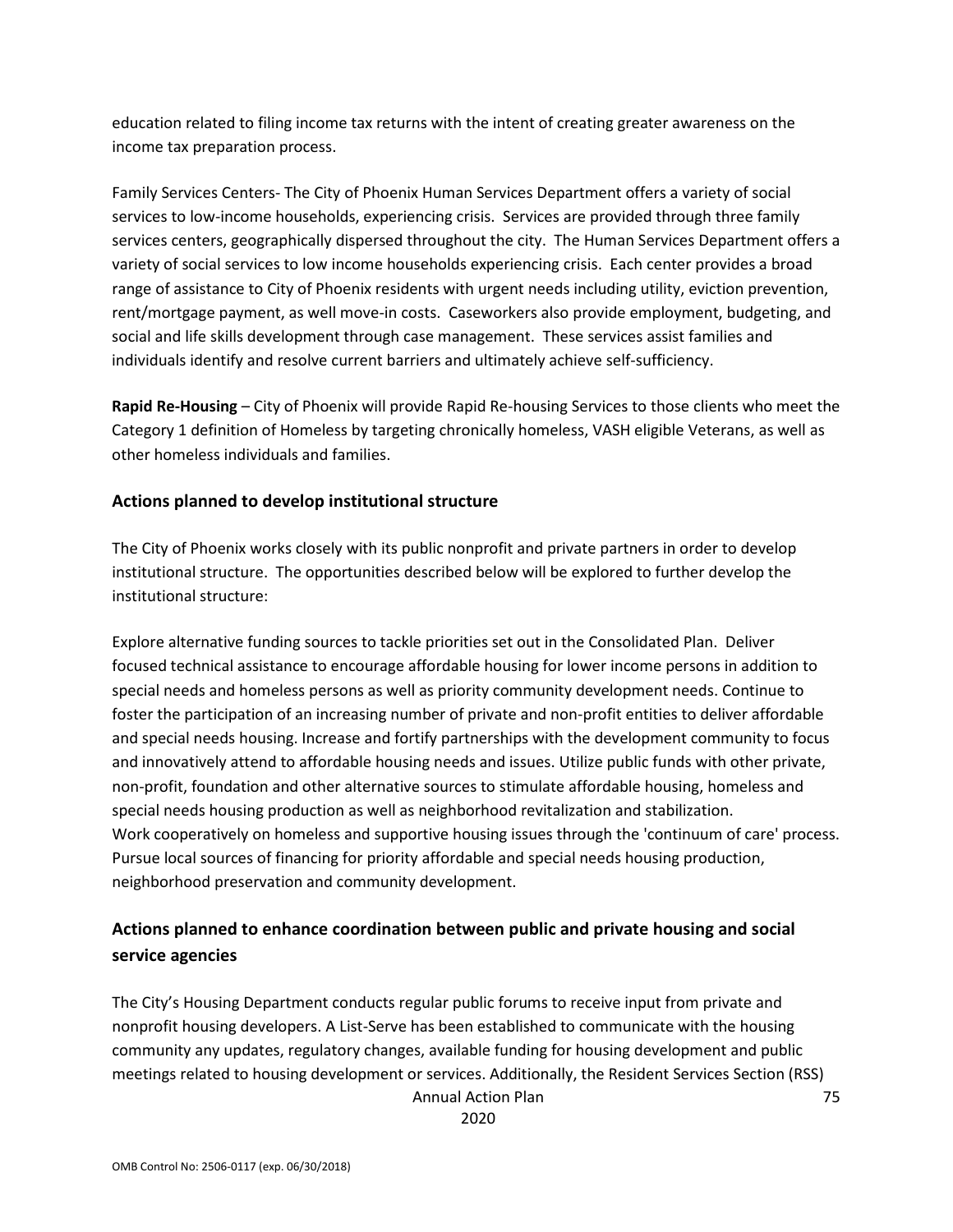education related to filing income tax returns with the intent of creating greater awareness on the income tax preparation process.

Family Services Centers- The City of Phoenix Human Services Department offers a variety of social services to low-income households, experiencing crisis. Services are provided through three family services centers, geographically dispersed throughout the city. The Human Services Department offers a variety of social services to low income households experiencing crisis. Each center provides a broad range of assistance to City of Phoenix residents with urgent needs including utility, eviction prevention, rent/mortgage payment, as well move-in costs. Caseworkers also provide employment, budgeting, and social and life skills development through case management. These services assist families and individuals identify and resolve current barriers and ultimately achieve self-sufficiency.

**Rapid Re-Housing** – City of Phoenix will provide Rapid Re-housing Services to those clients who meet the Category 1 definition of Homeless by targeting chronically homeless, VASH eligible Veterans, as well as other homeless individuals and families.

## Actions planned to develop institutional structure

The City of Phoenix works closely with its public nonprofit and private partners in order to develop institutional structure. The opportunities described below will be explored to further develop the institutional structure:

Explore alternative funding sources to tackle priorities set out in the Consolidated Plan. Deliver focused technical assistance to encourage affordable housing for lower income persons in addition to special needs and homeless persons as well as priority community development needs. Continue to foster the participation of an increasing number of private and non-profit entities to deliver affordable and special needs housing. Increase and fortify partnerships with the development community to focus and innovatively attend to affordable housing needs and issues. Utilize public funds with other private, non-profit, foundation and other alternative sources to stimulate affordable housing, homeless and special needs housing production as well as neighborhood revitalization and stabilization.
Work cooperatively on homeless and supportive housing issues through the 'continuum of care' process. Pursue local sources of financing for priority affordable and special needs housing production, neighborhood preservation and community development.

## Actions planned to enhance coordination between public and private housing and social service agencies

The City's Housing Department conducts regular public forums to receive input from private and nonprofit housing developers. A List-Serve has been established to communicate with the housing community any updates, regulatory changes, available funding for housing development and public meetings related to housing development or services. Additionally, the Resident Services Section (RSS)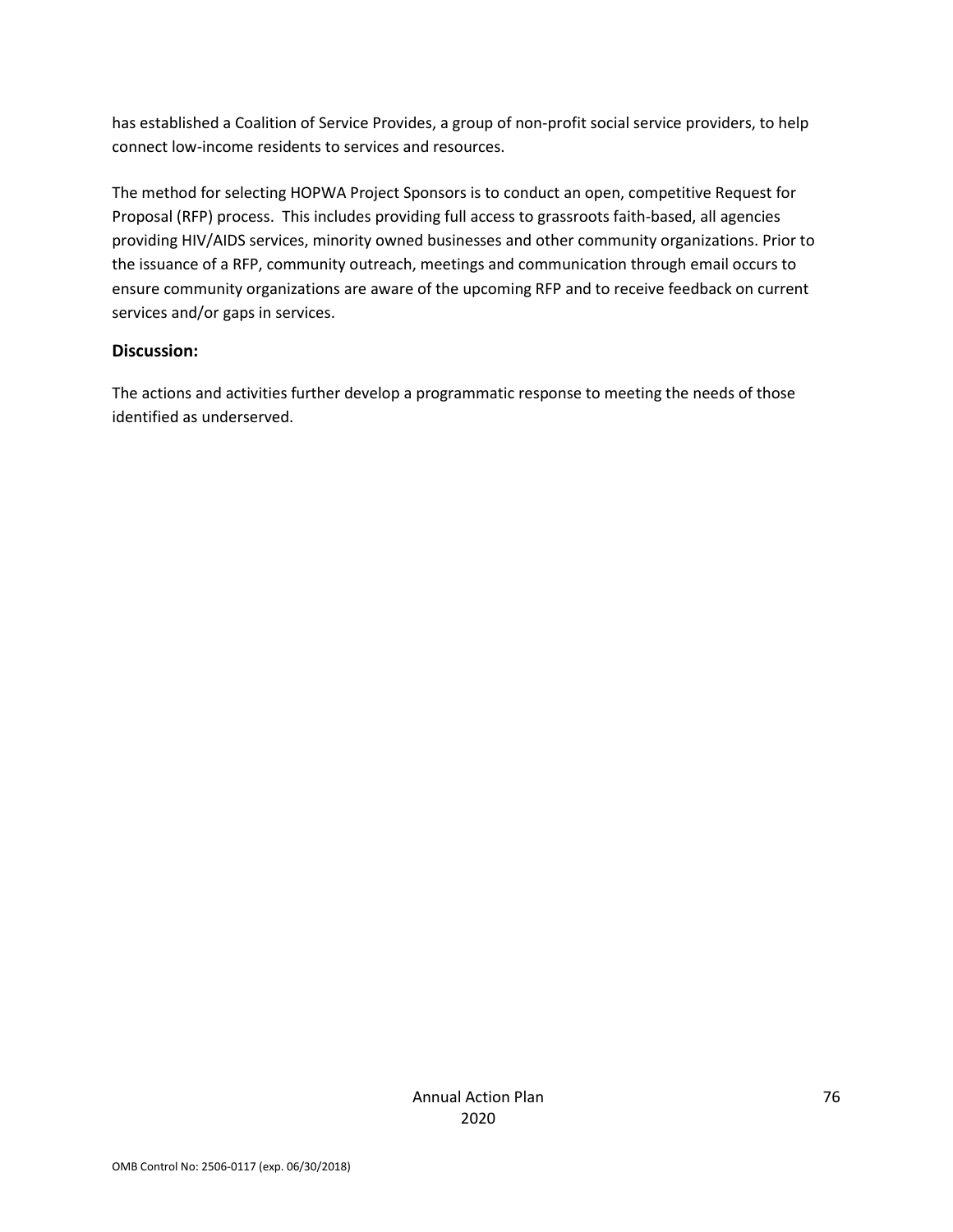has established a Coalition of Service Provides, a group of non-profit social service providers, to help connect low-income residents to services and resources.

The method for selecting HOPWA Project Sponsors is to conduct an open, competitive Request for Proposal (RFP) process. This includes providing full access to grassroots faith-based, all agencies providing HIV/AIDS services, minority owned businesses and other community organizations. Prior to the issuance of a RFP, community outreach, meetings and communication through email occurs to ensure community organizations are aware of the upcoming RFP and to receive feedback on current services and/or gaps in services.

### Discussion:

The actions and activities further develop a programmatic response to meeting the needs of those identified as underserved.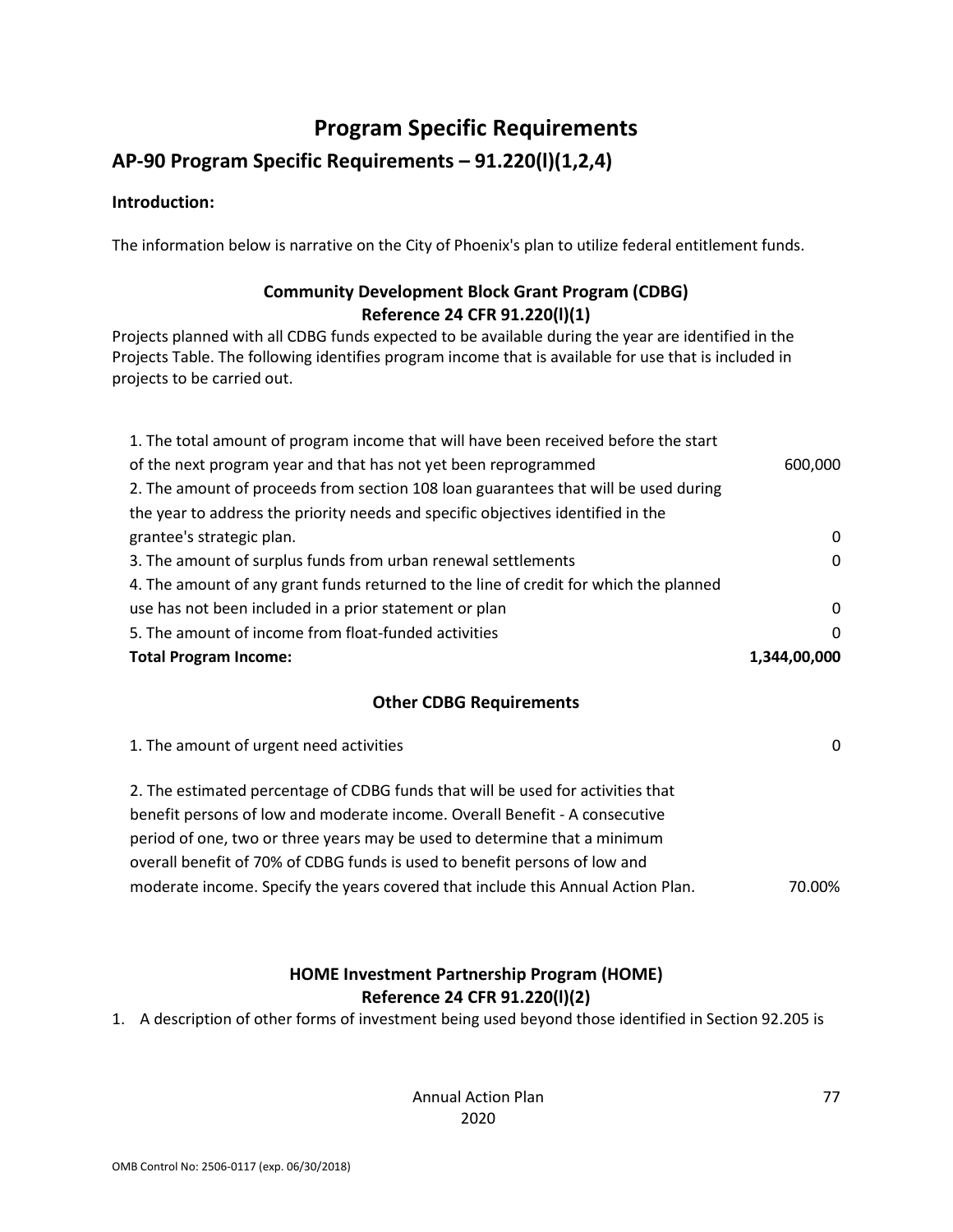# Program Specific Requirements

## AP-90 Program Specific Requirements – 91.220(l)(1,2,4)

**Introduction:**

The information below is narrative on the City of Phoenix's plan to utilize federal entitlement funds.

### Community Development Block Grant Program (CDBG)
### Reference 24 CFR 91.220(l)(1)

Projects planned with all CDBG funds expected to be available during the year are identified in the Projects Table. The following identifies program income that is available for use that is included in projects to be carried out.

| | |
|---|---|
| 1. The total amount of program income that will have been received before the start of the next program year and that has not yet been reprogrammed | 600,000 |
| 2. The amount of proceeds from section 108 loan guarantees that will be used during the year to address the priority needs and specific objectives identified in the grantee's strategic plan. | 0 |
| 3. The amount of surplus funds from urban renewal settlements | 0 |
| 4. The amount of any grant funds returned to the line of credit for which the planned use has not been included in a prior statement or plan | 0 |
| 5. The amount of income from float-funded activities | 0 |
| **Total Program Income:** | **1,344,00,000** |

### Other CDBG Requirements

| | |
|---|---|
| 1. The amount of urgent need activities | 0 |
| 2. The estimated percentage of CDBG funds that will be used for activities that benefit persons of low and moderate income. Overall Benefit - A consecutive period of one, two or three years may be used to determine that a minimum overall benefit of 70% of CDBG funds is used to benefit persons of low and moderate income. Specify the years covered that include this Annual Action Plan. | 70.00% |

### HOME Investment Partnership Program (HOME)
### Reference 24 CFR 91.220(l)(2)

1. A description of other forms of investment being used beyond those identified in Section 92.205 is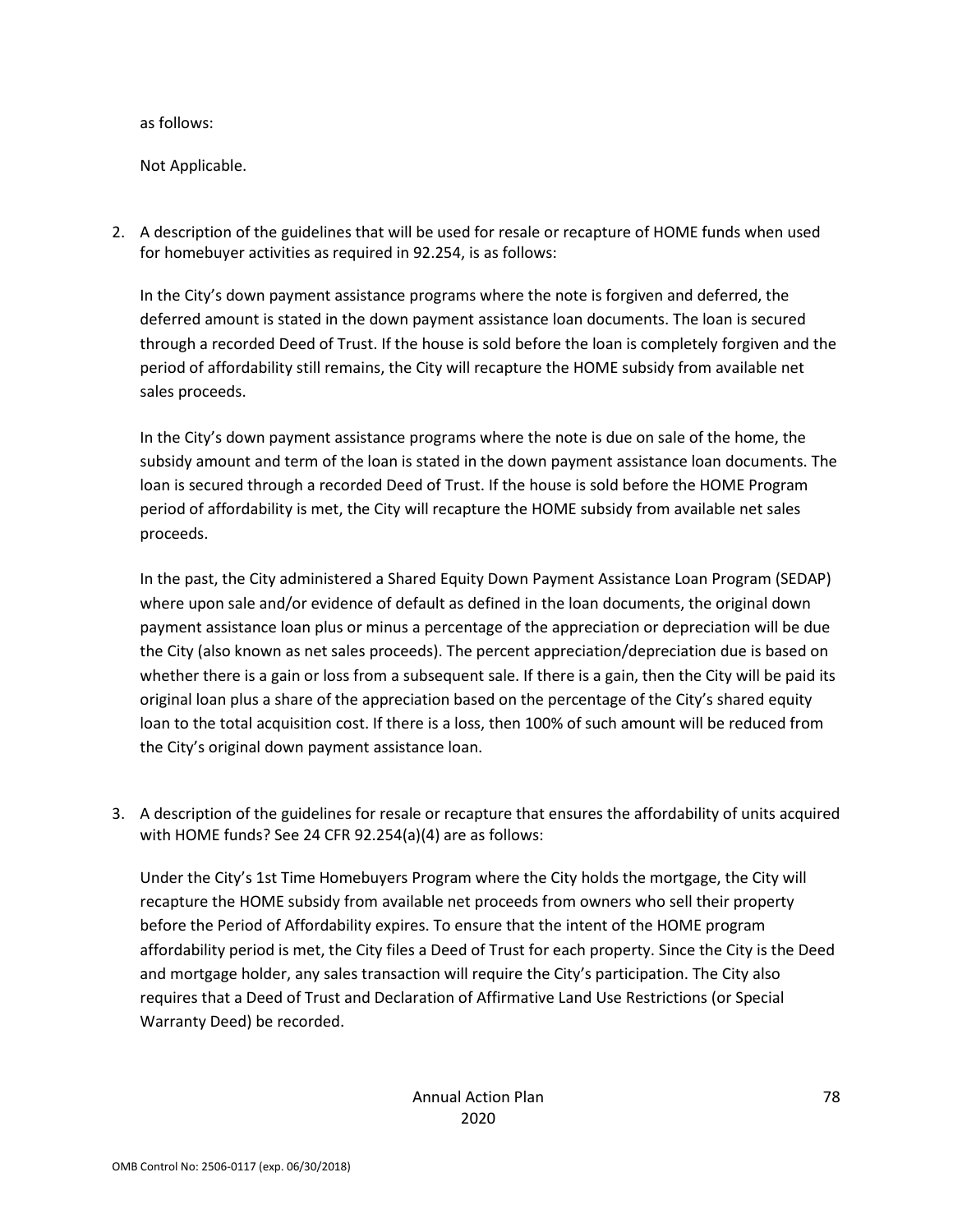as follows:

Not Applicable.

2. A description of the guidelines that will be used for resale or recapture of HOME funds when used for homebuyer activities as required in 92.254, is as follows:

   In the City's down payment assistance programs where the note is forgiven and deferred, the deferred amount is stated in the down payment assistance loan documents. The loan is secured through a recorded Deed of Trust. If the house is sold before the loan is completely forgiven and the period of affordability still remains, the City will recapture the HOME subsidy from available net sales proceeds.

   In the City's down payment assistance programs where the note is due on sale of the home, the subsidy amount and term of the loan is stated in the down payment assistance loan documents. The loan is secured through a recorded Deed of Trust. If the house is sold before the HOME Program period of affordability is met, the City will recapture the HOME subsidy from available net sales proceeds.

   In the past, the City administered a Shared Equity Down Payment Assistance Loan Program (SEDAP) where upon sale and/or evidence of default as defined in the loan documents, the original down payment assistance loan plus or minus a percentage of the appreciation or depreciation will be due the City (also known as net sales proceeds). The percent appreciation/depreciation due is based on whether there is a gain or loss from a subsequent sale. If there is a gain, then the City will be paid its original loan plus a share of the appreciation based on the percentage of the City's shared equity loan to the total acquisition cost. If there is a loss, then 100% of such amount will be reduced from the City's original down payment assistance loan.

3. A description of the guidelines for resale or recapture that ensures the affordability of units acquired with HOME funds? See 24 CFR 92.254(a)(4) are as follows:

   Under the City's 1st Time Homebuyers Program where the City holds the mortgage, the City will recapture the HOME subsidy from available net proceeds from owners who sell their property before the Period of Affordability expires. To ensure that the intent of the HOME program affordability period is met, the City files a Deed of Trust for each property. Since the City is the Deed and mortgage holder, any sales transaction will require the City's participation. The City also requires that a Deed of Trust and Declaration of Affirmative Land Use Restrictions (or Special Warranty Deed) be recorded.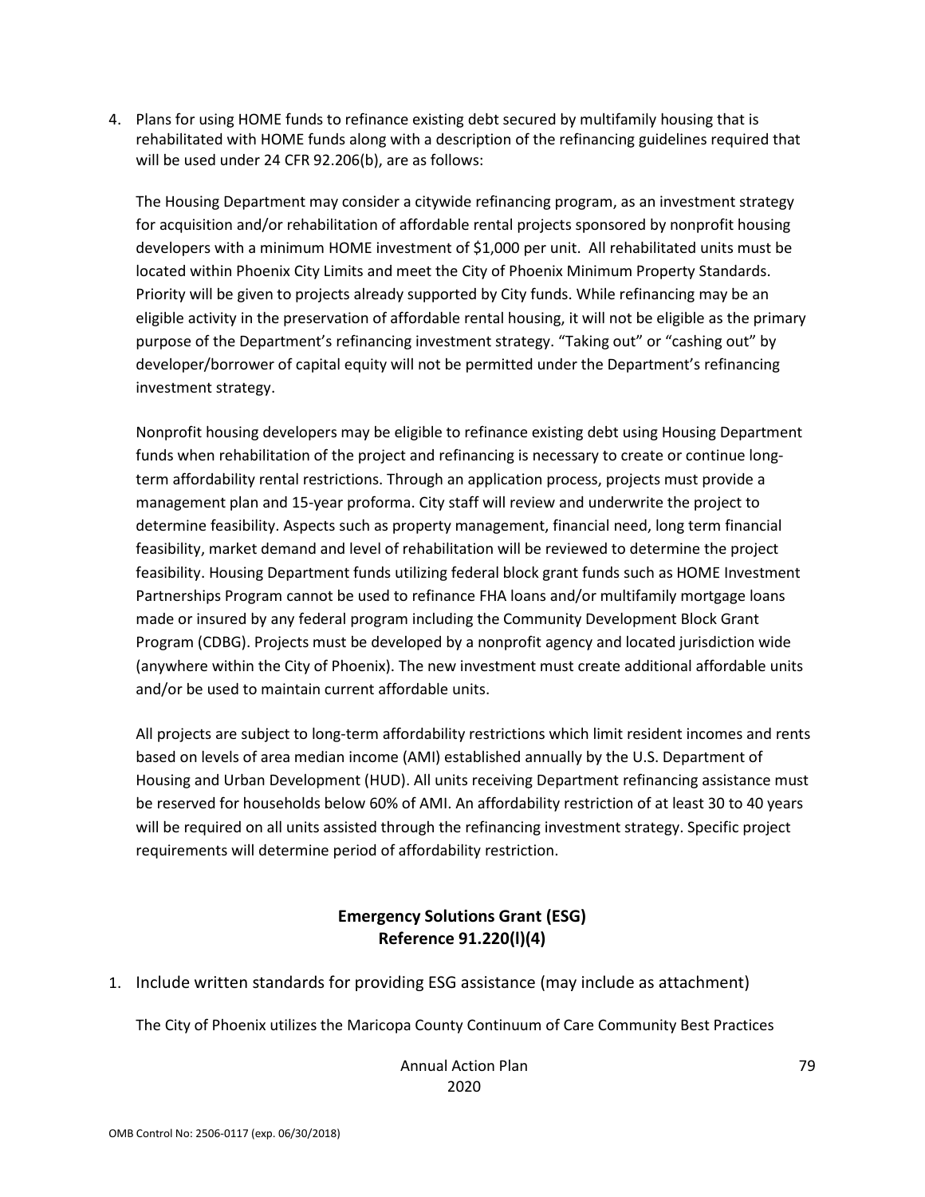4. Plans for using HOME funds to refinance existing debt secured by multifamily housing that is rehabilitated with HOME funds along with a description of the refinancing guidelines required that will be used under 24 CFR 92.206(b), are as follows:

   The Housing Department may consider a citywide refinancing program, as an investment strategy for acquisition and/or rehabilitation of affordable rental projects sponsored by nonprofit housing developers with a minimum HOME investment of $1,000 per unit. All rehabilitated units must be located within Phoenix City Limits and meet the City of Phoenix Minimum Property Standards. Priority will be given to projects already supported by City funds. While refinancing may be an eligible activity in the preservation of affordable rental housing, it will not be eligible as the primary purpose of the Department's refinancing investment strategy. "Taking out" or "cashing out" by developer/borrower of capital equity will not be permitted under the Department's refinancing investment strategy.

   Nonprofit housing developers may be eligible to refinance existing debt using Housing Department funds when rehabilitation of the project and refinancing is necessary to create or continue long-term affordability rental restrictions. Through an application process, projects must provide a management plan and 15-year proforma. City staff will review and underwrite the project to determine feasibility. Aspects such as property management, financial need, long term financial feasibility, market demand and level of rehabilitation will be reviewed to determine the project feasibility. Housing Department funds utilizing federal block grant funds such as HOME Investment Partnerships Program cannot be used to refinance FHA loans and/or multifamily mortgage loans made or insured by any federal program including the Community Development Block Grant Program (CDBG). Projects must be developed by a nonprofit agency and located jurisdiction wide (anywhere within the City of Phoenix). The new investment must create additional affordable units and/or be used to maintain current affordable units.

   All projects are subject to long-term affordability restrictions which limit resident incomes and rents based on levels of area median income (AMI) established annually by the U.S. Department of Housing and Urban Development (HUD). All units receiving Department refinancing assistance must be reserved for households below 60% of AMI. An affordability restriction of at least 30 to 40 years will be required on all units assisted through the refinancing investment strategy. Specific project requirements will determine period of affordability restriction.

## Emergency Solutions Grant (ESG)
## Reference 91.220(l)(4)

1. Include written standards for providing ESG assistance (may include as attachment)

   The City of Phoenix utilizes the Maricopa County Continuum of Care Community Best Practices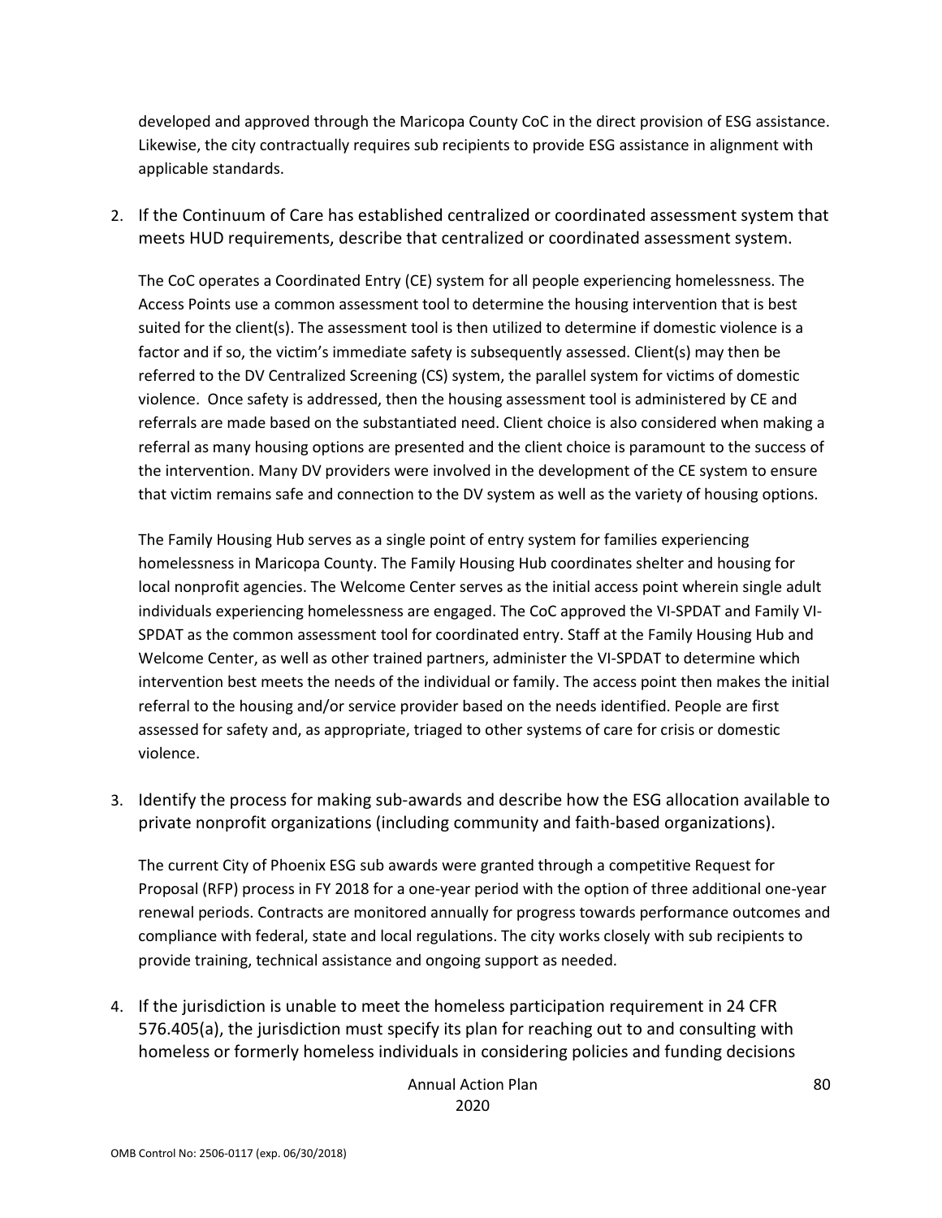developed and approved through the Maricopa County CoC in the direct provision of ESG assistance. Likewise, the city contractually requires sub recipients to provide ESG assistance in alignment with applicable standards.

2. If the Continuum of Care has established centralized or coordinated assessment system that meets HUD requirements, describe that centralized or coordinated assessment system.

   The CoC operates a Coordinated Entry (CE) system for all people experiencing homelessness. The Access Points use a common assessment tool to determine the housing intervention that is best suited for the client(s). The assessment tool is then utilized to determine if domestic violence is a factor and if so, the victim's immediate safety is subsequently assessed. Client(s) may then be referred to the DV Centralized Screening (CS) system, the parallel system for victims of domestic violence. Once safety is addressed, then the housing assessment tool is administered by CE and referrals are made based on the substantiated need. Client choice is also considered when making a referral as many housing options are presented and the client choice is paramount to the success of the intervention. Many DV providers were involved in the development of the CE system to ensure that victim remains safe and connection to the DV system as well as the variety of housing options.

   The Family Housing Hub serves as a single point of entry system for families experiencing homelessness in Maricopa County. The Family Housing Hub coordinates shelter and housing for local nonprofit agencies. The Welcome Center serves as the initial access point wherein single adult individuals experiencing homelessness are engaged. The CoC approved the VI-SPDAT and Family VI-SPDAT as the common assessment tool for coordinated entry. Staff at the Family Housing Hub and Welcome Center, as well as other trained partners, administer the VI-SPDAT to determine which intervention best meets the needs of the individual or family. The access point then makes the initial referral to the housing and/or service provider based on the needs identified. People are first assessed for safety and, as appropriate, triaged to other systems of care for crisis or domestic violence.

3. Identify the process for making sub-awards and describe how the ESG allocation available to private nonprofit organizations (including community and faith-based organizations).

   The current City of Phoenix ESG sub awards were granted through a competitive Request for Proposal (RFP) process in FY 2018 for a one-year period with the option of three additional one-year renewal periods. Contracts are monitored annually for progress towards performance outcomes and compliance with federal, state and local regulations. The city works closely with sub recipients to provide training, technical assistance and ongoing support as needed.

4. If the jurisdiction is unable to meet the homeless participation requirement in 24 CFR 576.405(a), the jurisdiction must specify its plan for reaching out to and consulting with homeless or formerly homeless individuals in considering policies and funding decisions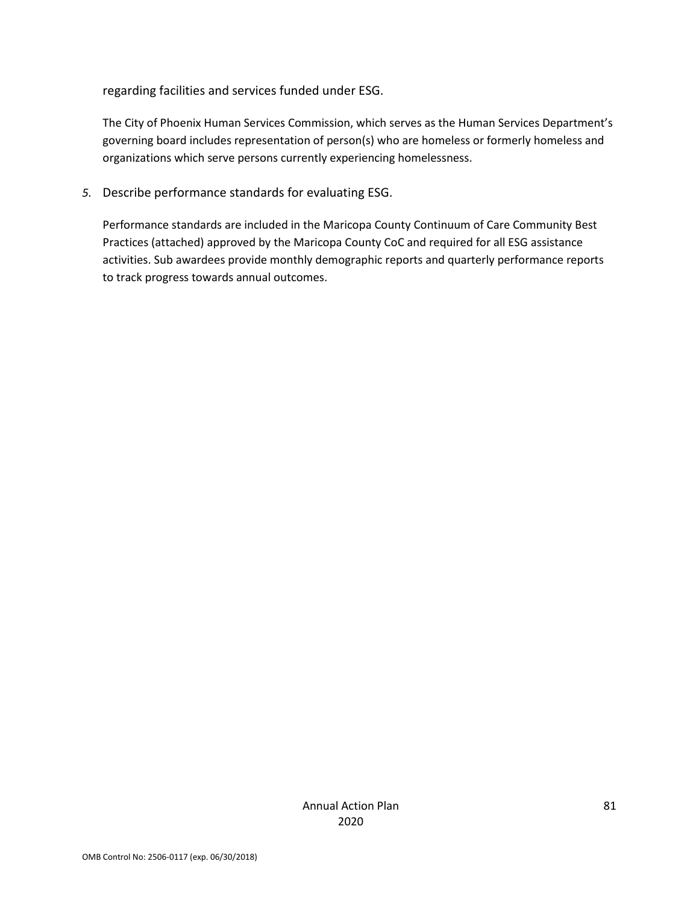regarding facilities and services funded under ESG.

The City of Phoenix Human Services Commission, which serves as the Human Services Department's governing board includes representation of person(s) who are homeless or formerly homeless and organizations which serve persons currently experiencing homelessness.

*5.* Describe performance standards for evaluating ESG.

Performance standards are included in the Maricopa County Continuum of Care Community Best Practices (attached) approved by the Maricopa County CoC and required for all ESG assistance activities. Sub awardees provide monthly demographic reports and quarterly performance reports to track progress towards annual outcomes.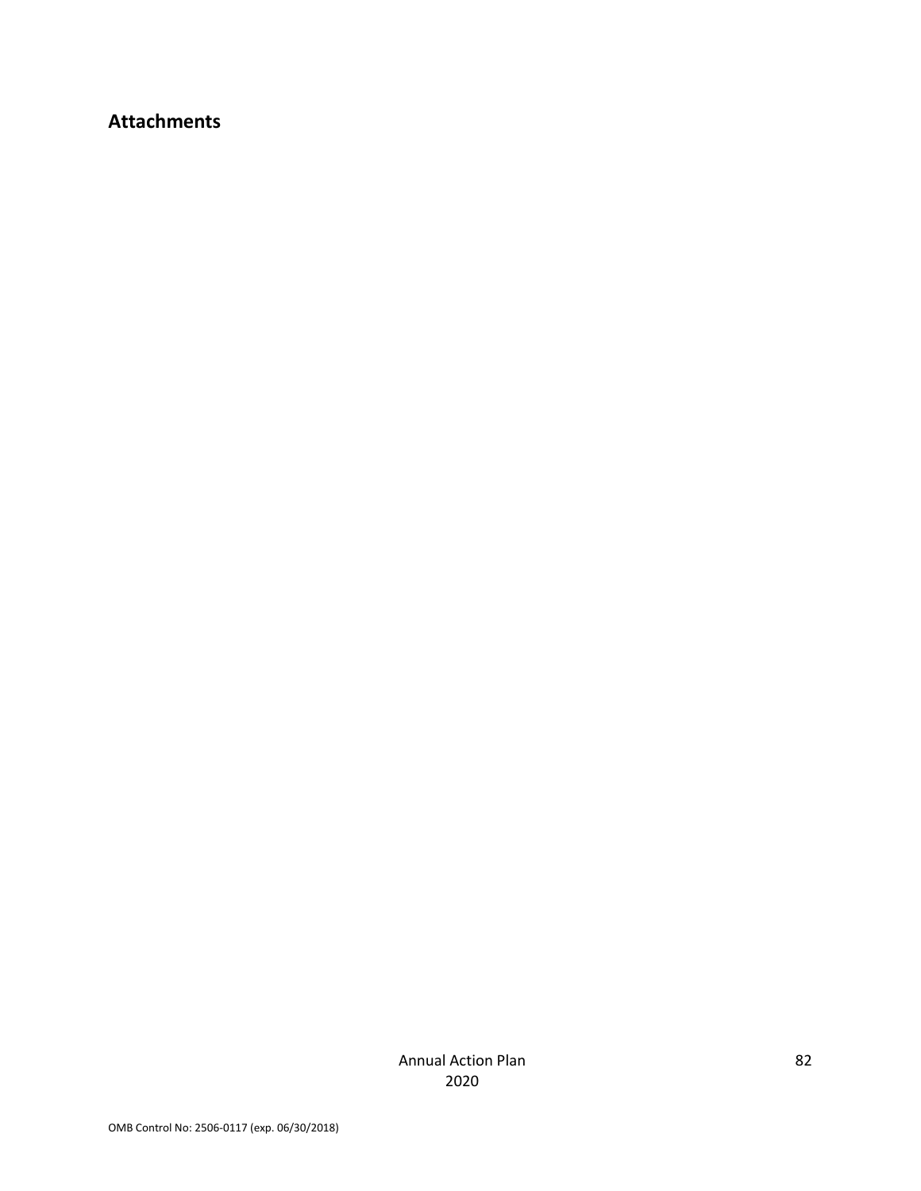## Attachments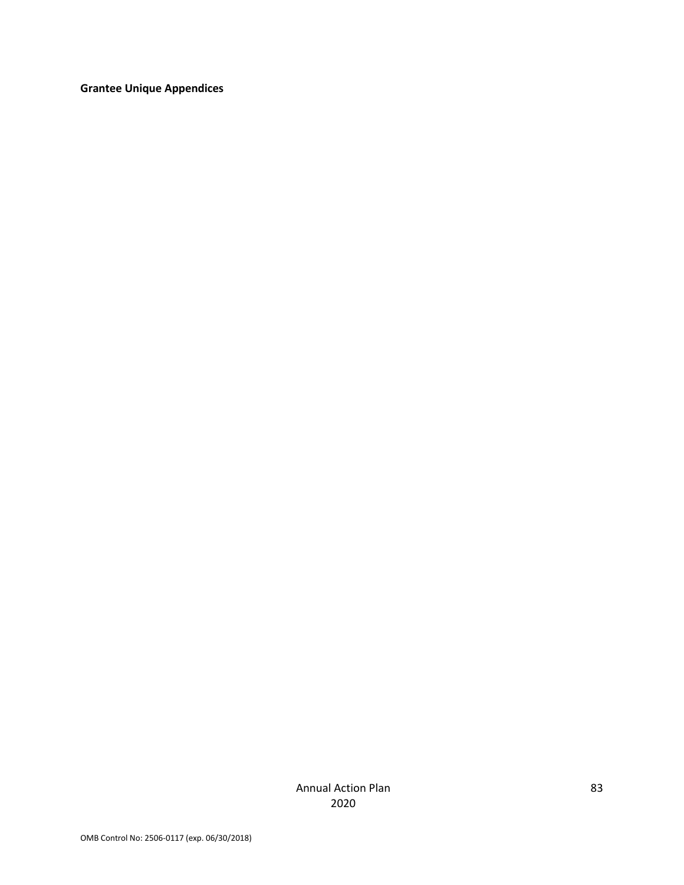**Grantee Unique Appendices**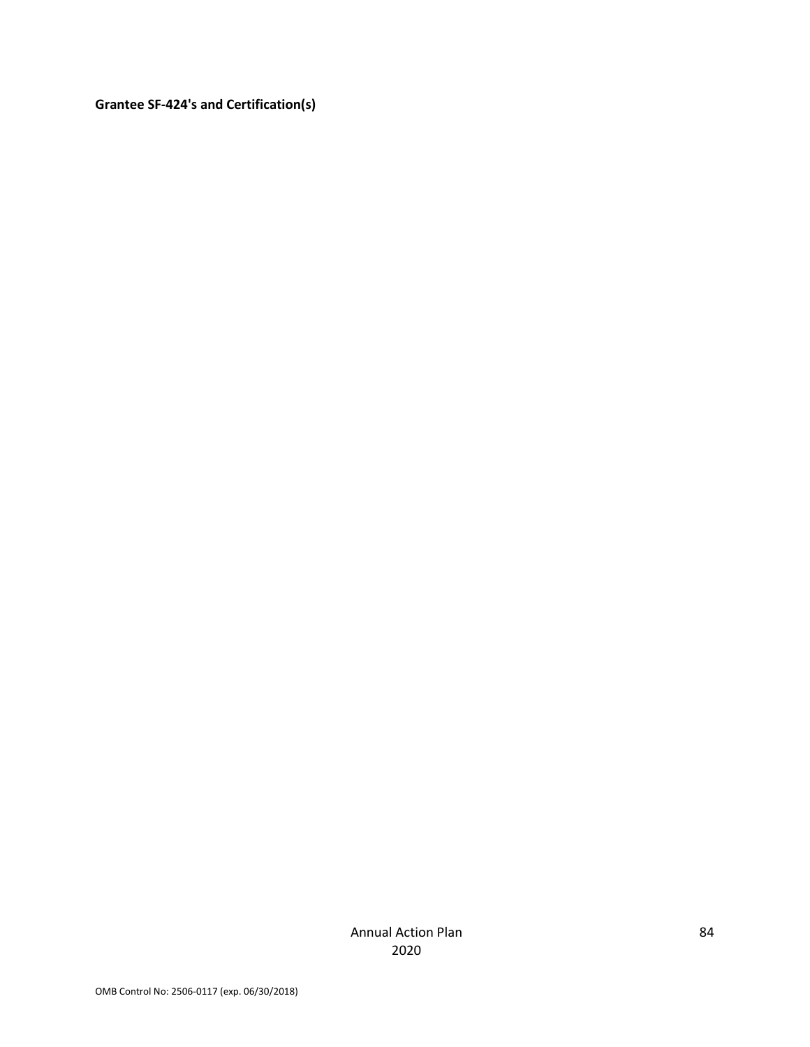**Grantee SF-424's and Certification(s)**